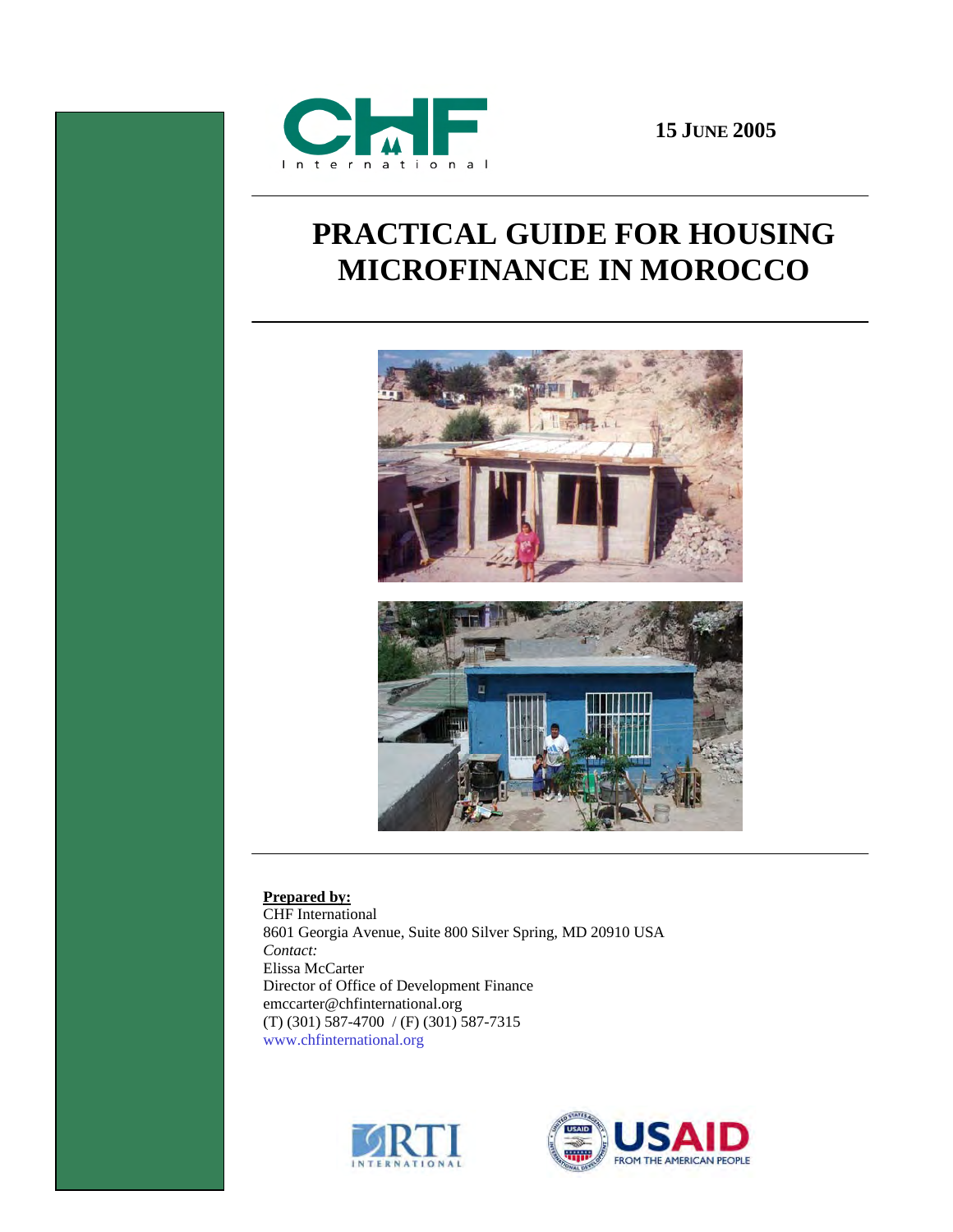CHF International

**15 JUNE 2005**

# PRACTICAL GUIDE FOR HOUSING MICROFINANCE IN MOROCCO

**Prepared by:**
CHF International
8601 Georgia Avenue, Suite 800 Silver Spring, MD 20910 USA
*Contact:*
Elissa McCarter
Director of Office of Development Finance
emccarter@chfinternational.org
(T) (301) 587-4700 / (F) (301) 587-7315
www.chfinternational.org

RTI International

USAID FROM THE AMERICAN PEOPLE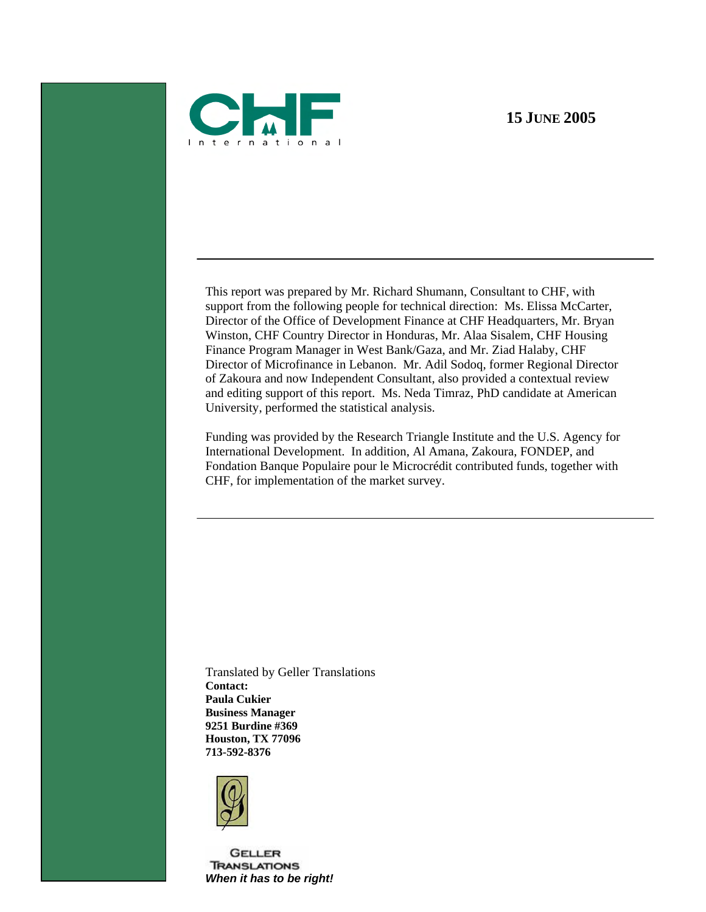CHF International

**15 JUNE 2005**

---

This report was prepared by Mr. Richard Shumann, Consultant to CHF, with support from the following people for technical direction: Ms. Elissa McCarter, Director of the Office of Development Finance at CHF Headquarters, Mr. Bryan Winston, CHF Country Director in Honduras, Mr. Alaa Sisalem, CHF Housing Finance Program Manager in West Bank/Gaza, and Mr. Ziad Halaby, CHF Director of Microfinance in Lebanon. Mr. Adil Sodoq, former Regional Director of Zakoura and now Independent Consultant, also provided a contextual review and editing support of this report. Ms. Neda Timraz, PhD candidate at American University, performed the statistical analysis.

Funding was provided by the Research Triangle Institute and the U.S. Agency for International Development. In addition, Al Amana, Zakoura, FONDEP, and Fondation Banque Populaire pour le Microcrédit contributed funds, together with CHF, for implementation of the market survey.

---

Translated by Geller Translations
**Contact:**
**Paula Cukier**
**Business Manager**
**9251 Burdine #369**
**Houston, TX 77096**
**713-592-8376**

GELLER TRANSLATIONS
***When it has to be right!***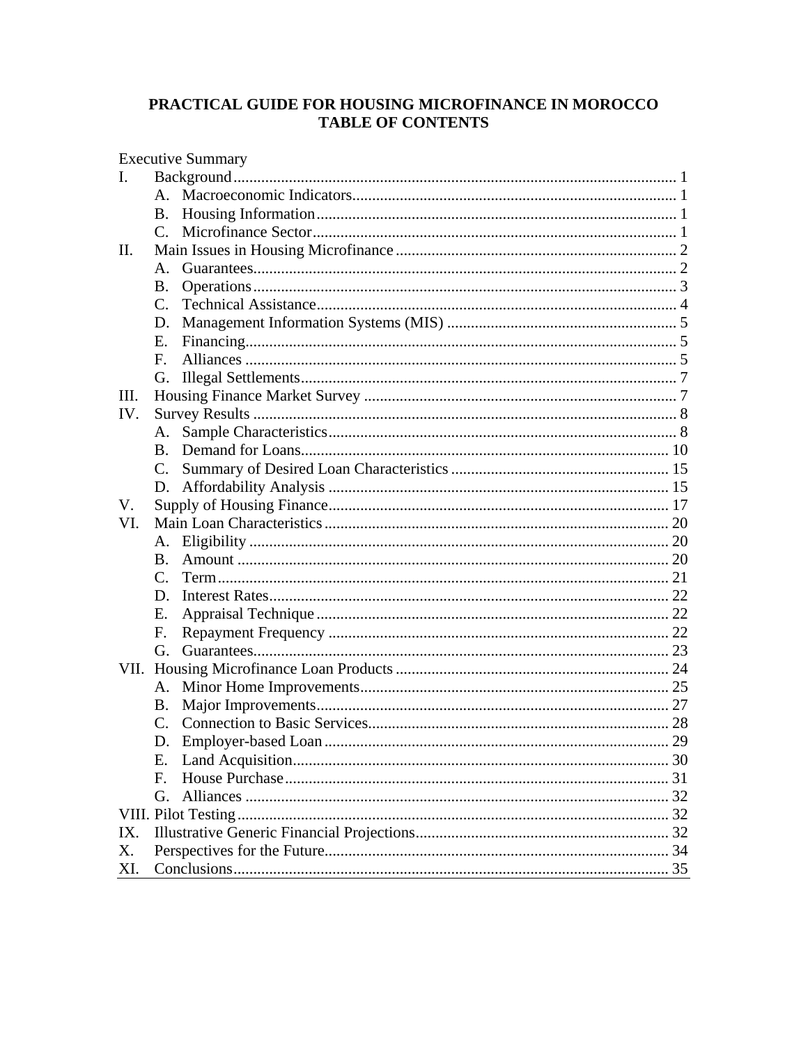# PRACTICAL GUIDE FOR HOUSING MICROFINANCE IN MOROCCO
## TABLE OF CONTENTS

Executive Summary

I. Background ........................................ 1
   - A. Macroeconomic Indicators ........................................ 1
   - B. Housing Information ........................................ 1
   - C. Microfinance Sector ........................................ 1

II. Main Issues in Housing Microfinance ........................................ 2
   - A. Guarantees ........................................ 2
   - B. Operations ........................................ 3
   - C. Technical Assistance ........................................ 4
   - D. Management Information Systems (MIS) ........................................ 5
   - E. Financing ........................................ 5
   - F. Alliances ........................................ 5
   - G. Illegal Settlements ........................................ 7

III. Housing Finance Market Survey ........................................ 7

IV. Survey Results ........................................ 8
   - A. Sample Characteristics ........................................ 8
   - B. Demand for Loans ........................................ 10
   - C. Summary of Desired Loan Characteristics ........................................ 15
   - D. Affordability Analysis ........................................ 15

V. Supply of Housing Finance ........................................ 17

VI. Main Loan Characteristics ........................................ 20
   - A. Eligibility ........................................ 20
   - B. Amount ........................................ 20
   - C. Term ........................................ 21
   - D. Interest Rates ........................................ 22
   - E. Appraisal Technique ........................................ 22
   - F. Repayment Frequency ........................................ 22
   - G. Guarantees ........................................ 23

VII. Housing Microfinance Loan Products ........................................ 24
   - A. Minor Home Improvements ........................................ 25
   - B. Major Improvements ........................................ 27
   - C. Connection to Basic Services ........................................ 28
   - D. Employer-based Loan ........................................ 29
   - E. Land Acquisition ........................................ 30
   - F. House Purchase ........................................ 31
   - G. Alliances ........................................ 32

VIII. Pilot Testing ........................................ 32

IX. Illustrative Generic Financial Projections ........................................ 32

X. Perspectives for the Future ........................................ 34

XI. Conclusions ........................................ 35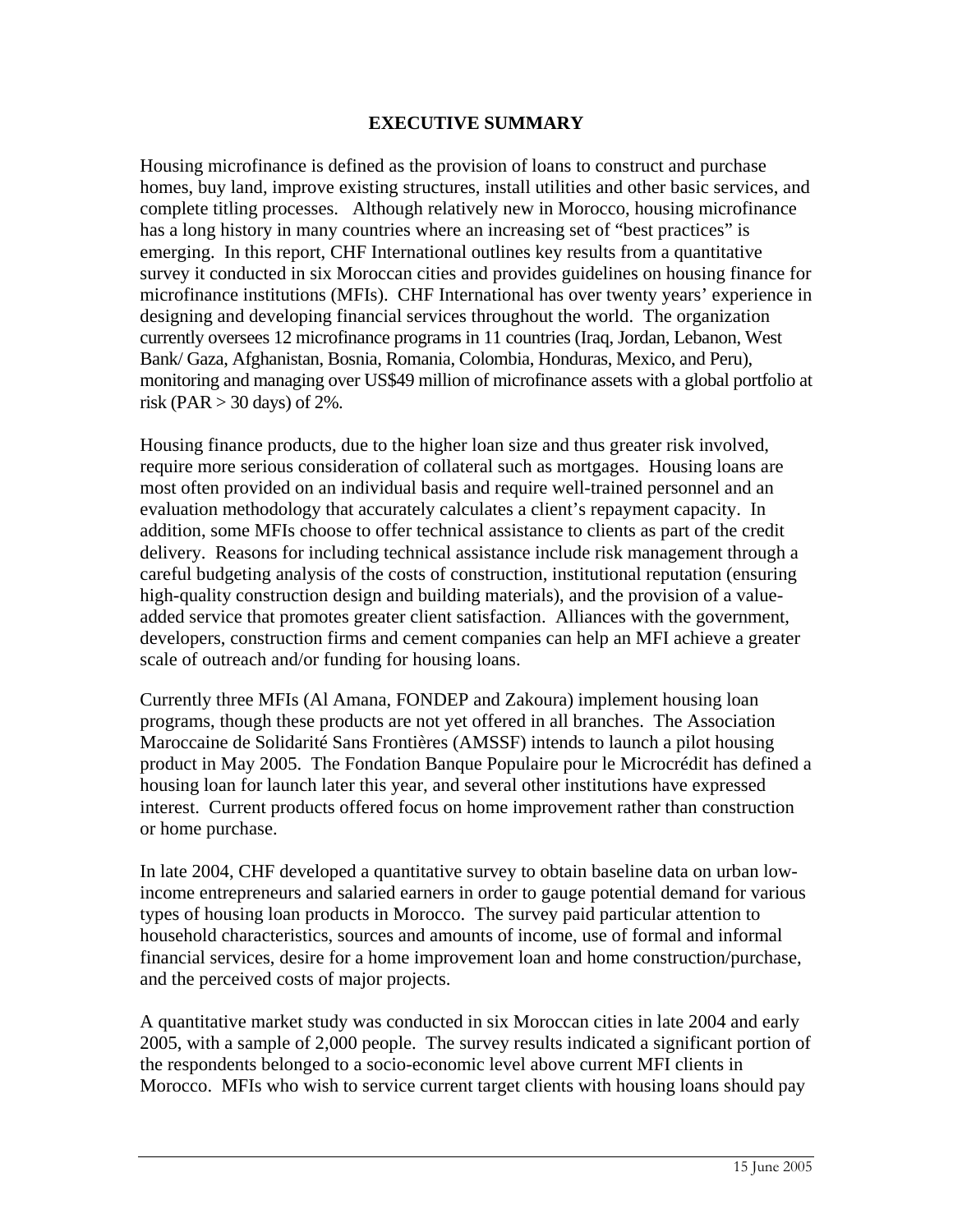# EXECUTIVE SUMMARY

Housing microfinance is defined as the provision of loans to construct and purchase homes, buy land, improve existing structures, install utilities and other basic services, and complete titling processes. Although relatively new in Morocco, housing microfinance has a long history in many countries where an increasing set of "best practices" is emerging. In this report, CHF International outlines key results from a quantitative survey it conducted in six Moroccan cities and provides guidelines on housing finance for microfinance institutions (MFIs). CHF International has over twenty years' experience in designing and developing financial services throughout the world. The organization currently oversees 12 microfinance programs in 11 countries (Iraq, Jordan, Lebanon, West Bank/ Gaza, Afghanistan, Bosnia, Romania, Colombia, Honduras, Mexico, and Peru), monitoring and managing over US$49 million of microfinance assets with a global portfolio at risk (PAR > 30 days) of 2%.

Housing finance products, due to the higher loan size and thus greater risk involved, require more serious consideration of collateral such as mortgages. Housing loans are most often provided on an individual basis and require well-trained personnel and an evaluation methodology that accurately calculates a client's repayment capacity. In addition, some MFIs choose to offer technical assistance to clients as part of the credit delivery. Reasons for including technical assistance include risk management through a careful budgeting analysis of the costs of construction, institutional reputation (ensuring high-quality construction design and building materials), and the provision of a value-added service that promotes greater client satisfaction. Alliances with the government, developers, construction firms and cement companies can help an MFI achieve a greater scale of outreach and/or funding for housing loans.

Currently three MFIs (Al Amana, FONDEP and Zakoura) implement housing loan programs, though these products are not yet offered in all branches. The Association Maroccaine de Solidarité Sans Frontières (AMSSF) intends to launch a pilot housing product in May 2005. The Fondation Banque Populaire pour le Microcrédit has defined a housing loan for launch later this year, and several other institutions have expressed interest. Current products offered focus on home improvement rather than construction or home purchase.

In late 2004, CHF developed a quantitative survey to obtain baseline data on urban low-income entrepreneurs and salaried earners in order to gauge potential demand for various types of housing loan products in Morocco. The survey paid particular attention to household characteristics, sources and amounts of income, use of formal and informal financial services, desire for a home improvement loan and home construction/purchase, and the perceived costs of major projects.

A quantitative market study was conducted in six Moroccan cities in late 2004 and early 2005, with a sample of 2,000 people. The survey results indicated a significant portion of the respondents belonged to a socio-economic level above current MFI clients in Morocco. MFIs who wish to service current target clients with housing loans should pay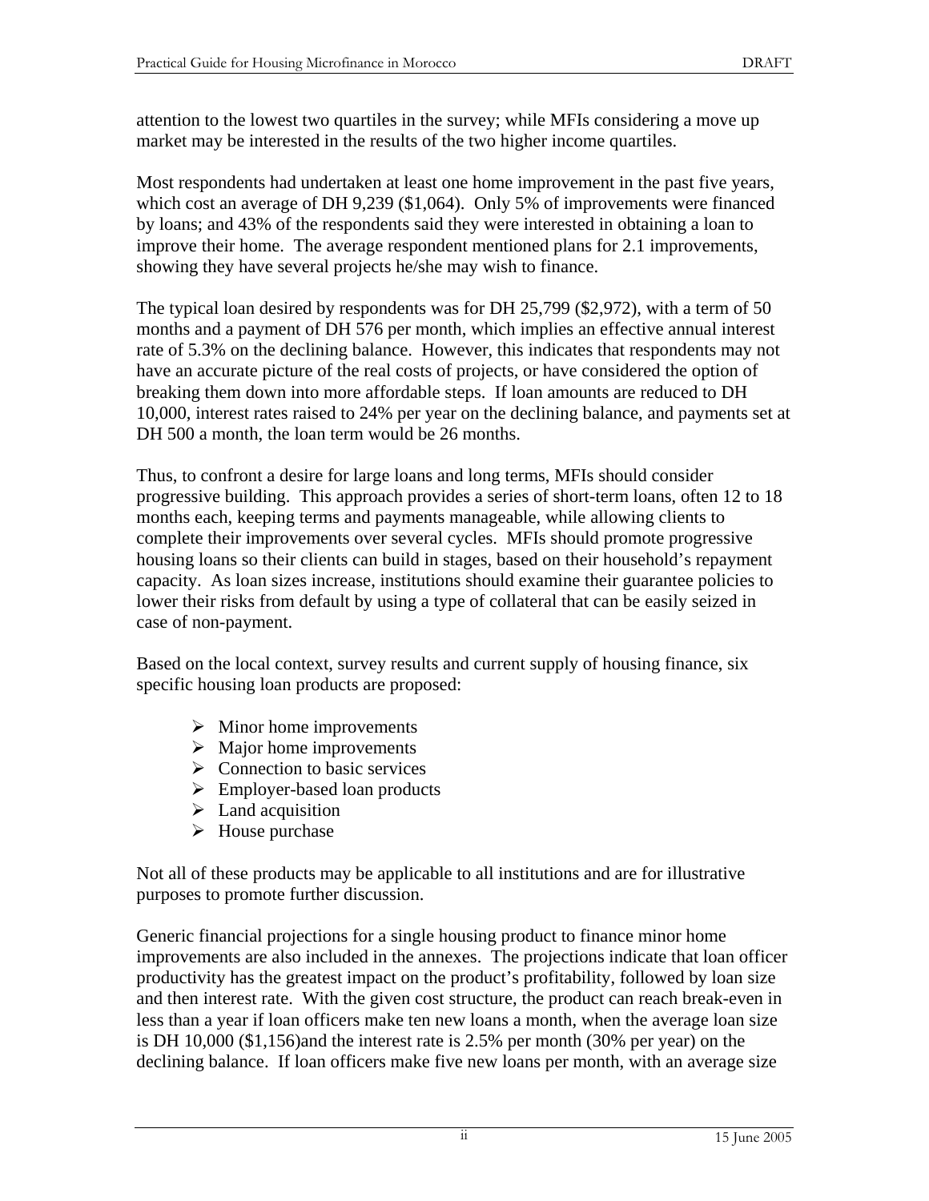attention to the lowest two quartiles in the survey; while MFIs considering a move up market may be interested in the results of the two higher income quartiles.

Most respondents had undertaken at least one home improvement in the past five years, which cost an average of DH 9,239 ($1,064). Only 5% of improvements were financed by loans; and 43% of the respondents said they were interested in obtaining a loan to improve their home. The average respondent mentioned plans for 2.1 improvements, showing they have several projects he/she may wish to finance.

The typical loan desired by respondents was for DH 25,799 ($2,972), with a term of 50 months and a payment of DH 576 per month, which implies an effective annual interest rate of 5.3% on the declining balance. However, this indicates that respondents may not have an accurate picture of the real costs of projects, or have considered the option of breaking them down into more affordable steps. If loan amounts are reduced to DH 10,000, interest rates raised to 24% per year on the declining balance, and payments set at DH 500 a month, the loan term would be 26 months.

Thus, to confront a desire for large loans and long terms, MFIs should consider progressive building. This approach provides a series of short-term loans, often 12 to 18 months each, keeping terms and payments manageable, while allowing clients to complete their improvements over several cycles. MFIs should promote progressive housing loans so their clients can build in stages, based on their household's repayment capacity. As loan sizes increase, institutions should examine their guarantee policies to lower their risks from default by using a type of collateral that can be easily seized in case of non-payment.

Based on the local context, survey results and current supply of housing finance, six specific housing loan products are proposed:

- Minor home improvements
- Major home improvements
- Connection to basic services
- Employer-based loan products
- Land acquisition
- House purchase

Not all of these products may be applicable to all institutions and are for illustrative purposes to promote further discussion.

Generic financial projections for a single housing product to finance minor home improvements are also included in the annexes. The projections indicate that loan officer productivity has the greatest impact on the product's profitability, followed by loan size and then interest rate. With the given cost structure, the product can reach break-even in less than a year if loan officers make ten new loans a month, when the average loan size is DH 10,000 ($1,156)and the interest rate is 2.5% per month (30% per year) on the declining balance. If loan officers make five new loans per month, with an average size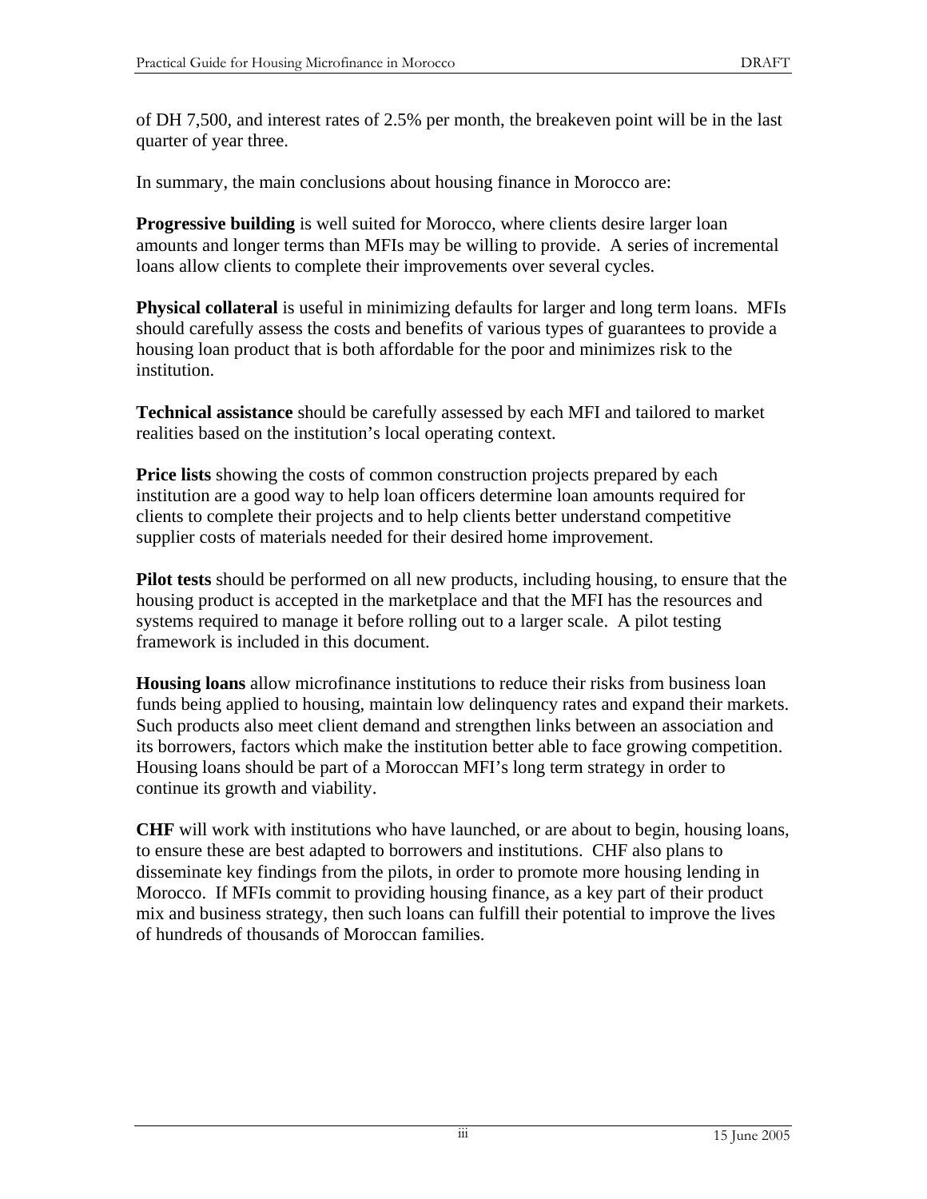of DH 7,500, and interest rates of 2.5% per month, the breakeven point will be in the last quarter of year three.

In summary, the main conclusions about housing finance in Morocco are:

**Progressive building** is well suited for Morocco, where clients desire larger loan amounts and longer terms than MFIs may be willing to provide. A series of incremental loans allow clients to complete their improvements over several cycles.

**Physical collateral** is useful in minimizing defaults for larger and long term loans. MFIs should carefully assess the costs and benefits of various types of guarantees to provide a housing loan product that is both affordable for the poor and minimizes risk to the institution.

**Technical assistance** should be carefully assessed by each MFI and tailored to market realities based on the institution's local operating context.

**Price lists** showing the costs of common construction projects prepared by each institution are a good way to help loan officers determine loan amounts required for clients to complete their projects and to help clients better understand competitive supplier costs of materials needed for their desired home improvement.

**Pilot tests** should be performed on all new products, including housing, to ensure that the housing product is accepted in the marketplace and that the MFI has the resources and systems required to manage it before rolling out to a larger scale. A pilot testing framework is included in this document.

**Housing loans** allow microfinance institutions to reduce their risks from business loan funds being applied to housing, maintain low delinquency rates and expand their markets. Such products also meet client demand and strengthen links between an association and its borrowers, factors which make the institution better able to face growing competition. Housing loans should be part of a Moroccan MFI's long term strategy in order to continue its growth and viability.

**CHF** will work with institutions who have launched, or are about to begin, housing loans, to ensure these are best adapted to borrowers and institutions. CHF also plans to disseminate key findings from the pilots, in order to promote more housing lending in Morocco. If MFIs commit to providing housing finance, as a key part of their product mix and business strategy, then such loans can fulfill their potential to improve the lives of hundreds of thousands of Moroccan families.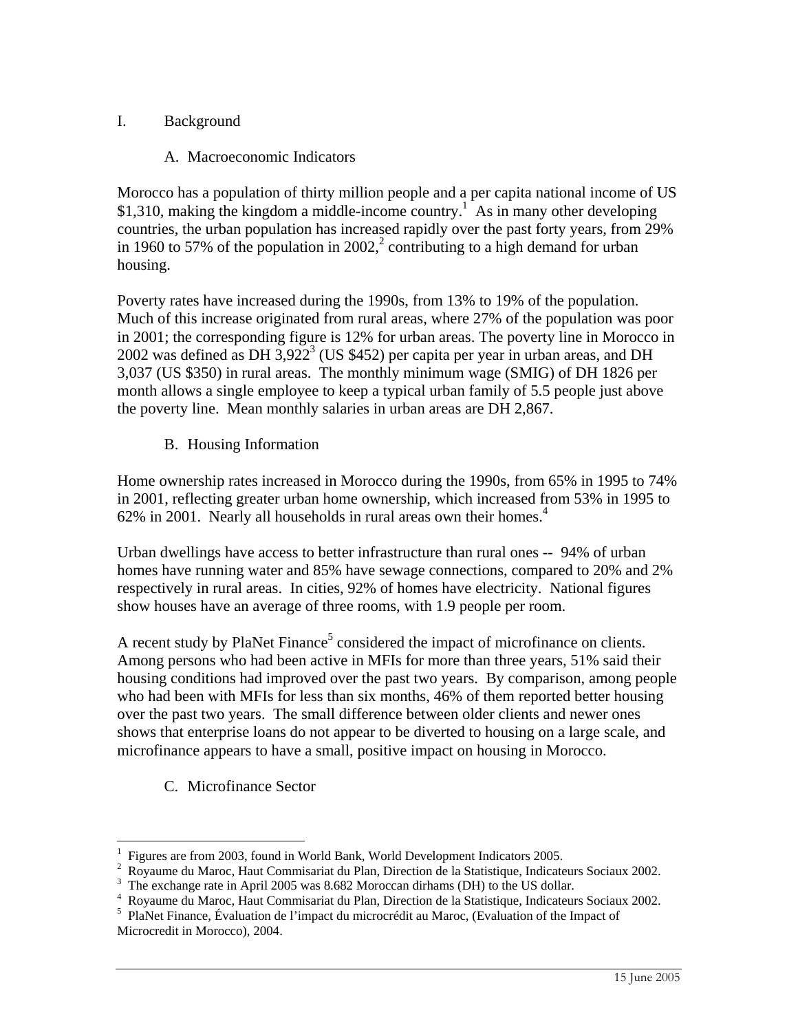# I. Background

## A. Macroeconomic Indicators

Morocco has a population of thirty million people and a per capita national income of US $1,310, making the kingdom a middle-income country.[1] As in many other developing countries, the urban population has increased rapidly over the past forty years, from 29% in 1960 to 57% of the population in 2002,[2] contributing to a high demand for urban housing.

Poverty rates have increased during the 1990s, from 13% to 19% of the population. Much of this increase originated from rural areas, where 27% of the population was poor in 2001; the corresponding figure is 12% for urban areas. The poverty line in Morocco in 2002 was defined as DH 3,922[3] (US $452) per capita per year in urban areas, and DH 3,037 (US $350) in rural areas. The monthly minimum wage (SMIG) of DH 1826 per month allows a single employee to keep a typical urban family of 5.5 people just above the poverty line. Mean monthly salaries in urban areas are DH 2,867.

## B. Housing Information

Home ownership rates increased in Morocco during the 1990s, from 65% in 1995 to 74% in 2001, reflecting greater urban home ownership, which increased from 53% in 1995 to 62% in 2001. Nearly all households in rural areas own their homes.[4]

Urban dwellings have access to better infrastructure than rural ones -- 94% of urban homes have running water and 85% have sewage connections, compared to 20% and 2% respectively in rural areas. In cities, 92% of homes have electricity. National figures show houses have an average of three rooms, with 1.9 people per room.

A recent study by PlaNet Finance[5] considered the impact of microfinance on clients. Among persons who had been active in MFIs for more than three years, 51% said their housing conditions had improved over the past two years. By comparison, among people who had been with MFIs for less than six months, 46% of them reported better housing over the past two years. The small difference between older clients and newer ones shows that enterprise loans do not appear to be diverted to housing on a large scale, and microfinance appears to have a small, positive impact on housing in Morocco.

## C. Microfinance Sector

---

[1] Figures are from 2003, found in World Bank, World Development Indicators 2005.

[2] Royaume du Maroc, Haut Commisariat du Plan, Direction de la Statistique, Indicateurs Sociaux 2002.

[3] The exchange rate in April 2005 was 8.682 Moroccan dirhams (DH) to the US dollar.

[4] Royaume du Maroc, Haut Commisariat du Plan, Direction de la Statistique, Indicateurs Sociaux 2002.

[5] PlaNet Finance, Évaluation de l'impact du microcrédit au Maroc, (Evaluation of the Impact of Microcredit in Morocco), 2004.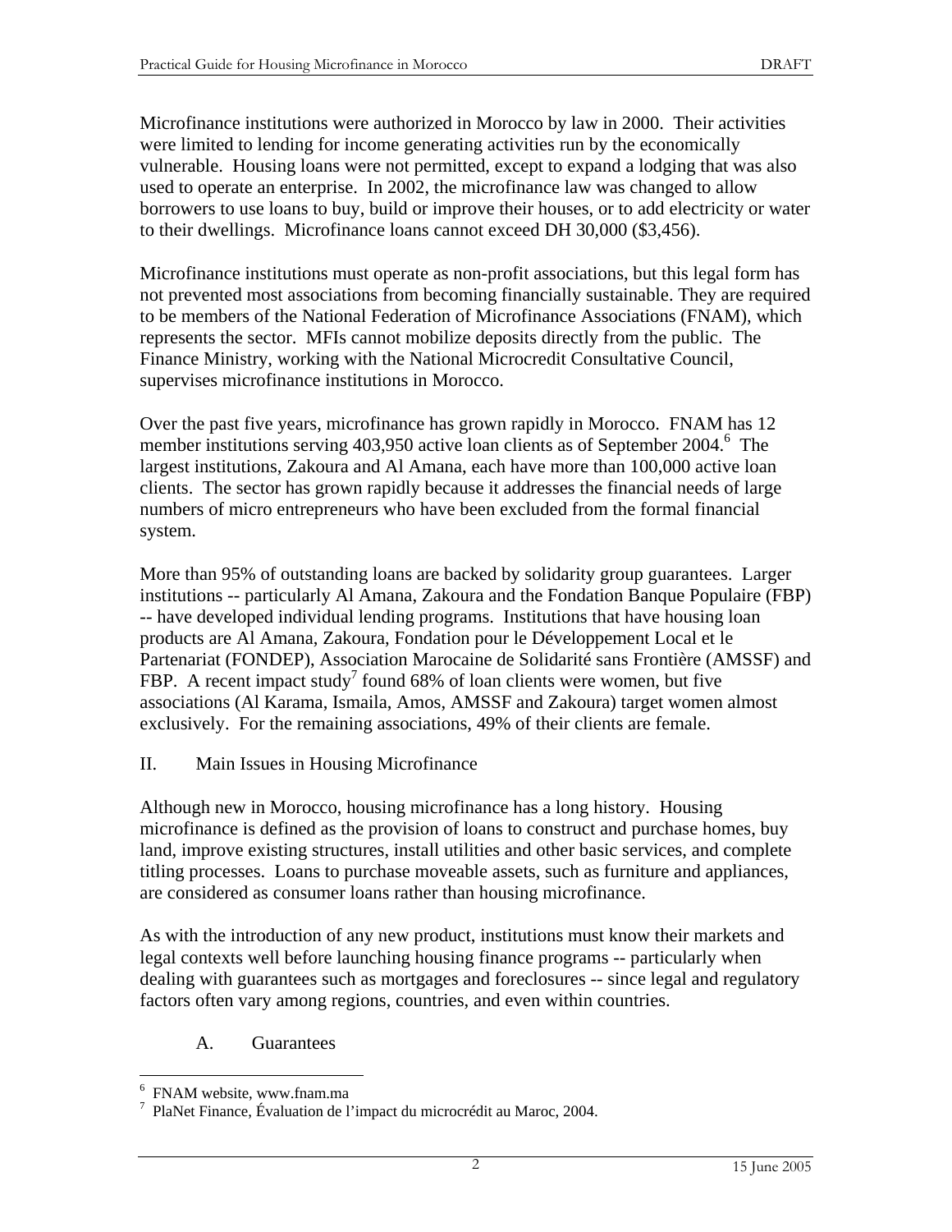Microfinance institutions were authorized in Morocco by law in 2000. Their activities were limited to lending for income generating activities run by the economically vulnerable. Housing loans were not permitted, except to expand a lodging that was also used to operate an enterprise. In 2002, the microfinance law was changed to allow borrowers to use loans to buy, build or improve their houses, or to add electricity or water to their dwellings. Microfinance loans cannot exceed DH 30,000 ($3,456).

Microfinance institutions must operate as non-profit associations, but this legal form has not prevented most associations from becoming financially sustainable. They are required to be members of the National Federation of Microfinance Associations (FNAM), which represents the sector. MFIs cannot mobilize deposits directly from the public. The Finance Ministry, working with the National Microcredit Consultative Council, supervises microfinance institutions in Morocco.

Over the past five years, microfinance has grown rapidly in Morocco. FNAM has 12 member institutions serving 403,950 active loan clients as of September 2004.[6] The largest institutions, Zakoura and Al Amana, each have more than 100,000 active loan clients. The sector has grown rapidly because it addresses the financial needs of large numbers of micro entrepreneurs who have been excluded from the formal financial system.

More than 95% of outstanding loans are backed by solidarity group guarantees. Larger institutions -- particularly Al Amana, Zakoura and the Fondation Banque Populaire (FBP) -- have developed individual lending programs. Institutions that have housing loan products are Al Amana, Zakoura, Fondation pour le Développement Local et le Partenariat (FONDEP), Association Marocaine de Solidarité sans Frontière (AMSSF) and FBP. A recent impact study[7] found 68% of loan clients were women, but five associations (Al Karama, Ismaila, Amos, AMSSF and Zakoura) target women almost exclusively. For the remaining associations, 49% of their clients are female.

## II. Main Issues in Housing Microfinance

Although new in Morocco, housing microfinance has a long history. Housing microfinance is defined as the provision of loans to construct and purchase homes, buy land, improve existing structures, install utilities and other basic services, and complete titling processes. Loans to purchase moveable assets, such as furniture and appliances, are considered as consumer loans rather than housing microfinance.

As with the introduction of any new product, institutions must know their markets and legal contexts well before launching housing finance programs -- particularly when dealing with guarantees such as mortgages and foreclosures -- since legal and regulatory factors often vary among regions, countries, and even within countries.

### A. Guarantees

---

[6] FNAM website, www.fnam.ma

[7] PlaNet Finance, Évaluation de l'impact du microcrédit au Maroc, 2004.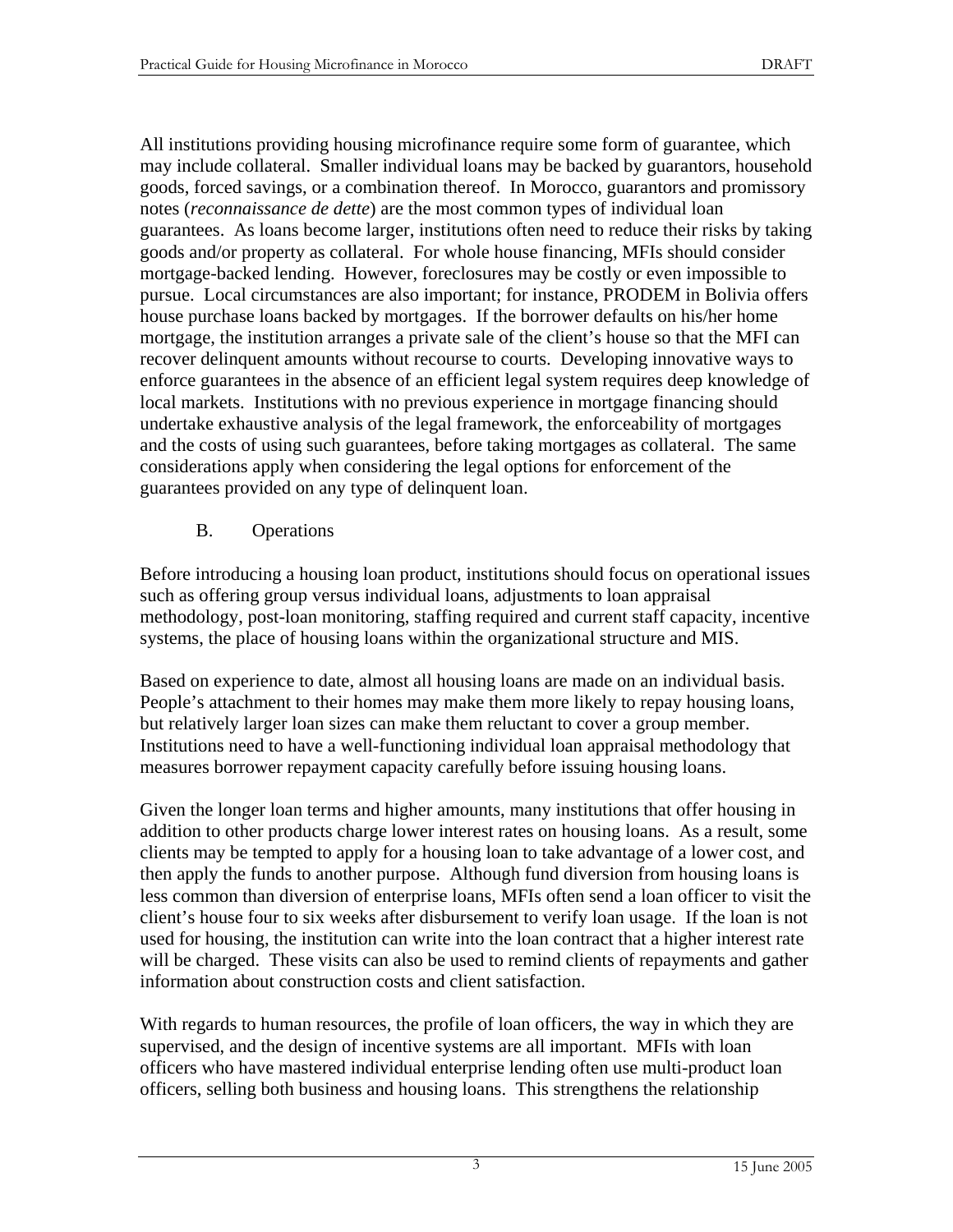All institutions providing housing microfinance require some form of guarantee, which may include collateral. Smaller individual loans may be backed by guarantors, household goods, forced savings, or a combination thereof. In Morocco, guarantors and promissory notes (*reconnaissance de dette*) are the most common types of individual loan guarantees. As loans become larger, institutions often need to reduce their risks by taking goods and/or property as collateral. For whole house financing, MFIs should consider mortgage-backed lending. However, foreclosures may be costly or even impossible to pursue. Local circumstances are also important; for instance, PRODEM in Bolivia offers house purchase loans backed by mortgages. If the borrower defaults on his/her home mortgage, the institution arranges a private sale of the client's house so that the MFI can recover delinquent amounts without recourse to courts. Developing innovative ways to enforce guarantees in the absence of an efficient legal system requires deep knowledge of local markets. Institutions with no previous experience in mortgage financing should undertake exhaustive analysis of the legal framework, the enforceability of mortgages and the costs of using such guarantees, before taking mortgages as collateral. The same considerations apply when considering the legal options for enforcement of the guarantees provided on any type of delinquent loan.

## B. Operations

Before introducing a housing loan product, institutions should focus on operational issues such as offering group versus individual loans, adjustments to loan appraisal methodology, post-loan monitoring, staffing required and current staff capacity, incentive systems, the place of housing loans within the organizational structure and MIS.

Based on experience to date, almost all housing loans are made on an individual basis. People's attachment to their homes may make them more likely to repay housing loans, but relatively larger loan sizes can make them reluctant to cover a group member. Institutions need to have a well-functioning individual loan appraisal methodology that measures borrower repayment capacity carefully before issuing housing loans.

Given the longer loan terms and higher amounts, many institutions that offer housing in addition to other products charge lower interest rates on housing loans. As a result, some clients may be tempted to apply for a housing loan to take advantage of a lower cost, and then apply the funds to another purpose. Although fund diversion from housing loans is less common than diversion of enterprise loans, MFIs often send a loan officer to visit the client's house four to six weeks after disbursement to verify loan usage. If the loan is not used for housing, the institution can write into the loan contract that a higher interest rate will be charged. These visits can also be used to remind clients of repayments and gather information about construction costs and client satisfaction.

With regards to human resources, the profile of loan officers, the way in which they are supervised, and the design of incentive systems are all important. MFIs with loan officers who have mastered individual enterprise lending often use multi-product loan officers, selling both business and housing loans. This strengthens the relationship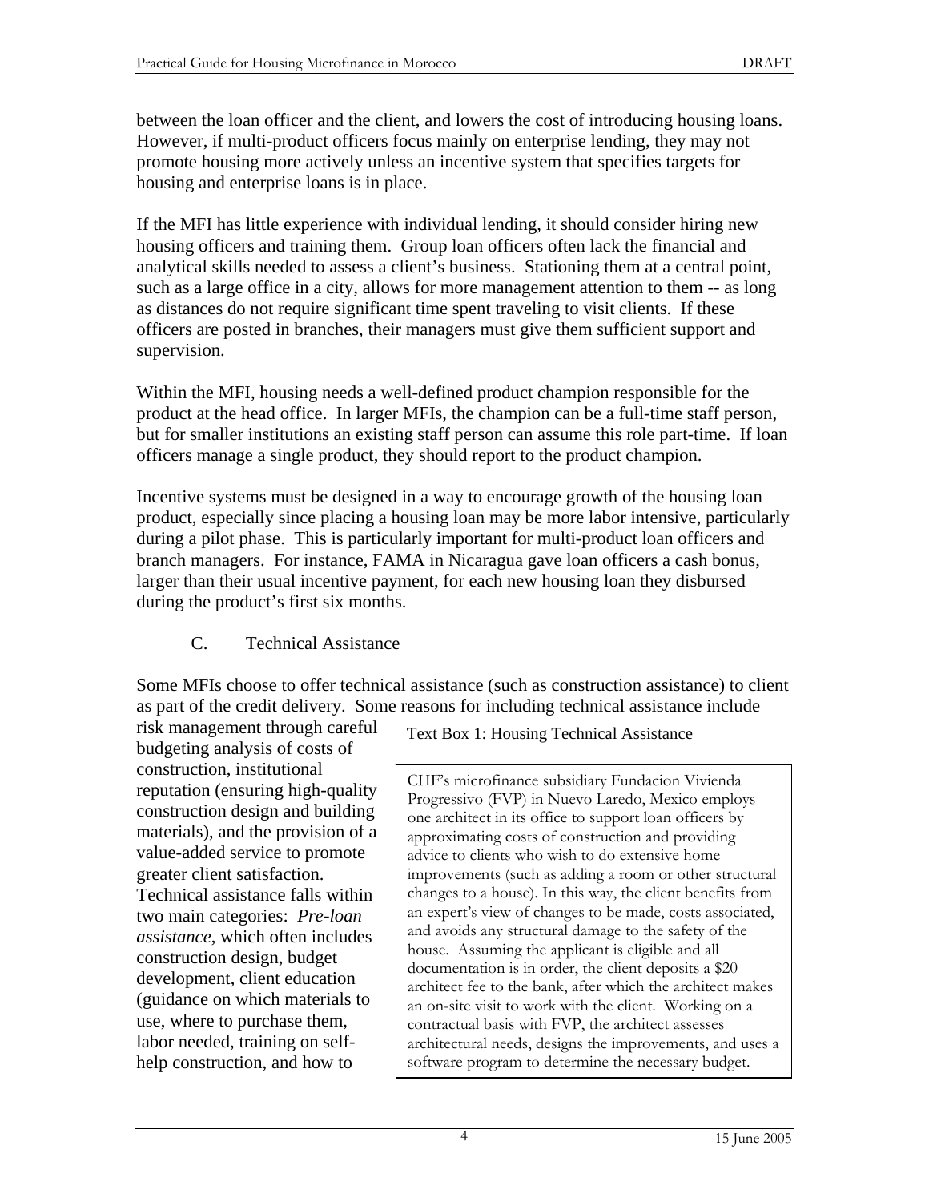between the loan officer and the client, and lowers the cost of introducing housing loans. However, if multi-product officers focus mainly on enterprise lending, they may not promote housing more actively unless an incentive system that specifies targets for housing and enterprise loans is in place.

If the MFI has little experience with individual lending, it should consider hiring new housing officers and training them. Group loan officers often lack the financial and analytical skills needed to assess a client's business. Stationing them at a central point, such as a large office in a city, allows for more management attention to them -- as long as distances do not require significant time spent traveling to visit clients. If these officers are posted in branches, their managers must give them sufficient support and supervision.

Within the MFI, housing needs a well-defined product champion responsible for the product at the head office. In larger MFIs, the champion can be a full-time staff person, but for smaller institutions an existing staff person can assume this role part-time. If loan officers manage a single product, they should report to the product champion.

Incentive systems must be designed in a way to encourage growth of the housing loan product, especially since placing a housing loan may be more labor intensive, particularly during a pilot phase. This is particularly important for multi-product loan officers and branch managers. For instance, FAMA in Nicaragua gave loan officers a cash bonus, larger than their usual incentive payment, for each new housing loan they disbursed during the product's first six months.

## C. Technical Assistance

Some MFIs choose to offer technical assistance (such as construction assistance) to client as part of the credit delivery. Some reasons for including technical assistance include risk management through careful budgeting analysis of costs of construction, institutional reputation (ensuring high-quality construction design and building materials), and the provision of a value-added service to promote greater client satisfaction. Technical assistance falls within two main categories: *Pre-loan assistance*, which often includes construction design, budget development, client education (guidance on which materials to use, where to purchase them, labor needed, training on self-help construction, and how to

> **Text Box 1: Housing Technical Assistance**
>
> CHF's microfinance subsidiary Fundacion Vivienda Progressivo (FVP) in Nuevo Laredo, Mexico employs one architect in its office to support loan officers by approximating costs of construction and providing advice to clients who wish to do extensive home improvements (such as adding a room or other structural changes to a house). In this way, the client benefits from an expert's view of changes to be made, costs associated, and avoids any structural damage to the safety of the house. Assuming the applicant is eligible and all documentation is in order, the client deposits a $20 architect fee to the bank, after which the architect makes an on-site visit to work with the client. Working on a contractual basis with FVP, the architect assesses architectural needs, designs the improvements, and uses a software program to determine the necessary budget.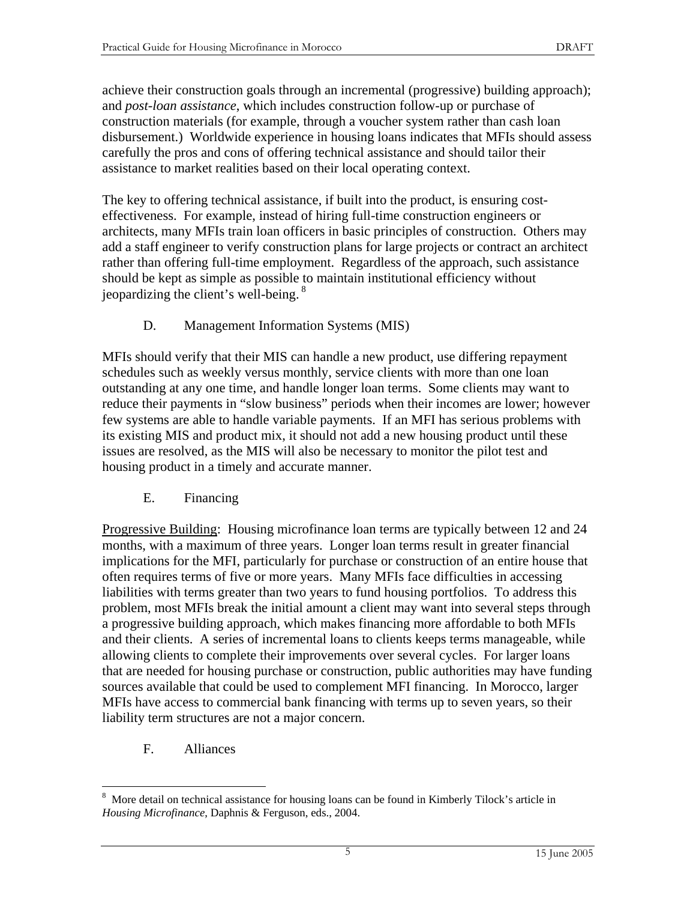achieve their construction goals through an incremental (progressive) building approach); and *post-loan assistance*, which includes construction follow-up or purchase of construction materials (for example, through a voucher system rather than cash loan disbursement.) Worldwide experience in housing loans indicates that MFIs should assess carefully the pros and cons of offering technical assistance and should tailor their assistance to market realities based on their local operating context.

The key to offering technical assistance, if built into the product, is ensuring cost-effectiveness. For example, instead of hiring full-time construction engineers or architects, many MFIs train loan officers in basic principles of construction. Others may add a staff engineer to verify construction plans for large projects or contract an architect rather than offering full-time employment. Regardless of the approach, such assistance should be kept as simple as possible to maintain institutional efficiency without jeopardizing the client's well-being. [8]

### D. Management Information Systems (MIS)

MFIs should verify that their MIS can handle a new product, use differing repayment schedules such as weekly versus monthly, service clients with more than one loan outstanding at any one time, and handle longer loan terms. Some clients may want to reduce their payments in "slow business" periods when their incomes are lower; however few systems are able to handle variable payments. If an MFI has serious problems with its existing MIS and product mix, it should not add a new housing product until these issues are resolved, as the MIS will also be necessary to monitor the pilot test and housing product in a timely and accurate manner.

### E. Financing

<u>Progressive Building</u>: Housing microfinance loan terms are typically between 12 and 24 months, with a maximum of three years. Longer loan terms result in greater financial implications for the MFI, particularly for purchase or construction of an entire house that often requires terms of five or more years. Many MFIs face difficulties in accessing liabilities with terms greater than two years to fund housing portfolios. To address this problem, most MFIs break the initial amount a client may want into several steps through a progressive building approach, which makes financing more affordable to both MFIs and their clients. A series of incremental loans to clients keeps terms manageable, while allowing clients to complete their improvements over several cycles. For larger loans that are needed for housing purchase or construction, public authorities may have funding sources available that could be used to complement MFI financing. In Morocco, larger MFIs have access to commercial bank financing with terms up to seven years, so their liability term structures are not a major concern.

### F. Alliances

[8] More detail on technical assistance for housing loans can be found in Kimberly Tilock's article in *Housing Microfinance*, Daphnis & Ferguson, eds., 2004.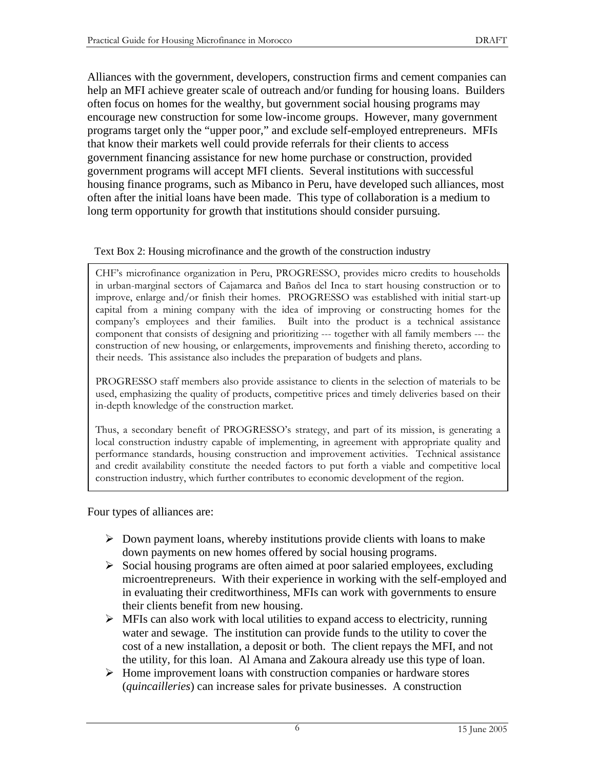Alliances with the government, developers, construction firms and cement companies can help an MFI achieve greater scale of outreach and/or funding for housing loans. Builders often focus on homes for the wealthy, but government social housing programs may encourage new construction for some low-income groups. However, many government programs target only the "upper poor," and exclude self-employed entrepreneurs. MFIs that know their markets well could provide referrals for their clients to access government financing assistance for new home purchase or construction, provided government programs will accept MFI clients. Several institutions with successful housing finance programs, such as Mibanco in Peru, have developed such alliances, most often after the initial loans have been made. This type of collaboration is a medium to long term opportunity for growth that institutions should consider pursuing.

Text Box 2: Housing microfinance and the growth of the construction industry

> CHF's microfinance organization in Peru, PROGRESSO, provides micro credits to households in urban-marginal sectors of Cajamarca and Baños del Inca to start housing construction or to improve, enlarge and/or finish their homes. PROGRESSO was established with initial start-up capital from a mining company with the idea of improving or constructing homes for the company's employees and their families. Built into the product is a technical assistance component that consists of designing and prioritizing --- together with all family members --- the construction of new housing, or enlargements, improvements and finishing thereto, according to their needs. This assistance also includes the preparation of budgets and plans.
>
> PROGRESSO staff members also provide assistance to clients in the selection of materials to be used, emphasizing the quality of products, competitive prices and timely deliveries based on their in-depth knowledge of the construction market.
>
> Thus, a secondary benefit of PROGRESSO's strategy, and part of its mission, is generating a local construction industry capable of implementing, in agreement with appropriate quality and performance standards, housing construction and improvement activities. Technical assistance and credit availability constitute the needed factors to put forth a viable and competitive local construction industry, which further contributes to economic development of the region.

Four types of alliances are:

- Down payment loans, whereby institutions provide clients with loans to make down payments on new homes offered by social housing programs.
- Social housing programs are often aimed at poor salaried employees, excluding microentrepreneurs. With their experience in working with the self-employed and in evaluating their creditworthiness, MFIs can work with governments to ensure their clients benefit from new housing.
- MFIs can also work with local utilities to expand access to electricity, running water and sewage. The institution can provide funds to the utility to cover the cost of a new installation, a deposit or both. The client repays the MFI, and not the utility, for this loan. Al Amana and Zakoura already use this type of loan.
- Home improvement loans with construction companies or hardware stores (*quincailleries*) can increase sales for private businesses. A construction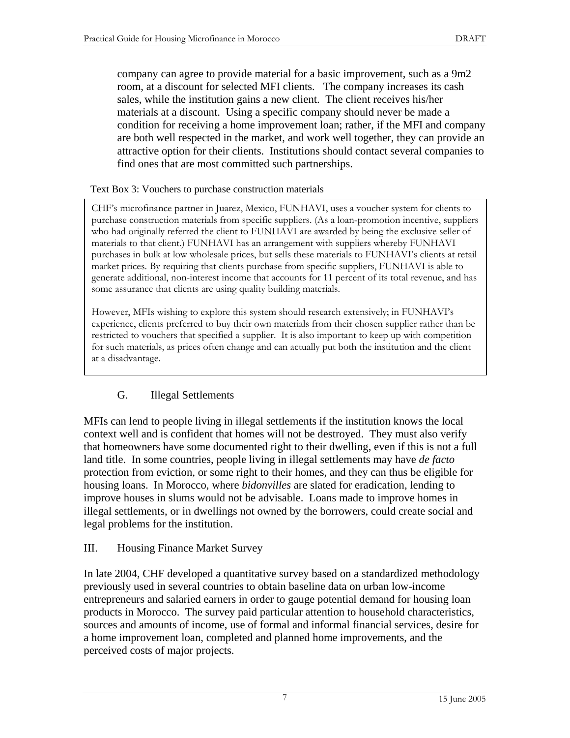company can agree to provide material for a basic improvement, such as a 9m2 room, at a discount for selected MFI clients. The company increases its cash sales, while the institution gains a new client. The client receives his/her materials at a discount. Using a specific company should never be made a condition for receiving a home improvement loan; rather, if the MFI and company are both well respected in the market, and work well together, they can provide an attractive option for their clients. Institutions should contact several companies to find ones that are most committed such partnerships.

Text Box 3: Vouchers to purchase construction materials

> CHF's microfinance partner in Juarez, Mexico, FUNHAVI, uses a voucher system for clients to purchase construction materials from specific suppliers. (As a loan-promotion incentive, suppliers who had originally referred the client to FUNHAVI are awarded by being the exclusive seller of materials to that client.) FUNHAVI has an arrangement with suppliers whereby FUNHAVI purchases in bulk at low wholesale prices, but sells these materials to FUNHAVI's clients at retail market prices. By requiring that clients purchase from specific suppliers, FUNHAVI is able to generate additional, non-interest income that accounts for 11 percent of its total revenue, and has some assurance that clients are using quality building materials.
>
> However, MFIs wishing to explore this system should research extensively; in FUNHAVI's experience, clients preferred to buy their own materials from their chosen supplier rather than be restricted to vouchers that specified a supplier. It is also important to keep up with competition for such materials, as prices often change and can actually put both the institution and the client at a disadvantage.

### G. Illegal Settlements

MFIs can lend to people living in illegal settlements if the institution knows the local context well and is confident that homes will not be destroyed. They must also verify that homeowners have some documented right to their dwelling, even if this is not a full land title. In some countries, people living in illegal settlements may have *de facto* protection from eviction, or some right to their homes, and they can thus be eligible for housing loans. In Morocco, where *bidonvilles* are slated for eradication, lending to improve houses in slums would not be advisable. Loans made to improve homes in illegal settlements, or in dwellings not owned by the borrowers, could create social and legal problems for the institution.

## III. Housing Finance Market Survey

In late 2004, CHF developed a quantitative survey based on a standardized methodology previously used in several countries to obtain baseline data on urban low-income entrepreneurs and salaried earners in order to gauge potential demand for housing loan products in Morocco. The survey paid particular attention to household characteristics, sources and amounts of income, use of formal and informal financial services, desire for a home improvement loan, completed and planned home improvements, and the perceived costs of major projects.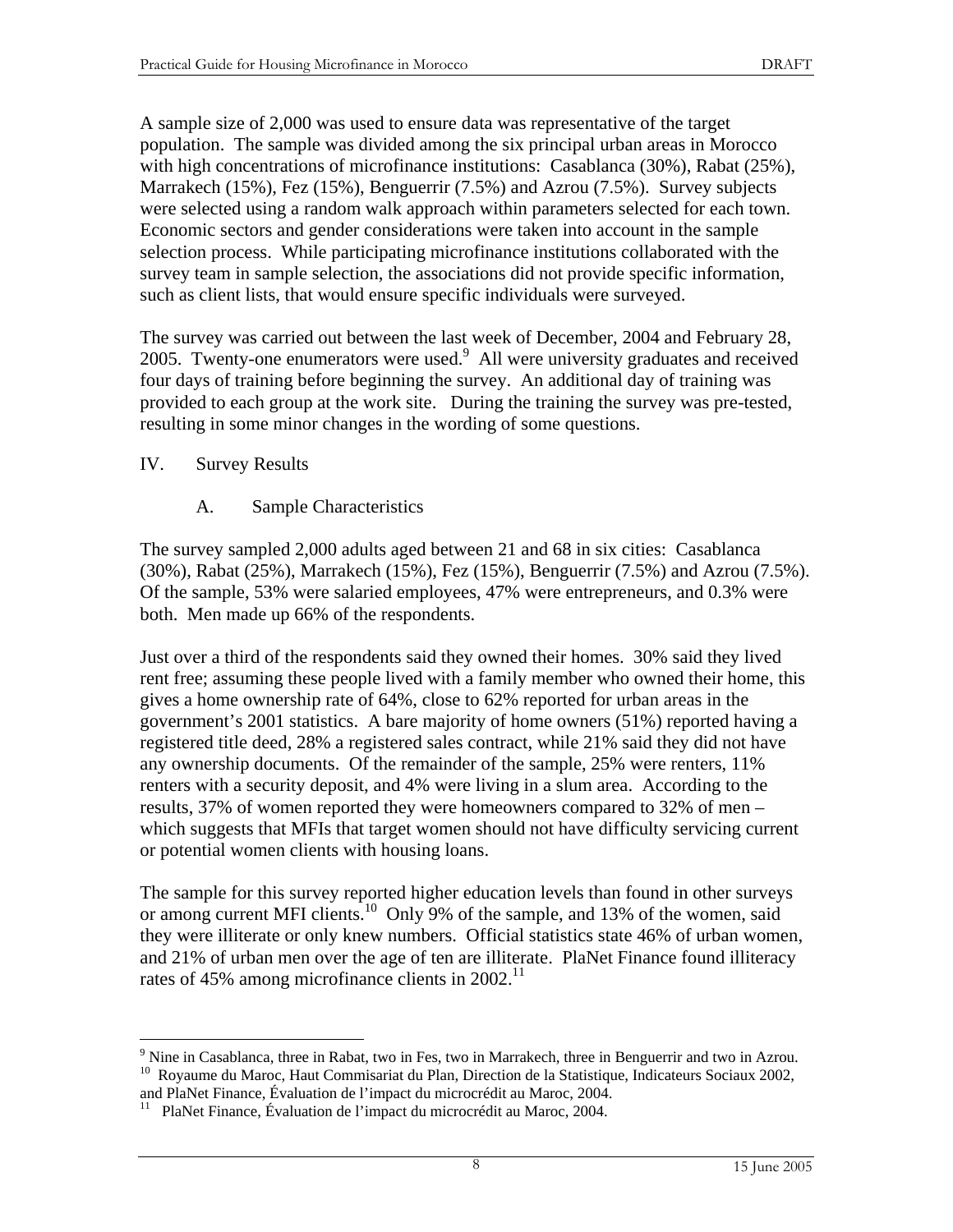A sample size of 2,000 was used to ensure data was representative of the target population. The sample was divided among the six principal urban areas in Morocco with high concentrations of microfinance institutions: Casablanca (30%), Rabat (25%), Marrakech (15%), Fez (15%), Benguerrir (7.5%) and Azrou (7.5%). Survey subjects were selected using a random walk approach within parameters selected for each town. Economic sectors and gender considerations were taken into account in the sample selection process. While participating microfinance institutions collaborated with the survey team in sample selection, the associations did not provide specific information, such as client lists, that would ensure specific individuals were surveyed.

The survey was carried out between the last week of December, 2004 and February 28, 2005. Twenty-one enumerators were used.[9] All were university graduates and received four days of training before beginning the survey. An additional day of training was provided to each group at the work site. During the training the survey was pre-tested, resulting in some minor changes in the wording of some questions.

## IV. Survey Results

### A. Sample Characteristics

The survey sampled 2,000 adults aged between 21 and 68 in six cities: Casablanca (30%), Rabat (25%), Marrakech (15%), Fez (15%), Benguerrir (7.5%) and Azrou (7.5%). Of the sample, 53% were salaried employees, 47% were entrepreneurs, and 0.3% were both. Men made up 66% of the respondents.

Just over a third of the respondents said they owned their homes. 30% said they lived rent free; assuming these people lived with a family member who owned their home, this gives a home ownership rate of 64%, close to 62% reported for urban areas in the government's 2001 statistics. A bare majority of home owners (51%) reported having a registered title deed, 28% a registered sales contract, while 21% said they did not have any ownership documents. Of the remainder of the sample, 25% were renters, 11% renters with a security deposit, and 4% were living in a slum area. According to the results, 37% of women reported they were homeowners compared to 32% of men – which suggests that MFIs that target women should not have difficulty servicing current or potential women clients with housing loans.

The sample for this survey reported higher education levels than found in other surveys or among current MFI clients.[10] Only 9% of the sample, and 13% of the women, said they were illiterate or only knew numbers. Official statistics state 46% of urban women, and 21% of urban men over the age of ten are illiterate. PlaNet Finance found illiteracy rates of 45% among microfinance clients in 2002.[11]

---

[9] Nine in Casablanca, three in Rabat, two in Fes, two in Marrakech, three in Benguerrir and two in Azrou.

[10] Royaume du Maroc, Haut Commisariat du Plan, Direction de la Statistique, Indicateurs Sociaux 2002, and PlaNet Finance, Évaluation de l'impact du microcrédit au Maroc, 2004.

[11] PlaNet Finance, Évaluation de l'impact du microcrédit au Maroc, 2004.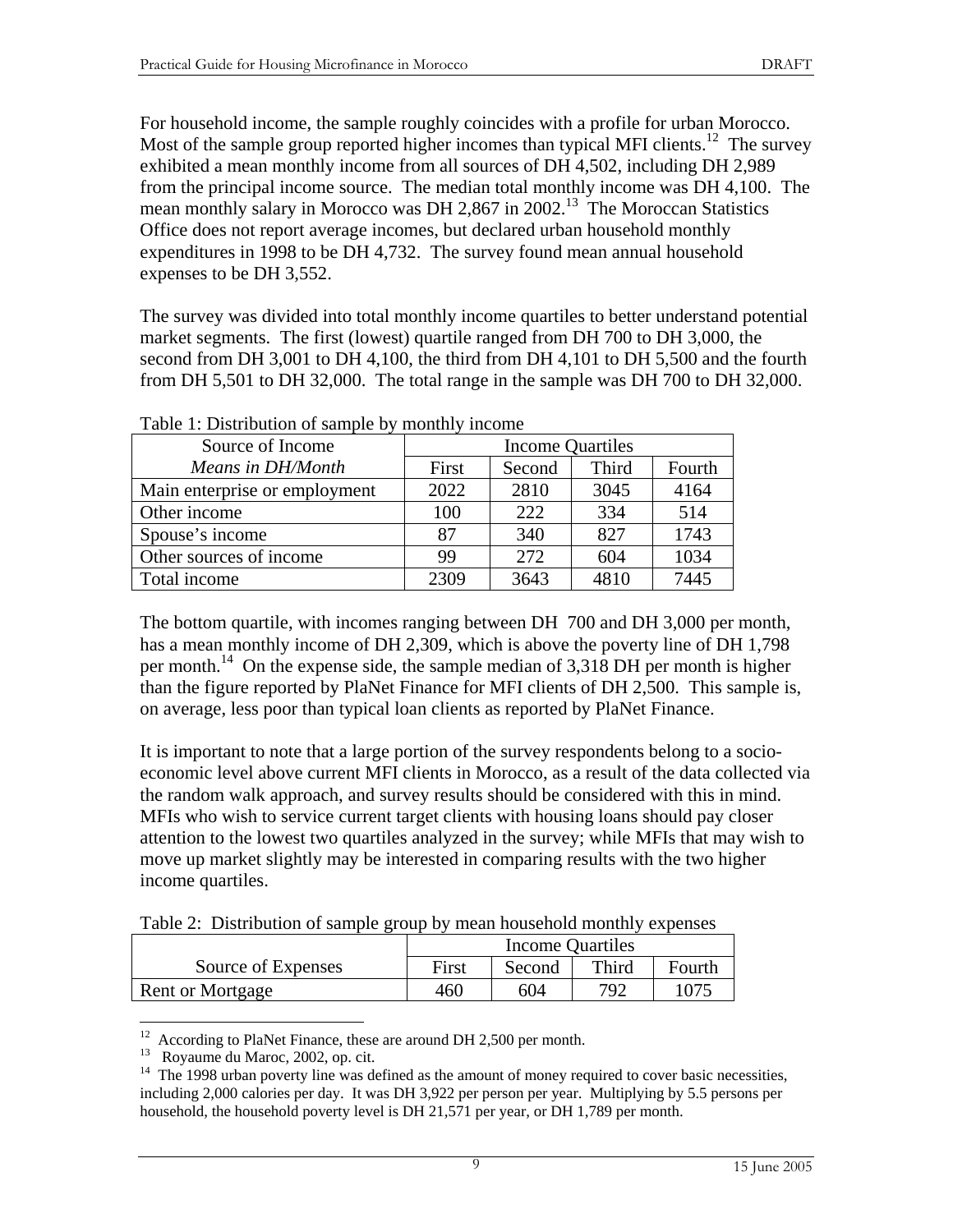For household income, the sample roughly coincides with a profile for urban Morocco. Most of the sample group reported higher incomes than typical MFI clients.[12] The survey exhibited a mean monthly income from all sources of DH 4,502, including DH 2,989 from the principal income source. The median total monthly income was DH 4,100. The mean monthly salary in Morocco was DH 2,867 in 2002.[13] The Moroccan Statistics Office does not report average incomes, but declared urban household monthly expenditures in 1998 to be DH 4,732. The survey found mean annual household expenses to be DH 3,552.

The survey was divided into total monthly income quartiles to better understand potential market segments. The first (lowest) quartile ranged from DH 700 to DH 3,000, the second from DH 3,001 to DH 4,100, the third from DH 4,101 to DH 5,500 and the fourth from DH 5,501 to DH 32,000. The total range in the sample was DH 700 to DH 32,000.

Table 1: Distribution of sample by monthly income

| Source of Income | Income Quartiles | | | |
|---|---|---|---|---|
| *Means in DH/Month* | First | Second | Third | Fourth |
| Main enterprise or employment | 2022 | 2810 | 3045 | 4164 |
| Other income | 100 | 222 | 334 | 514 |
| Spouse's income | 87 | 340 | 827 | 1743 |
| Other sources of income | 99 | 272 | 604 | 1034 |
| Total income | 2309 | 3643 | 4810 | 7445 |

The bottom quartile, with incomes ranging between DH 700 and DH 3,000 per month, has a mean monthly income of DH 2,309, which is above the poverty line of DH 1,798 per month.[14] On the expense side, the sample median of 3,318 DH per month is higher than the figure reported by PlaNet Finance for MFI clients of DH 2,500. This sample is, on average, less poor than typical loan clients as reported by PlaNet Finance.

It is important to note that a large portion of the survey respondents belong to a socio-economic level above current MFI clients in Morocco, as a result of the data collected via the random walk approach, and survey results should be considered with this in mind. MFIs who wish to service current target clients with housing loans should pay closer attention to the lowest two quartiles analyzed in the survey; while MFIs that may wish to move up market slightly may be interested in comparing results with the two higher income quartiles.

Table 2: Distribution of sample group by mean household monthly expenses

| | Income Quartiles | | | |
|---|---|---|---|---|
| Source of Expenses | First | Second | Third | Fourth |
| Rent or Mortgage | 460 | 604 | 792 | 1075 |

[12] According to PlaNet Finance, these are around DH 2,500 per month.

[13] Royaume du Maroc, 2002, op. cit.

[14] The 1998 urban poverty line was defined as the amount of money required to cover basic necessities, including 2,000 calories per day. It was DH 3,922 per person per year. Multiplying by 5.5 persons per household, the household poverty level is DH 21,571 per year, or DH 1,789 per month.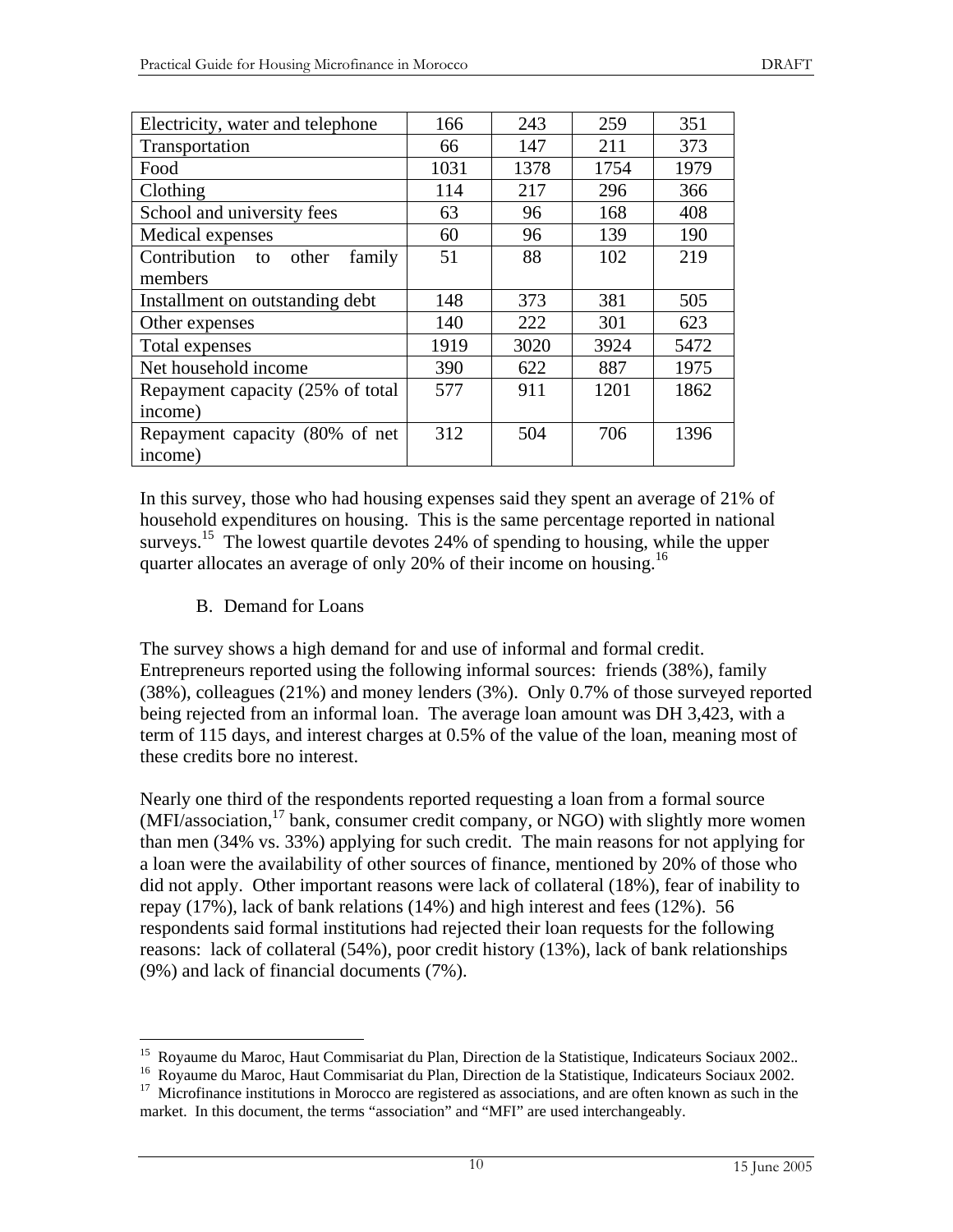| | | | | |
|---|---|---|---|---|
| Electricity, water and telephone | 166 | 243 | 259 | 351 |
| Transportation | 66 | 147 | 211 | 373 |
| Food | 1031 | 1378 | 1754 | 1979 |
| Clothing | 114 | 217 | 296 | 366 |
| School and university fees | 63 | 96 | 168 | 408 |
| Medical expenses | 60 | 96 | 139 | 190 |
| Contribution to other family members | 51 | 88 | 102 | 219 |
| Installment on outstanding debt | 148 | 373 | 381 | 505 |
| Other expenses | 140 | 222 | 301 | 623 |
| Total expenses | 1919 | 3020 | 3924 | 5472 |
| Net household income | 390 | 622 | 887 | 1975 |
| Repayment capacity (25% of total income) | 577 | 911 | 1201 | 1862 |
| Repayment capacity (80% of net income) | 312 | 504 | 706 | 1396 |

In this survey, those who had housing expenses said they spent an average of 21% of household expenditures on housing. This is the same percentage reported in national surveys.[15] The lowest quartile devotes 24% of spending to housing, while the upper quarter allocates an average of only 20% of their income on housing.[16]

## B. Demand for Loans

The survey shows a high demand for and use of informal and formal credit. Entrepreneurs reported using the following informal sources: friends (38%), family (38%), colleagues (21%) and money lenders (3%). Only 0.7% of those surveyed reported being rejected from an informal loan. The average loan amount was DH 3,423, with a term of 115 days, and interest charges at 0.5% of the value of the loan, meaning most of these credits bore no interest.

Nearly one third of the respondents reported requesting a loan from a formal source (MFI/association,[17] bank, consumer credit company, or NGO) with slightly more women than men (34% vs. 33%) applying for such credit. The main reasons for not applying for a loan were the availability of other sources of finance, mentioned by 20% of those who did not apply. Other important reasons were lack of collateral (18%), fear of inability to repay (17%), lack of bank relations (14%) and high interest and fees (12%). 56 respondents said formal institutions had rejected their loan requests for the following reasons: lack of collateral (54%), poor credit history (13%), lack of bank relationships (9%) and lack of financial documents (7%).

---

[15] Royaume du Maroc, Haut Commisariat du Plan, Direction de la Statistique, Indicateurs Sociaux 2002..

[16] Royaume du Maroc, Haut Commisariat du Plan, Direction de la Statistique, Indicateurs Sociaux 2002.

[17] Microfinance institutions in Morocco are registered as associations, and are often known as such in the market. In this document, the terms "association" and "MFI" are used interchangeably.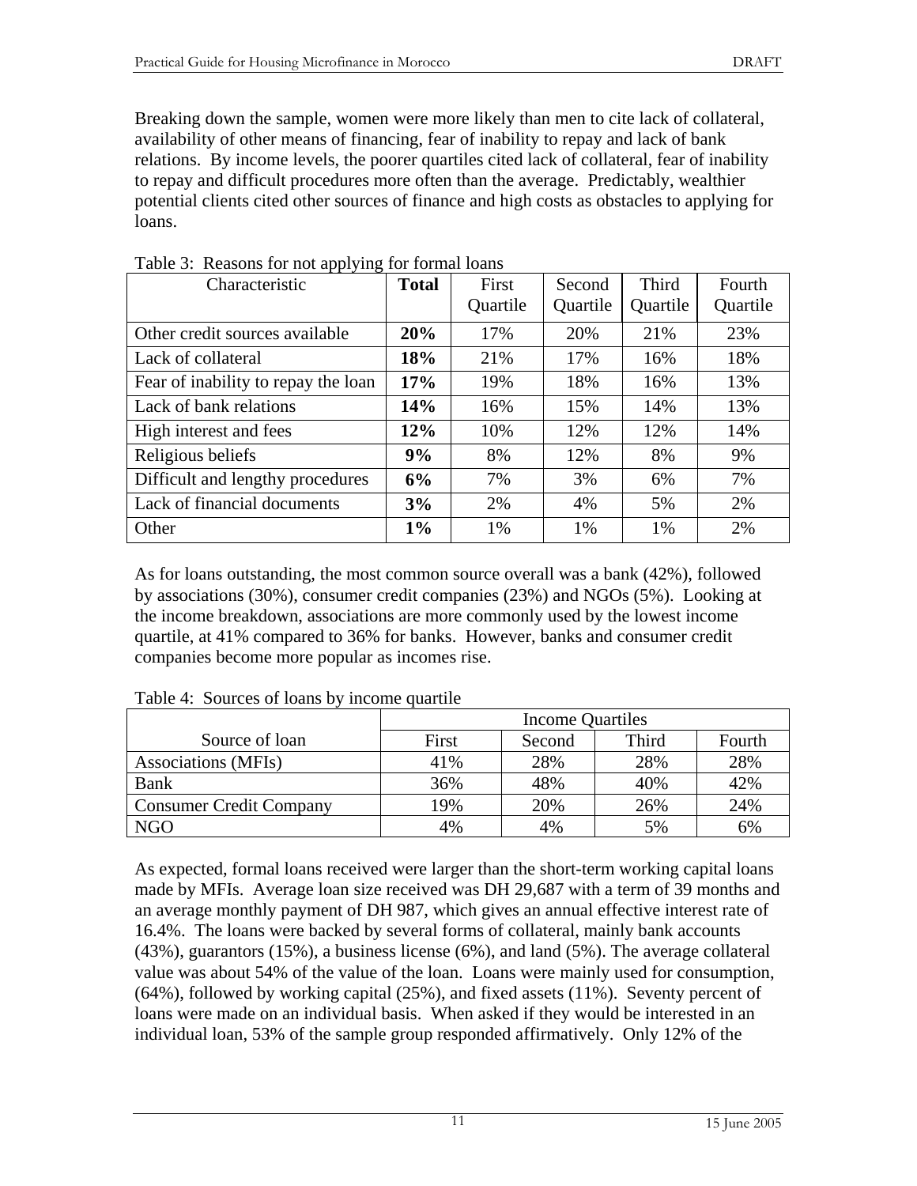Breaking down the sample, women were more likely than men to cite lack of collateral, availability of other means of financing, fear of inability to repay and lack of bank relations. By income levels, the poorer quartiles cited lack of collateral, fear of inability to repay and difficult procedures more often than the average. Predictably, wealthier potential clients cited other sources of finance and high costs as obstacles to applying for loans.

Table 3: Reasons for not applying for formal loans

| Characteristic | **Total** | First Quartile | Second Quartile | Third Quartile | Fourth Quartile |
|---|---|---|---|---|---|
| Other credit sources available | **20%** | 17% | 20% | 21% | 23% |
| Lack of collateral | **18%** | 21% | 17% | 16% | 18% |
| Fear of inability to repay the loan | **17%** | 19% | 18% | 16% | 13% |
| Lack of bank relations | **14%** | 16% | 15% | 14% | 13% |
| High interest and fees | **12%** | 10% | 12% | 12% | 14% |
| Religious beliefs | **9%** | 8% | 12% | 8% | 9% |
| Difficult and lengthy procedures | **6%** | 7% | 3% | 6% | 7% |
| Lack of financial documents | **3%** | 2% | 4% | 5% | 2% |
| Other | **1%** | 1% | 1% | 1% | 2% |

As for loans outstanding, the most common source overall was a bank (42%), followed by associations (30%), consumer credit companies (23%) and NGOs (5%). Looking at the income breakdown, associations are more commonly used by the lowest income quartile, at 41% compared to 36% for banks. However, banks and consumer credit companies become more popular as incomes rise.

Table 4: Sources of loans by income quartile

| | Income Quartiles | | | |
|---|---|---|---|---|
| Source of loan | First | Second | Third | Fourth |
| Associations (MFIs) | 41% | 28% | 28% | 28% |
| Bank | 36% | 48% | 40% | 42% |
| Consumer Credit Company | 19% | 20% | 26% | 24% |
| NGO | 4% | 4% | 5% | 6% |

As expected, formal loans received were larger than the short-term working capital loans made by MFIs. Average loan size received was DH 29,687 with a term of 39 months and an average monthly payment of DH 987, which gives an annual effective interest rate of 16.4%. The loans were backed by several forms of collateral, mainly bank accounts (43%), guarantors (15%), a business license (6%), and land (5%). The average collateral value was about 54% of the value of the loan. Loans were mainly used for consumption, (64%), followed by working capital (25%), and fixed assets (11%). Seventy percent of loans were made on an individual basis. When asked if they would be interested in an individual loan, 53% of the sample group responded affirmatively. Only 12% of the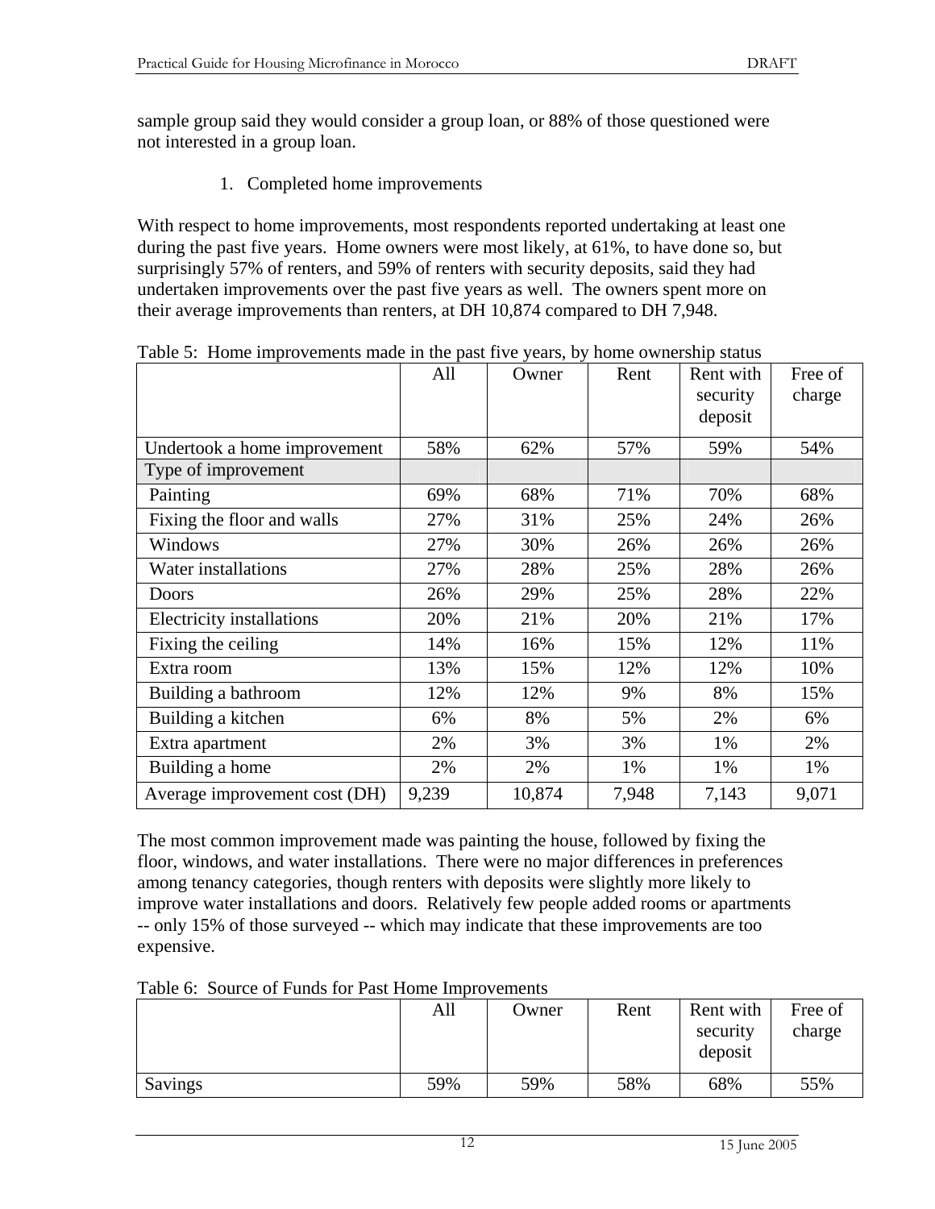sample group said they would consider a group loan, or 88% of those questioned were not interested in a group loan.

1. Completed home improvements

With respect to home improvements, most respondents reported undertaking at least one during the past five years. Home owners were most likely, at 61%, to have done so, but surprisingly 57% of renters, and 59% of renters with security deposits, said they had undertaken improvements over the past five years as well. The owners spent more on their average improvements than renters, at DH 10,874 compared to DH 7,948.

Table 5: Home improvements made in the past five years, by home ownership status

| | All | Owner | Rent | Rent with security deposit | Free of charge |
|---|---|---|---|---|---|
| Undertook a home improvement | 58% | 62% | 57% | 59% | 54% |
| Type of improvement | | | | | |
| Painting | 69% | 68% | 71% | 70% | 68% |
| Fixing the floor and walls | 27% | 31% | 25% | 24% | 26% |
| Windows | 27% | 30% | 26% | 26% | 26% |
| Water installations | 27% | 28% | 25% | 28% | 26% |
| Doors | 26% | 29% | 25% | 28% | 22% |
| Electricity installations | 20% | 21% | 20% | 21% | 17% |
| Fixing the ceiling | 14% | 16% | 15% | 12% | 11% |
| Extra room | 13% | 15% | 12% | 12% | 10% |
| Building a bathroom | 12% | 12% | 9% | 8% | 15% |
| Building a kitchen | 6% | 8% | 5% | 2% | 6% |
| Extra apartment | 2% | 3% | 3% | 1% | 2% |
| Building a home | 2% | 2% | 1% | 1% | 1% |
| Average improvement cost (DH) | 9,239 | 10,874 | 7,948 | 7,143 | 9,071 |

The most common improvement made was painting the house, followed by fixing the floor, windows, and water installations. There were no major differences in preferences among tenancy categories, though renters with deposits were slightly more likely to improve water installations and doors. Relatively few people added rooms or apartments -- only 15% of those surveyed -- which may indicate that these improvements are too expensive.

Table 6: Source of Funds for Past Home Improvements

| | All | Owner | Rent | Rent with security deposit | Free of charge |
|---|---|---|---|---|---|
| Savings | 59% | 59% | 58% | 68% | 55% |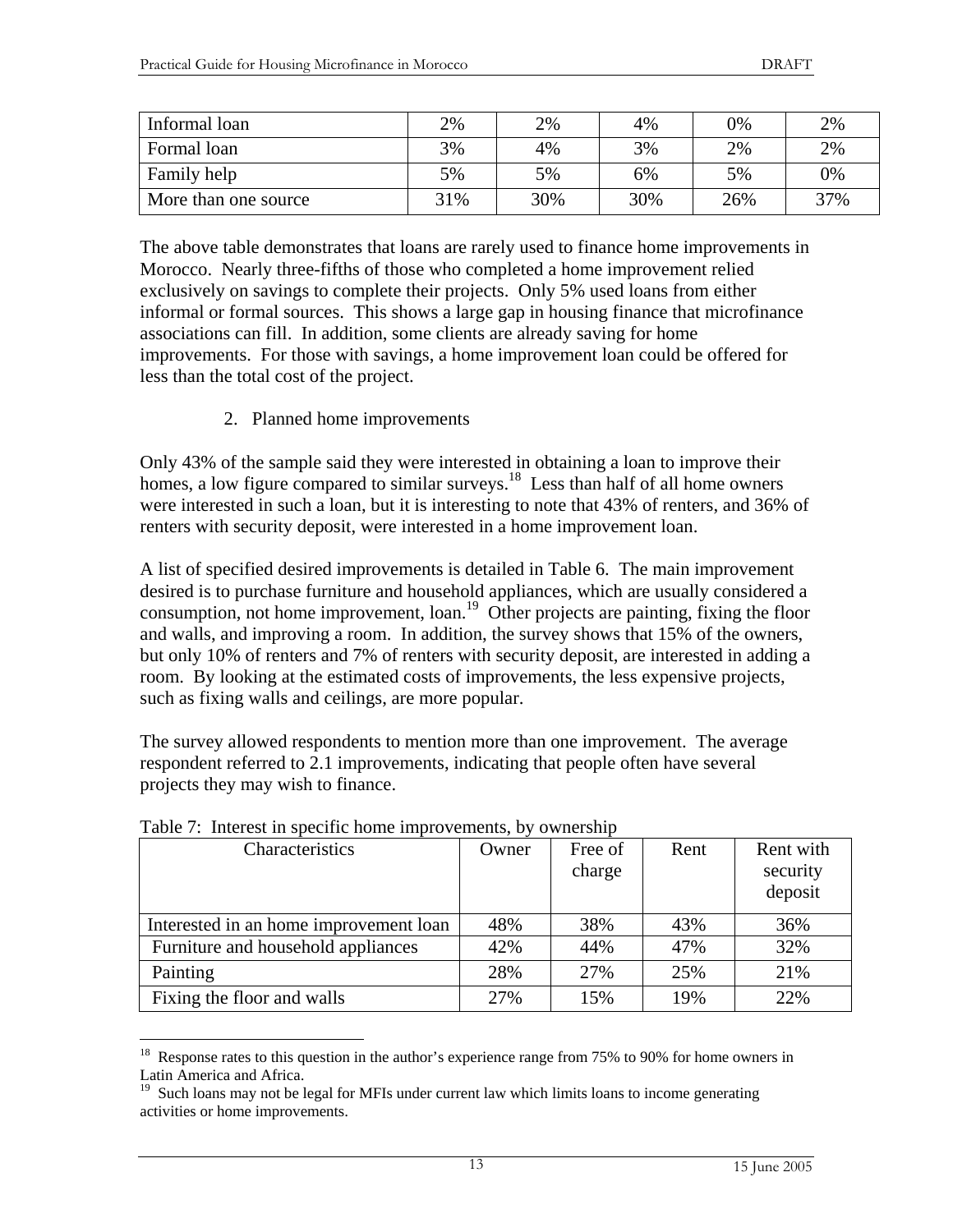| Informal loan | 2% | 2% | 4% | 0% | 2% |
|---|---|---|---|---|---|
| Formal loan | 3% | 4% | 3% | 2% | 2% |
| Family help | 5% | 5% | 6% | 5% | 0% |
| More than one source | 31% | 30% | 30% | 26% | 37% |

The above table demonstrates that loans are rarely used to finance home improvements in Morocco. Nearly three-fifths of those who completed a home improvement relied exclusively on savings to complete their projects. Only 5% used loans from either informal or formal sources. This shows a large gap in housing finance that microfinance associations can fill. In addition, some clients are already saving for home improvements. For those with savings, a home improvement loan could be offered for less than the total cost of the project.

2. Planned home improvements

Only 43% of the sample said they were interested in obtaining a loan to improve their homes, a low figure compared to similar surveys.[18] Less than half of all home owners were interested in such a loan, but it is interesting to note that 43% of renters, and 36% of renters with security deposit, were interested in a home improvement loan.

A list of specified desired improvements is detailed in Table 6. The main improvement desired is to purchase furniture and household appliances, which are usually considered a consumption, not home improvement, loan.[19] Other projects are painting, fixing the floor and walls, and improving a room. In addition, the survey shows that 15% of the owners, but only 10% of renters and 7% of renters with security deposit, are interested in adding a room. By looking at the estimated costs of improvements, the less expensive projects, such as fixing walls and ceilings, are more popular.

The survey allowed respondents to mention more than one improvement. The average respondent referred to 2.1 improvements, indicating that people often have several projects they may wish to finance.

Table 7: Interest in specific home improvements, by ownership

| Characteristics | Owner | Free of charge | Rent | Rent with security deposit |
|---|---|---|---|---|
| Interested in an home improvement loan | 48% | 38% | 43% | 36% |
| Furniture and household appliances | 42% | 44% | 47% | 32% |
| Painting | 28% | 27% | 25% | 21% |
| Fixing the floor and walls | 27% | 15% | 19% | 22% |

[18] Response rates to this question in the author's experience range from 75% to 90% for home owners in Latin America and Africa.

[19] Such loans may not be legal for MFIs under current law which limits loans to income generating activities or home improvements.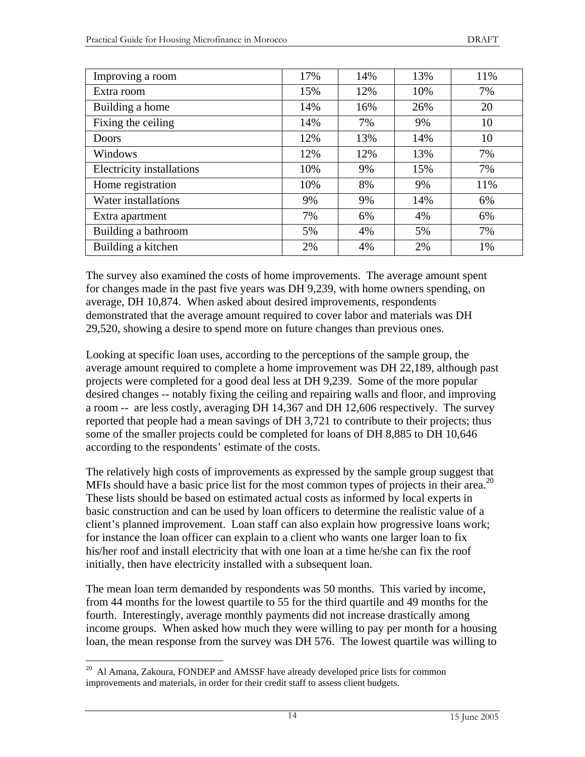| | | | | |
|---|---|---|---|---|
| Improving a room | 17% | 14% | 13% | 11% |
| Extra room | 15% | 12% | 10% | 7% |
| Building a home | 14% | 16% | 26% | 20 |
| Fixing the ceiling | 14% | 7% | 9% | 10 |
| Doors | 12% | 13% | 14% | 10 |
| Windows | 12% | 12% | 13% | 7% |
| Electricity installations | 10% | 9% | 15% | 7% |
| Home registration | 10% | 8% | 9% | 11% |
| Water installations | 9% | 9% | 14% | 6% |
| Extra apartment | 7% | 6% | 4% | 6% |
| Building a bathroom | 5% | 4% | 5% | 7% |
| Building a kitchen | 2% | 4% | 2% | 1% |

The survey also examined the costs of home improvements. The average amount spent for changes made in the past five years was DH 9,239, with home owners spending, on average, DH 10,874. When asked about desired improvements, respondents demonstrated that the average amount required to cover labor and materials was DH 29,520, showing a desire to spend more on future changes than previous ones.

Looking at specific loan uses, according to the perceptions of the sample group, the average amount required to complete a home improvement was DH 22,189, although past projects were completed for a good deal less at DH 9,239. Some of the more popular desired changes -- notably fixing the ceiling and repairing walls and floor, and improving a room -- are less costly, averaging DH 14,367 and DH 12,606 respectively. The survey reported that people had a mean savings of DH 3,721 to contribute to their projects; thus some of the smaller projects could be completed for loans of DH 8,885 to DH 10,646 according to the respondents' estimate of the costs.

The relatively high costs of improvements as expressed by the sample group suggest that MFIs should have a basic price list for the most common types of projects in their area.[20] These lists should be based on estimated actual costs as informed by local experts in basic construction and can be used by loan officers to determine the realistic value of a client's planned improvement. Loan staff can also explain how progressive loans work; for instance the loan officer can explain to a client who wants one larger loan to fix his/her roof and install electricity that with one loan at a time he/she can fix the roof initially, then have electricity installed with a subsequent loan.

The mean loan term demanded by respondents was 50 months. This varied by income, from 44 months for the lowest quartile to 55 for the third quartile and 49 months for the fourth. Interestingly, average monthly payments did not increase drastically among income groups. When asked how much they were willing to pay per month for a housing loan, the mean response from the survey was DH 576. The lowest quartile was willing to

[20] Al Amana, Zakoura, FONDEP and AMSSF have already developed price lists for common improvements and materials, in order for their credit staff to assess client budgets.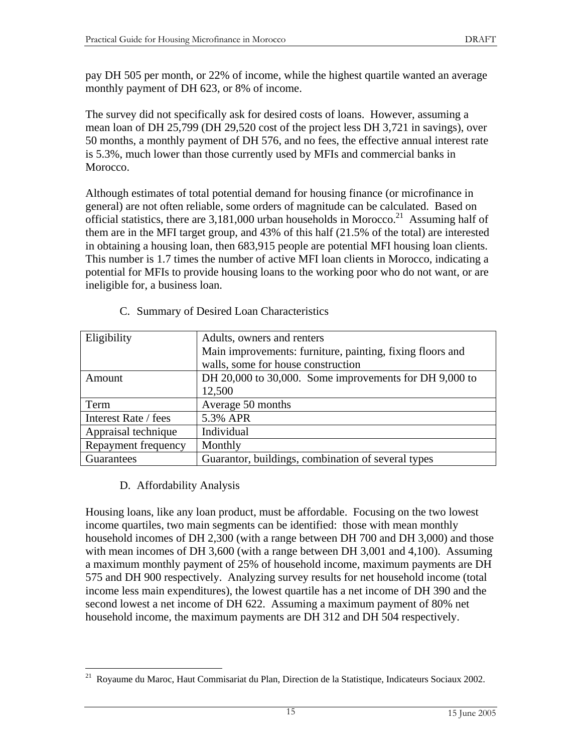pay DH 505 per month, or 22% of income, while the highest quartile wanted an average monthly payment of DH 623, or 8% of income.

The survey did not specifically ask for desired costs of loans. However, assuming a mean loan of DH 25,799 (DH 29,520 cost of the project less DH 3,721 in savings), over 50 months, a monthly payment of DH 576, and no fees, the effective annual interest rate is 5.3%, much lower than those currently used by MFIs and commercial banks in Morocco.

Although estimates of total potential demand for housing finance (or microfinance in general) are not often reliable, some orders of magnitude can be calculated. Based on official statistics, there are 3,181,000 urban households in Morocco.[21] Assuming half of them are in the MFI target group, and 43% of this half (21.5% of the total) are interested in obtaining a housing loan, then 683,915 people are potential MFI housing loan clients. This number is 1.7 times the number of active MFI loan clients in Morocco, indicating a potential for MFIs to provide housing loans to the working poor who do not want, or are ineligible for, a business loan.

### C. Summary of Desired Loan Characteristics

| | |
|---|---|
| Eligibility | Adults, owners and renters<br>Main improvements: furniture, painting, fixing floors and walls, some for house construction |
| Amount | DH 20,000 to 30,000. Some improvements for DH 9,000 to 12,500 |
| Term | Average 50 months |
| Interest Rate / fees | 5.3% APR |
| Appraisal technique | Individual |
| Repayment frequency | Monthly |
| Guarantees | Guarantor, buildings, combination of several types |

### D. Affordability Analysis

Housing loans, like any loan product, must be affordable. Focusing on the two lowest income quartiles, two main segments can be identified: those with mean monthly household incomes of DH 2,300 (with a range between DH 700 and DH 3,000) and those with mean incomes of DH 3,600 (with a range between DH 3,001 and 4,100). Assuming a maximum monthly payment of 25% of household income, maximum payments are DH 575 and DH 900 respectively. Analyzing survey results for net household income (total income less main expenditures), the lowest quartile has a net income of DH 390 and the second lowest a net income of DH 622. Assuming a maximum payment of 80% net household income, the maximum payments are DH 312 and DH 504 respectively.

[21] Royaume du Maroc, Haut Commisariat du Plan, Direction de la Statistique, Indicateurs Sociaux 2002.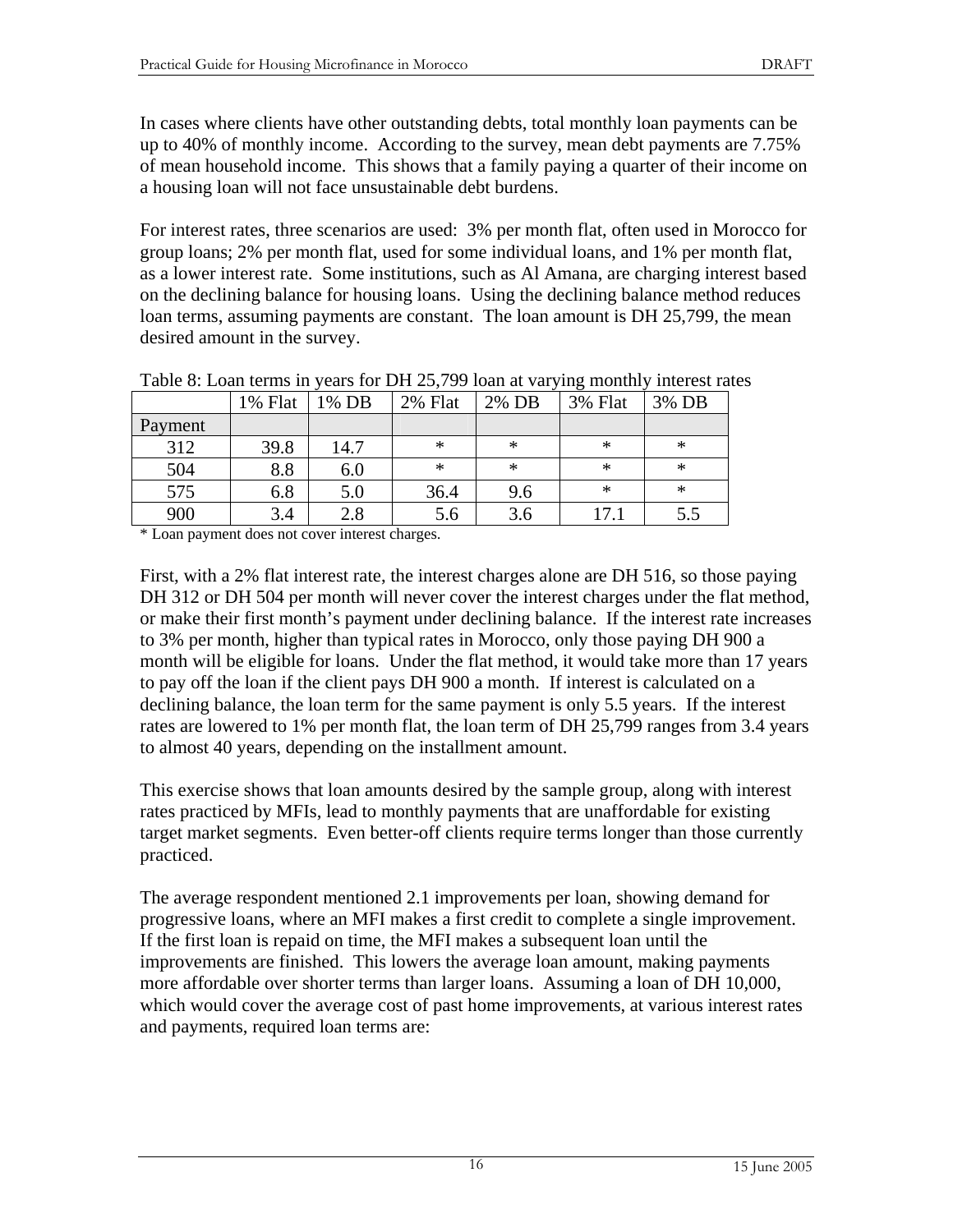In cases where clients have other outstanding debts, total monthly loan payments can be up to 40% of monthly income. According to the survey, mean debt payments are 7.75% of mean household income. This shows that a family paying a quarter of their income on a housing loan will not face unsustainable debt burdens.

For interest rates, three scenarios are used: 3% per month flat, often used in Morocco for group loans; 2% per month flat, used for some individual loans, and 1% per month flat, as a lower interest rate. Some institutions, such as Al Amana, are charging interest based on the declining balance for housing loans. Using the declining balance method reduces loan terms, assuming payments are constant. The loan amount is DH 25,799, the mean desired amount in the survey.

Table 8: Loan terms in years for DH 25,799 loan at varying monthly interest rates

| | 1% Flat | 1% DB | 2% Flat | 2% DB | 3% Flat | 3% DB |
|---|---|---|---|---|---|---|
| Payment | | | | | | |
| 312 | 39.8 | 14.7 | * | * | * | * |
| 504 | 8.8 | 6.0 | * | * | * | * |
| 575 | 6.8 | 5.0 | 36.4 | 9.6 | * | * |
| 900 | 3.4 | 2.8 | 5.6 | 3.6 | 17.1 | 5.5 |

* Loan payment does not cover interest charges.

First, with a 2% flat interest rate, the interest charges alone are DH 516, so those paying DH 312 or DH 504 per month will never cover the interest charges under the flat method, or make their first month's payment under declining balance. If the interest rate increases to 3% per month, higher than typical rates in Morocco, only those paying DH 900 a month will be eligible for loans. Under the flat method, it would take more than 17 years to pay off the loan if the client pays DH 900 a month. If interest is calculated on a declining balance, the loan term for the same payment is only 5.5 years. If the interest rates are lowered to 1% per month flat, the loan term of DH 25,799 ranges from 3.4 years to almost 40 years, depending on the installment amount.

This exercise shows that loan amounts desired by the sample group, along with interest rates practiced by MFIs, lead to monthly payments that are unaffordable for existing target market segments. Even better-off clients require terms longer than those currently practiced.

The average respondent mentioned 2.1 improvements per loan, showing demand for progressive loans, where an MFI makes a first credit to complete a single improvement. If the first loan is repaid on time, the MFI makes a subsequent loan until the improvements are finished. This lowers the average loan amount, making payments more affordable over shorter terms than larger loans. Assuming a loan of DH 10,000, which would cover the average cost of past home improvements, at various interest rates and payments, required loan terms are: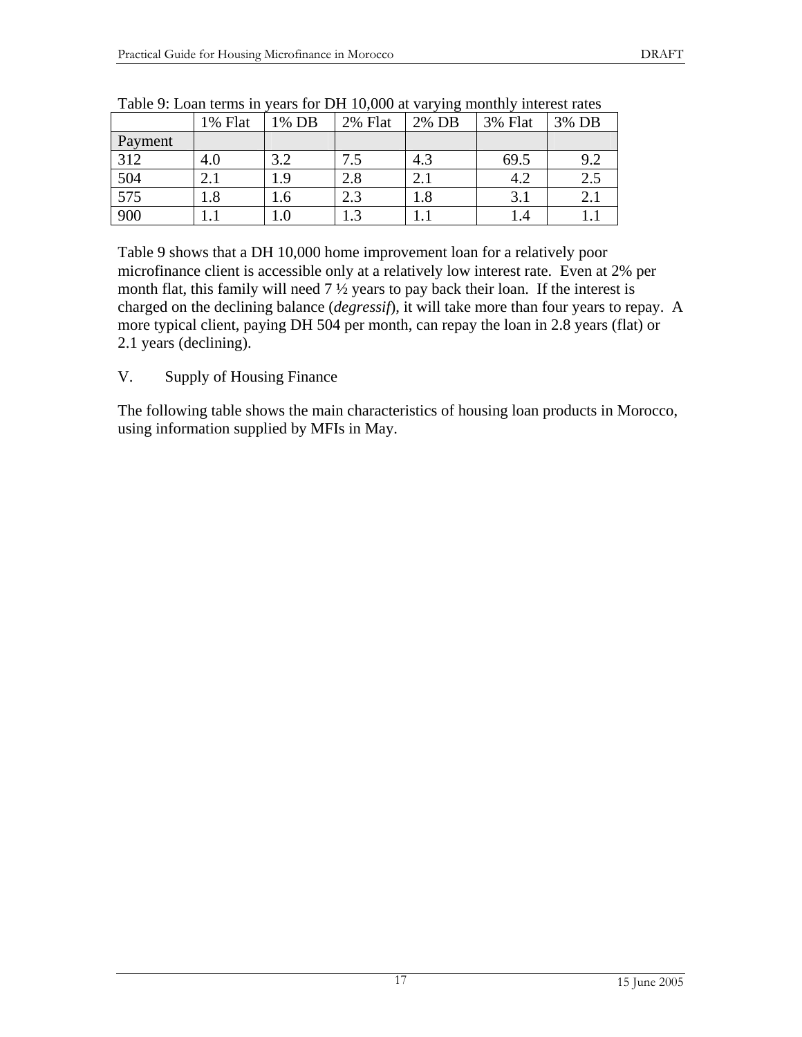Table 9: Loan terms in years for DH 10,000 at varying monthly interest rates

| | 1% Flat | 1% DB | 2% Flat | 2% DB | 3% Flat | 3% DB |
|---|---|---|---|---|---|---|
| Payment | | | | | | |
| 312 | 4.0 | 3.2 | 7.5 | 4.3 | 69.5 | 9.2 |
| 504 | 2.1 | 1.9 | 2.8 | 2.1 | 4.2 | 2.5 |
| 575 | 1.8 | 1.6 | 2.3 | 1.8 | 3.1 | 2.1 |
| 900 | 1.1 | 1.0 | 1.3 | 1.1 | 1.4 | 1.1 |

Table 9 shows that a DH 10,000 home improvement loan for a relatively poor microfinance client is accessible only at a relatively low interest rate. Even at 2% per month flat, this family will need 7 ½ years to pay back their loan. If the interest is charged on the declining balance (*degressif*), it will take more than four years to repay. A more typical client, paying DH 504 per month, can repay the loan in 2.8 years (flat) or 2.1 years (declining).

## V. Supply of Housing Finance

The following table shows the main characteristics of housing loan products in Morocco, using information supplied by MFIs in May.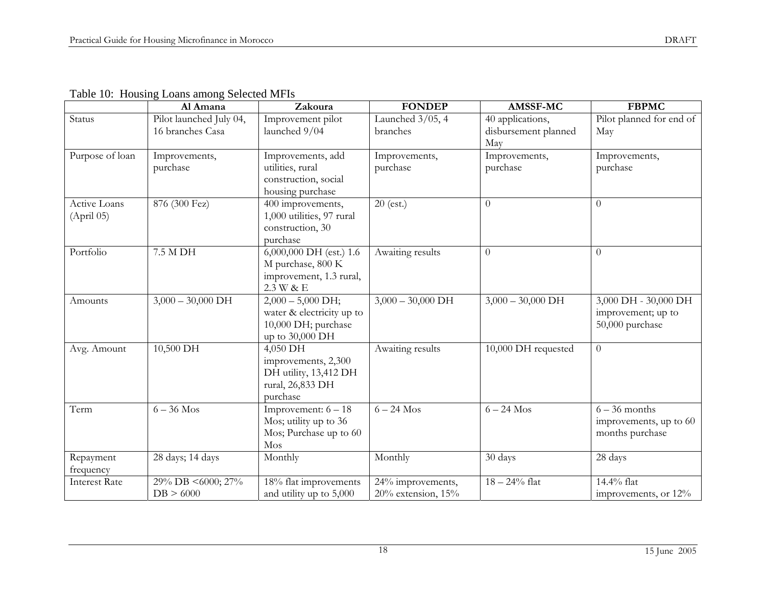Table 10: Housing Loans among Selected MFIs

| | Al Amana | Zakoura | FONDEP | AMSSF-MC | FBPMC |
|---|---|---|---|---|---|
| Status | Pilot launched July 04, 16 branches Casa | Improvement pilot launched 9/04 | Launched 3/05, 4 branches | 40 applications, disbursement planned May | Pilot planned for end of May |
| Purpose of loan | Improvements, purchase | Improvements, add utilities, rural construction, social housing purchase | Improvements, purchase | Improvements, purchase | Improvements, purchase |
| Active Loans (April 05) | 876 (300 Fez) | 400 improvements, 1,000 utilities, 97 rural construction, 30 purchase | 20 (est.) | 0 | 0 |
| Portfolio | 7.5 M DH | 6,000,000 DH (est.) 1.6 M purchase, 800 K improvement, 1.3 rural, 2.3 W & E | Awaiting results | 0 | 0 |
| Amounts | 3,000 – 30,000 DH | 2,000 – 5,000 DH; water & electricity up to 10,000 DH; purchase up to 30,000 DH | 3,000 – 30,000 DH | 3,000 – 30,000 DH | 3,000 DH - 30,000 DH improvement; up to 50,000 purchase |
| Avg. Amount | 10,500 DH | 4,050 DH improvements, 2,300 DH utility, 13,412 DH rural, 26,833 DH purchase | Awaiting results | 10,000 DH requested | 0 |
| Term | 6 – 36 Mos | Improvement: 6 – 18 Mos; utility up to 36 Mos; Purchase up to 60 Mos | 6 – 24 Mos | 6 – 24 Mos | 6 – 36 months improvements, up to 60 months purchase |
| Repayment frequency | 28 days; 14 days | Monthly | Monthly | 30 days | 28 days |
| Interest Rate | 29% DB <6000; 27% DB > 6000 | 18% flat improvements and utility up to 5,000 | 24% improvements, 20% extension, 15% | 18 – 24% flat | 14.4% flat improvements, or 12% |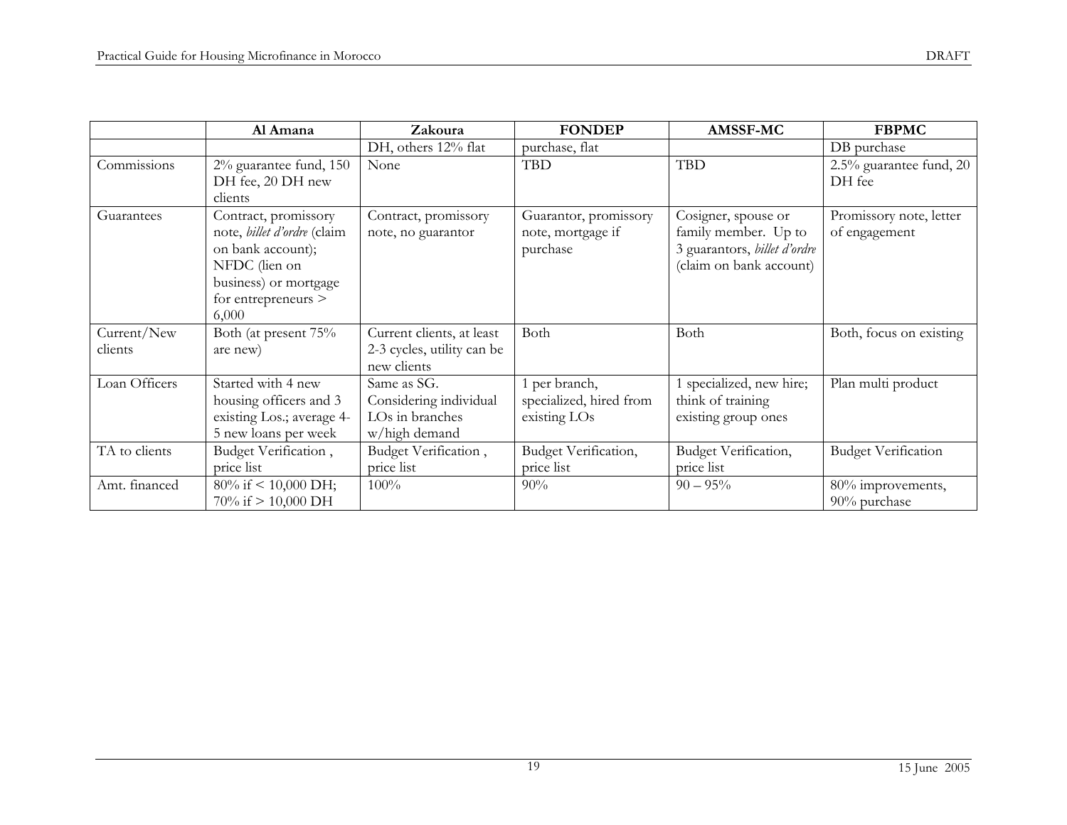| | Al Amana | Zakoura | FONDEP | AMSSF-MC | FBPMC |
|---|---|---|---|---|---|
| | | DH, others 12% flat | purchase, flat | | DB purchase |
| Commissions | 2% guarantee fund, 150 DH fee, 20 DH new clients | None | TBD | TBD | 2.5% guarantee fund, 20 DH fee |
| Guarantees | Contract, promissory note, *billet d'ordre* (claim on bank account); NFDC (lien on business) or mortgage for entrepreneurs > 6,000 | Contract, promissory note, no guarantor | Guarantor, promissory note, mortgage if purchase | Cosigner, spouse or family member. Up to 3 guarantors, *billet d'ordre* (claim on bank account) | Promissory note, letter of engagement |
| Current/New clients | Both (at present 75% are new) | Current clients, at least 2-3 cycles, utility can be new clients | Both | Both | Both, focus on existing |
| Loan Officers | Started with 4 new housing officers and 3 existing Los.; average 4-5 new loans per week | Same as SG. Considering individual LOs in branches w/high demand | 1 per branch, specialized, hired from existing LOs | 1 specialized, new hire; think of training existing group ones | Plan multi product |
| TA to clients | Budget Verification , price list | Budget Verification , price list | Budget Verification, price list | Budget Verification, price list | Budget Verification |
| Amt. financed | 80% if < 10,000 DH; 70% if > 10,000 DH | 100% | 90% | 90 – 95% | 80% improvements, 90% purchase |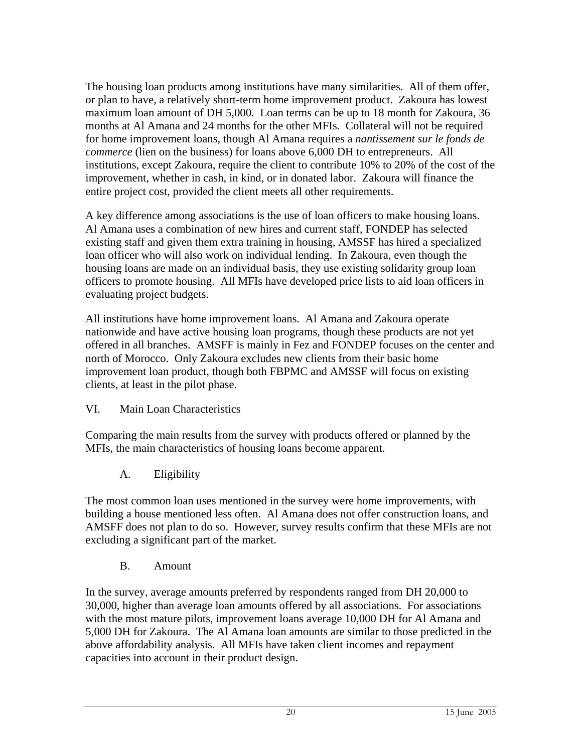The housing loan products among institutions have many similarities. All of them offer, or plan to have, a relatively short-term home improvement product. Zakoura has lowest maximum loan amount of DH 5,000. Loan terms can be up to 18 month for Zakoura, 36 months at Al Amana and 24 months for the other MFIs. Collateral will not be required for home improvement loans, though Al Amana requires a *nantissement sur le fonds de commerce* (lien on the business) for loans above 6,000 DH to entrepreneurs. All institutions, except Zakoura, require the client to contribute 10% to 20% of the cost of the improvement, whether in cash, in kind, or in donated labor. Zakoura will finance the entire project cost, provided the client meets all other requirements.

A key difference among associations is the use of loan officers to make housing loans. Al Amana uses a combination of new hires and current staff, FONDEP has selected existing staff and given them extra training in housing, AMSSF has hired a specialized loan officer who will also work on individual lending. In Zakoura, even though the housing loans are made on an individual basis, they use existing solidarity group loan officers to promote housing. All MFIs have developed price lists to aid loan officers in evaluating project budgets.

All institutions have home improvement loans. Al Amana and Zakoura operate nationwide and have active housing loan programs, though these products are not yet offered in all branches. AMSFF is mainly in Fez and FONDEP focuses on the center and north of Morocco. Only Zakoura excludes new clients from their basic home improvement loan product, though both FBPMC and AMSSF will focus on existing clients, at least in the pilot phase.

## VI. Main Loan Characteristics

Comparing the main results from the survey with products offered or planned by the MFIs, the main characteristics of housing loans become apparent.

### A. Eligibility

The most common loan uses mentioned in the survey were home improvements, with building a house mentioned less often. Al Amana does not offer construction loans, and AMSFF does not plan to do so. However, survey results confirm that these MFIs are not excluding a significant part of the market.

### B. Amount

In the survey, average amounts preferred by respondents ranged from DH 20,000 to 30,000, higher than average loan amounts offered by all associations. For associations with the most mature pilots, improvement loans average 10,000 DH for Al Amana and 5,000 DH for Zakoura. The Al Amana loan amounts are similar to those predicted in the above affordability analysis. All MFIs have taken client incomes and repayment capacities into account in their product design.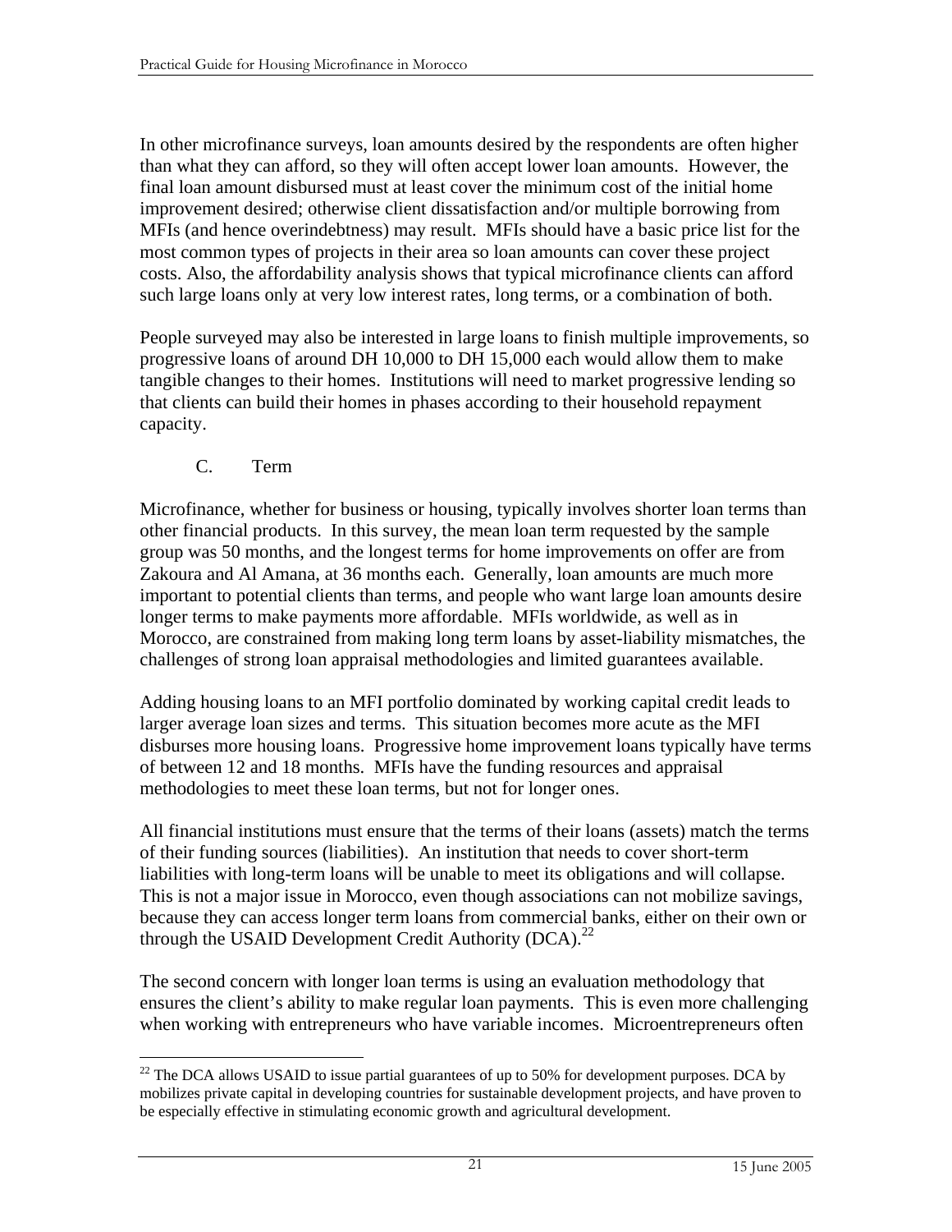In other microfinance surveys, loan amounts desired by the respondents are often higher than what they can afford, so they will often accept lower loan amounts. However, the final loan amount disbursed must at least cover the minimum cost of the initial home improvement desired; otherwise client dissatisfaction and/or multiple borrowing from MFIs (and hence overindebtness) may result. MFIs should have a basic price list for the most common types of projects in their area so loan amounts can cover these project costs. Also, the affordability analysis shows that typical microfinance clients can afford such large loans only at very low interest rates, long terms, or a combination of both.

People surveyed may also be interested in large loans to finish multiple improvements, so progressive loans of around DH 10,000 to DH 15,000 each would allow them to make tangible changes to their homes. Institutions will need to market progressive lending so that clients can build their homes in phases according to their household repayment capacity.

### C. Term

Microfinance, whether for business or housing, typically involves shorter loan terms than other financial products. In this survey, the mean loan term requested by the sample group was 50 months, and the longest terms for home improvements on offer are from Zakoura and Al Amana, at 36 months each. Generally, loan amounts are much more important to potential clients than terms, and people who want large loan amounts desire longer terms to make payments more affordable. MFIs worldwide, as well as in Morocco, are constrained from making long term loans by asset-liability mismatches, the challenges of strong loan appraisal methodologies and limited guarantees available.

Adding housing loans to an MFI portfolio dominated by working capital credit leads to larger average loan sizes and terms. This situation becomes more acute as the MFI disburses more housing loans. Progressive home improvement loans typically have terms of between 12 and 18 months. MFIs have the funding resources and appraisal methodologies to meet these loan terms, but not for longer ones.

All financial institutions must ensure that the terms of their loans (assets) match the terms of their funding sources (liabilities). An institution that needs to cover short-term liabilities with long-term loans will be unable to meet its obligations and will collapse. This is not a major issue in Morocco, even though associations can not mobilize savings, because they can access longer term loans from commercial banks, either on their own or through the USAID Development Credit Authority (DCA).[22]

The second concern with longer loan terms is using an evaluation methodology that ensures the client's ability to make regular loan payments. This is even more challenging when working with entrepreneurs who have variable incomes. Microentrepreneurs often

---

[22] The DCA allows USAID to issue partial guarantees of up to 50% for development purposes. DCA by mobilizes private capital in developing countries for sustainable development projects, and have proven to be especially effective in stimulating economic growth and agricultural development.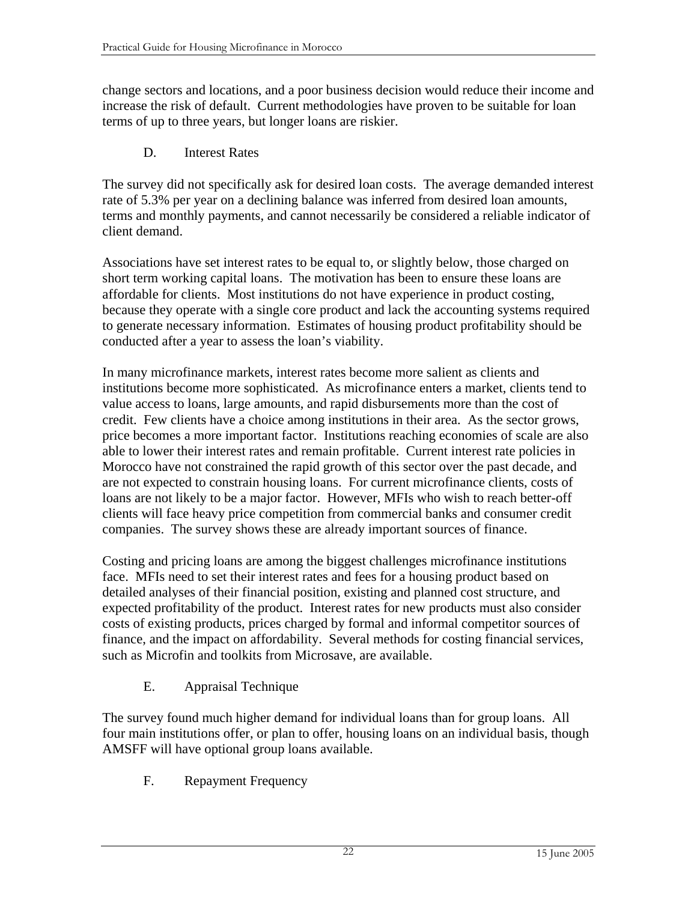change sectors and locations, and a poor business decision would reduce their income and increase the risk of default. Current methodologies have proven to be suitable for loan terms of up to three years, but longer loans are riskier.

### D. Interest Rates

The survey did not specifically ask for desired loan costs. The average demanded interest rate of 5.3% per year on a declining balance was inferred from desired loan amounts, terms and monthly payments, and cannot necessarily be considered a reliable indicator of client demand.

Associations have set interest rates to be equal to, or slightly below, those charged on short term working capital loans. The motivation has been to ensure these loans are affordable for clients. Most institutions do not have experience in product costing, because they operate with a single core product and lack the accounting systems required to generate necessary information. Estimates of housing product profitability should be conducted after a year to assess the loan's viability.

In many microfinance markets, interest rates become more salient as clients and institutions become more sophisticated. As microfinance enters a market, clients tend to value access to loans, large amounts, and rapid disbursements more than the cost of credit. Few clients have a choice among institutions in their area. As the sector grows, price becomes a more important factor. Institutions reaching economies of scale are also able to lower their interest rates and remain profitable. Current interest rate policies in Morocco have not constrained the rapid growth of this sector over the past decade, and are not expected to constrain housing loans. For current microfinance clients, costs of loans are not likely to be a major factor. However, MFIs who wish to reach better-off clients will face heavy price competition from commercial banks and consumer credit companies. The survey shows these are already important sources of finance.

Costing and pricing loans are among the biggest challenges microfinance institutions face. MFIs need to set their interest rates and fees for a housing product based on detailed analyses of their financial position, existing and planned cost structure, and expected profitability of the product. Interest rates for new products must also consider costs of existing products, prices charged by formal and informal competitor sources of finance, and the impact on affordability. Several methods for costing financial services, such as Microfin and toolkits from Microsave, are available.

### E. Appraisal Technique

The survey found much higher demand for individual loans than for group loans. All four main institutions offer, or plan to offer, housing loans on an individual basis, though AMSFF will have optional group loans available.

### F. Repayment Frequency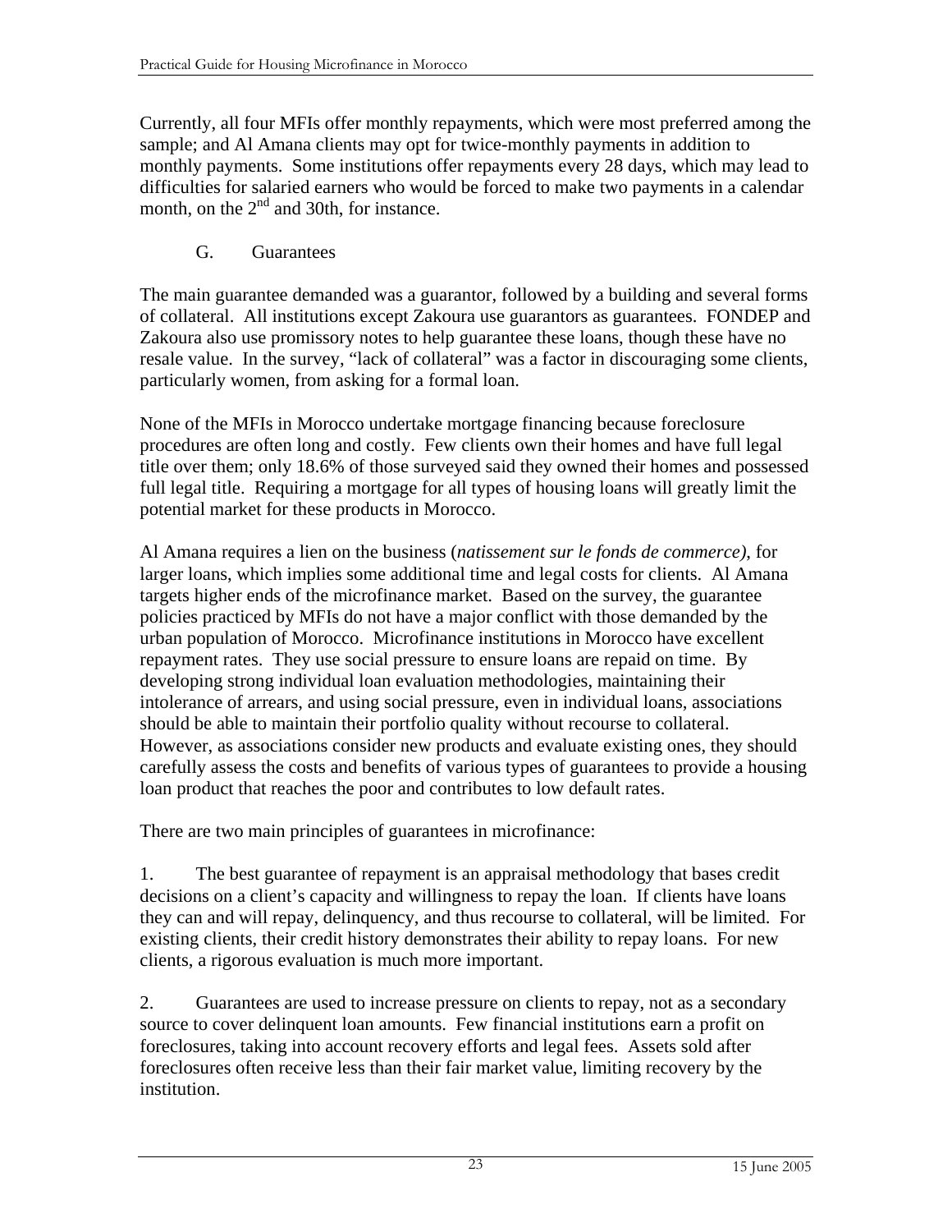Currently, all four MFIs offer monthly repayments, which were most preferred among the sample; and Al Amana clients may opt for twice-monthly payments in addition to monthly payments. Some institutions offer repayments every 28 days, which may lead to difficulties for salaried earners who would be forced to make two payments in a calendar month, on the 2nd and 30th, for instance.

### G. Guarantees

The main guarantee demanded was a guarantor, followed by a building and several forms of collateral. All institutions except Zakoura use guarantors as guarantees. FONDEP and Zakoura also use promissory notes to help guarantee these loans, though these have no resale value. In the survey, "lack of collateral" was a factor in discouraging some clients, particularly women, from asking for a formal loan.

None of the MFIs in Morocco undertake mortgage financing because foreclosure procedures are often long and costly. Few clients own their homes and have full legal title over them; only 18.6% of those surveyed said they owned their homes and possessed full legal title. Requiring a mortgage for all types of housing loans will greatly limit the potential market for these products in Morocco.

Al Amana requires a lien on the business (*natissement sur le fonds de commerce)*, for larger loans, which implies some additional time and legal costs for clients. Al Amana targets higher ends of the microfinance market. Based on the survey, the guarantee policies practiced by MFIs do not have a major conflict with those demanded by the urban population of Morocco. Microfinance institutions in Morocco have excellent repayment rates. They use social pressure to ensure loans are repaid on time. By developing strong individual loan evaluation methodologies, maintaining their intolerance of arrears, and using social pressure, even in individual loans, associations should be able to maintain their portfolio quality without recourse to collateral. However, as associations consider new products and evaluate existing ones, they should carefully assess the costs and benefits of various types of guarantees to provide a housing loan product that reaches the poor and contributes to low default rates.

There are two main principles of guarantees in microfinance:

1. The best guarantee of repayment is an appraisal methodology that bases credit decisions on a client's capacity and willingness to repay the loan. If clients have loans they can and will repay, delinquency, and thus recourse to collateral, will be limited. For existing clients, their credit history demonstrates their ability to repay loans. For new clients, a rigorous evaluation is much more important.

2. Guarantees are used to increase pressure on clients to repay, not as a secondary source to cover delinquent loan amounts. Few financial institutions earn a profit on foreclosures, taking into account recovery efforts and legal fees. Assets sold after foreclosures often receive less than their fair market value, limiting recovery by the institution.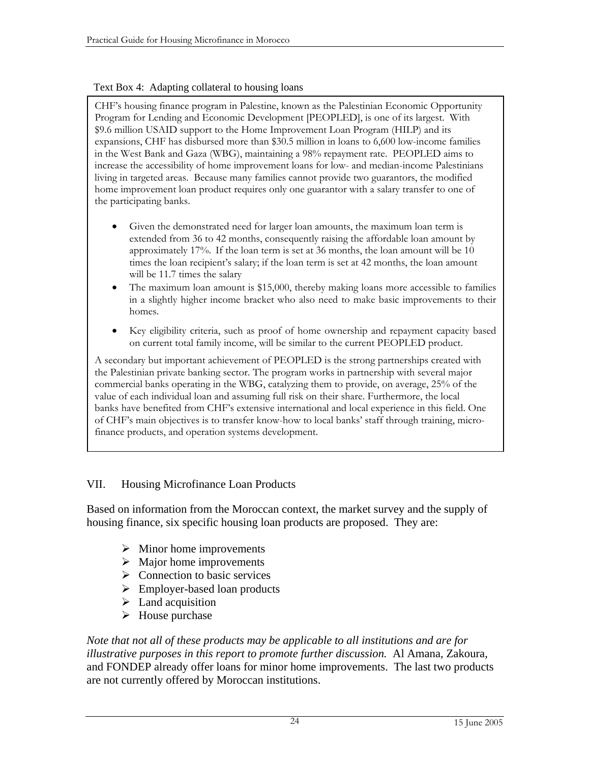Text Box 4: Adapting collateral to housing loans

CHF's housing finance program in Palestine, known as the Palestinian Economic Opportunity Program for Lending and Economic Development [PEOPLED], is one of its largest. With $9.6 million USAID support to the Home Improvement Loan Program (HILP) and its expansions, CHF has disbursed more than $30.5 million in loans to 6,600 low-income families in the West Bank and Gaza (WBG), maintaining a 98% repayment rate. PEOPLED aims to increase the accessibility of home improvement loans for low- and median-income Palestinians living in targeted areas. Because many families cannot provide two guarantors, the modified home improvement loan product requires only one guarantor with a salary transfer to one of the participating banks.

- Given the demonstrated need for larger loan amounts, the maximum loan term is extended from 36 to 42 months, consequently raising the affordable loan amount by approximately 17%. If the loan term is set at 36 months, the loan amount will be 10 times the loan recipient's salary; if the loan term is set at 42 months, the loan amount will be 11.7 times the salary
- The maximum loan amount is $15,000, thereby making loans more accessible to families in a slightly higher income bracket who also need to make basic improvements to their homes.
- Key eligibility criteria, such as proof of home ownership and repayment capacity based on current total family income, will be similar to the current PEOPLED product.

A secondary but important achievement of PEOPLED is the strong partnerships created with the Palestinian private banking sector. The program works in partnership with several major commercial banks operating in the WBG, catalyzing them to provide, on average, 25% of the value of each individual loan and assuming full risk on their share. Furthermore, the local banks have benefited from CHF's extensive international and local experience in this field. One of CHF's main objectives is to transfer know-how to local banks' staff through training, micro-finance products, and operation systems development.

## VII. Housing Microfinance Loan Products

Based on information from the Moroccan context, the market survey and the supply of housing finance, six specific housing loan products are proposed. They are:

- Minor home improvements
- Major home improvements
- Connection to basic services
- Employer-based loan products
- Land acquisition
- House purchase

*Note that not all of these products may be applicable to all institutions and are for illustrative purposes in this report to promote further discussion.* Al Amana, Zakoura, and FONDEP already offer loans for minor home improvements. The last two products are not currently offered by Moroccan institutions.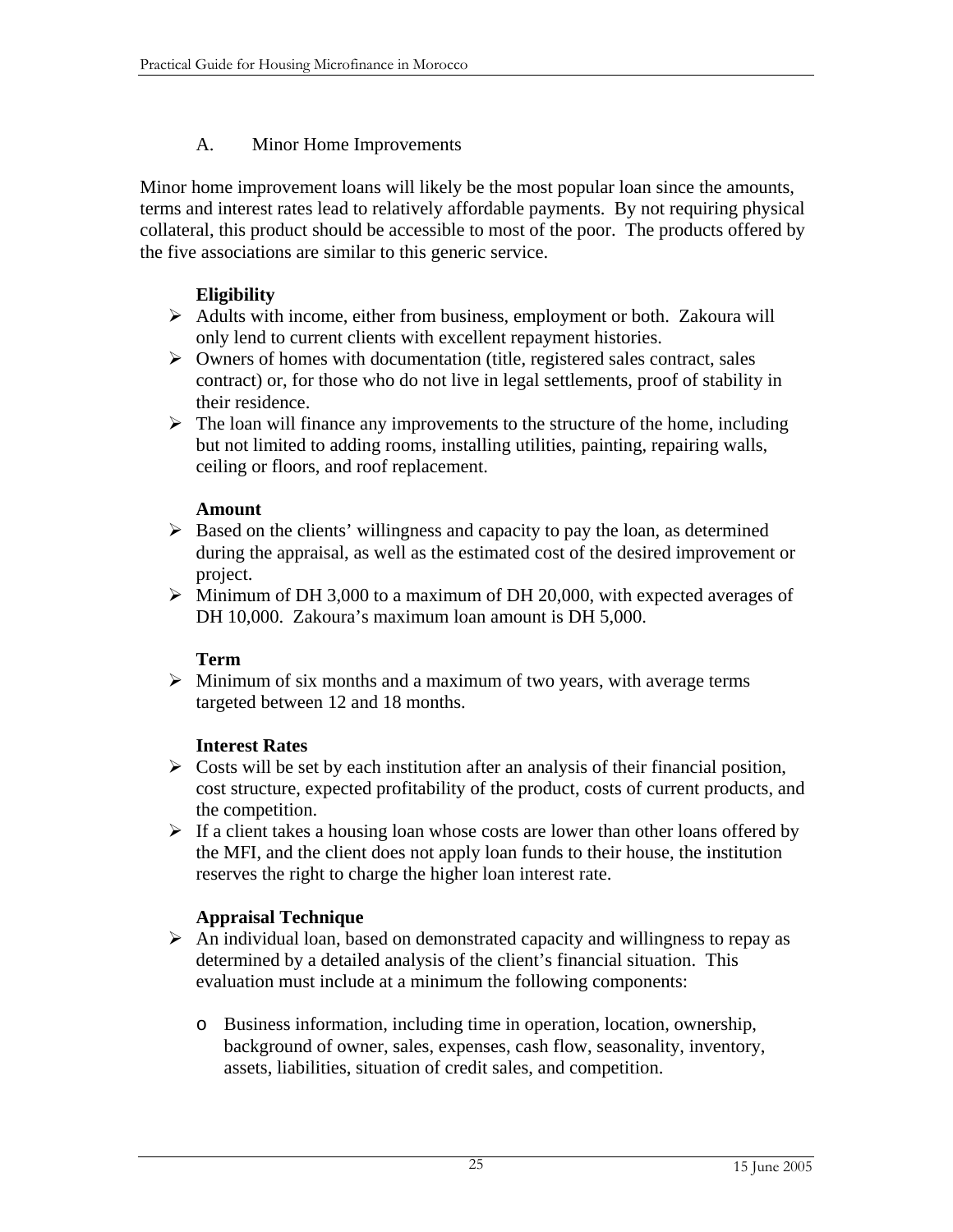### A. Minor Home Improvements

Minor home improvement loans will likely be the most popular loan since the amounts, terms and interest rates lead to relatively affordable payments. By not requiring physical collateral, this product should be accessible to most of the poor. The products offered by the five associations are similar to this generic service.

**Eligibility**

- Adults with income, either from business, employment or both. Zakoura will only lend to current clients with excellent repayment histories.
- Owners of homes with documentation (title, registered sales contract, sales contract) or, for those who do not live in legal settlements, proof of stability in their residence.
- The loan will finance any improvements to the structure of the home, including but not limited to adding rooms, installing utilities, painting, repairing walls, ceiling or floors, and roof replacement.

**Amount**

- Based on the clients' willingness and capacity to pay the loan, as determined during the appraisal, as well as the estimated cost of the desired improvement or project.
- Minimum of DH 3,000 to a maximum of DH 20,000, with expected averages of DH 10,000. Zakoura's maximum loan amount is DH 5,000.

**Term**

- Minimum of six months and a maximum of two years, with average terms targeted between 12 and 18 months.

**Interest Rates**

- Costs will be set by each institution after an analysis of their financial position, cost structure, expected profitability of the product, costs of current products, and the competition.
- If a client takes a housing loan whose costs are lower than other loans offered by the MFI, and the client does not apply loan funds to their house, the institution reserves the right to charge the higher loan interest rate.

**Appraisal Technique**

- An individual loan, based on demonstrated capacity and willingness to repay as determined by a detailed analysis of the client's financial situation. This evaluation must include at a minimum the following components:
  - Business information, including time in operation, location, ownership, background of owner, sales, expenses, cash flow, seasonality, inventory, assets, liabilities, situation of credit sales, and competition.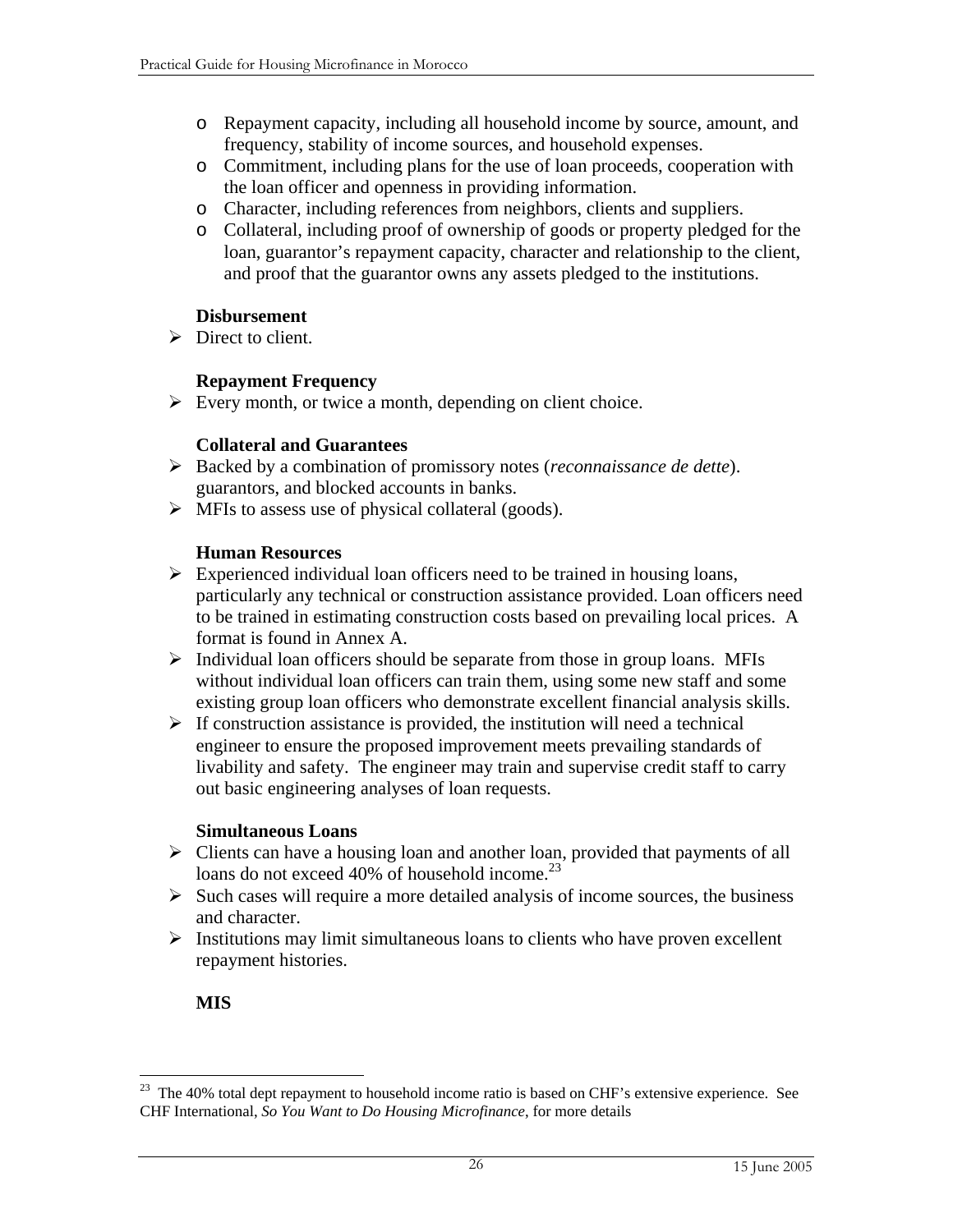- Repayment capacity, including all household income by source, amount, and frequency, stability of income sources, and household expenses.
- Commitment, including plans for the use of loan proceeds, cooperation with the loan officer and openness in providing information.
- Character, including references from neighbors, clients and suppliers.
- Collateral, including proof of ownership of goods or property pledged for the loan, guarantor's repayment capacity, character and relationship to the client, and proof that the guarantor owns any assets pledged to the institutions.

**Disbursement**

- Direct to client.

**Repayment Frequency**

- Every month, or twice a month, depending on client choice.

**Collateral and Guarantees**

- Backed by a combination of promissory notes (*reconnaissance de dette*). guarantors, and blocked accounts in banks.
- MFIs to assess use of physical collateral (goods).

**Human Resources**

- Experienced individual loan officers need to be trained in housing loans, particularly any technical or construction assistance provided. Loan officers need to be trained in estimating construction costs based on prevailing local prices. A format is found in Annex A.
- Individual loan officers should be separate from those in group loans. MFIs without individual loan officers can train them, using some new staff and some existing group loan officers who demonstrate excellent financial analysis skills.
- If construction assistance is provided, the institution will need a technical engineer to ensure the proposed improvement meets prevailing standards of livability and safety. The engineer may train and supervise credit staff to carry out basic engineering analyses of loan requests.

**Simultaneous Loans**

- Clients can have a housing loan and another loan, provided that payments of all loans do not exceed 40% of household income.[23]
- Such cases will require a more detailed analysis of income sources, the business and character.
- Institutions may limit simultaneous loans to clients who have proven excellent repayment histories.

**MIS**

---

[23] The 40% total dept repayment to household income ratio is based on CHF's extensive experience. See CHF International, *So You Want to Do Housing Microfinance*, for more details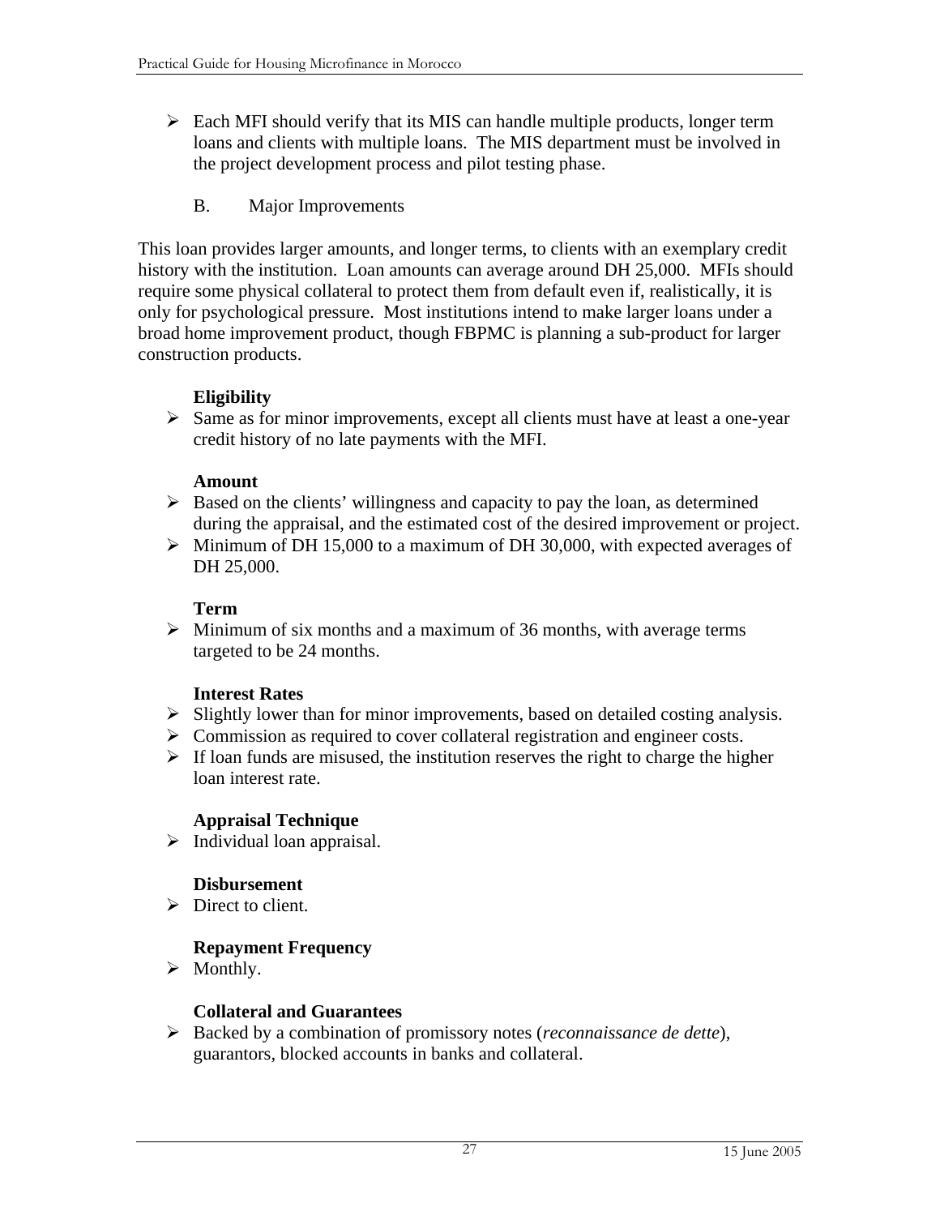- Each MFI should verify that its MIS can handle multiple products, longer term loans and clients with multiple loans. The MIS department must be involved in the project development process and pilot testing phase.

## B. Major Improvements

This loan provides larger amounts, and longer terms, to clients with an exemplary credit history with the institution. Loan amounts can average around DH 25,000. MFIs should require some physical collateral to protect them from default even if, realistically, it is only for psychological pressure. Most institutions intend to make larger loans under a broad home improvement product, though FBPMC is planning a sub-product for larger construction products.

**Eligibility**

- Same as for minor improvements, except all clients must have at least a one-year credit history of no late payments with the MFI.

**Amount**

- Based on the clients' willingness and capacity to pay the loan, as determined during the appraisal, and the estimated cost of the desired improvement or project.
- Minimum of DH 15,000 to a maximum of DH 30,000, with expected averages of DH 25,000.

**Term**

- Minimum of six months and a maximum of 36 months, with average terms targeted to be 24 months.

**Interest Rates**

- Slightly lower than for minor improvements, based on detailed costing analysis.
- Commission as required to cover collateral registration and engineer costs.
- If loan funds are misused, the institution reserves the right to charge the higher loan interest rate.

**Appraisal Technique**

- Individual loan appraisal.

**Disbursement**

- Direct to client.

**Repayment Frequency**

- Monthly.

**Collateral and Guarantees**

- Backed by a combination of promissory notes (*reconnaissance de dette*), guarantors, blocked accounts in banks and collateral.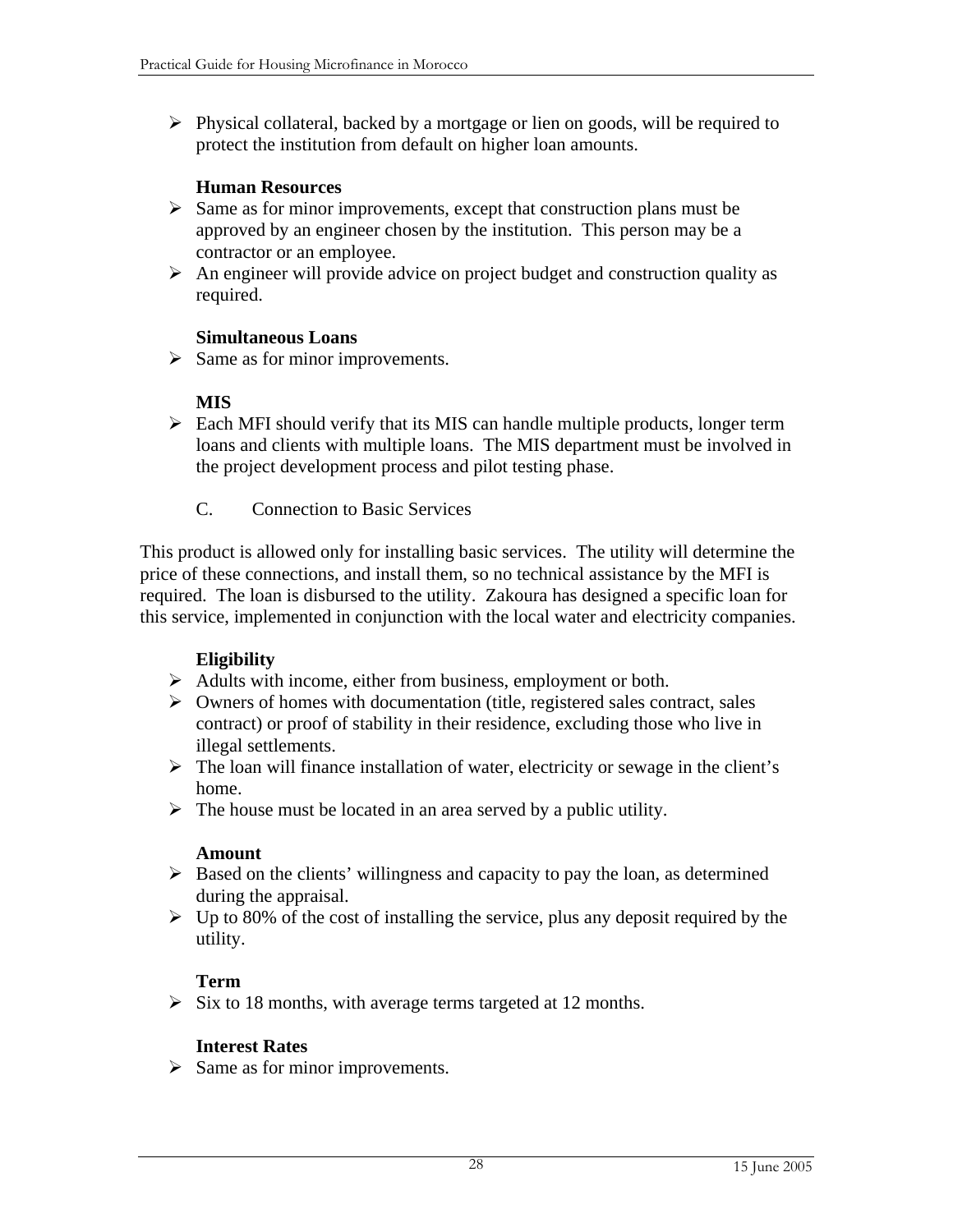- Physical collateral, backed by a mortgage or lien on goods, will be required to protect the institution from default on higher loan amounts.

**Human Resources**

- Same as for minor improvements, except that construction plans must be approved by an engineer chosen by the institution. This person may be a contractor or an employee.
- An engineer will provide advice on project budget and construction quality as required.

**Simultaneous Loans**

- Same as for minor improvements.

**MIS**

- Each MFI should verify that its MIS can handle multiple products, longer term loans and clients with multiple loans. The MIS department must be involved in the project development process and pilot testing phase.

### C. Connection to Basic Services

This product is allowed only for installing basic services. The utility will determine the price of these connections, and install them, so no technical assistance by the MFI is required. The loan is disbursed to the utility. Zakoura has designed a specific loan for this service, implemented in conjunction with the local water and electricity companies.

**Eligibility**

- Adults with income, either from business, employment or both.
- Owners of homes with documentation (title, registered sales contract, sales contract) or proof of stability in their residence, excluding those who live in illegal settlements.
- The loan will finance installation of water, electricity or sewage in the client's home.
- The house must be located in an area served by a public utility.

**Amount**

- Based on the clients' willingness and capacity to pay the loan, as determined during the appraisal.
- Up to 80% of the cost of installing the service, plus any deposit required by the utility.

**Term**

- Six to 18 months, with average terms targeted at 12 months.

**Interest Rates**

- Same as for minor improvements.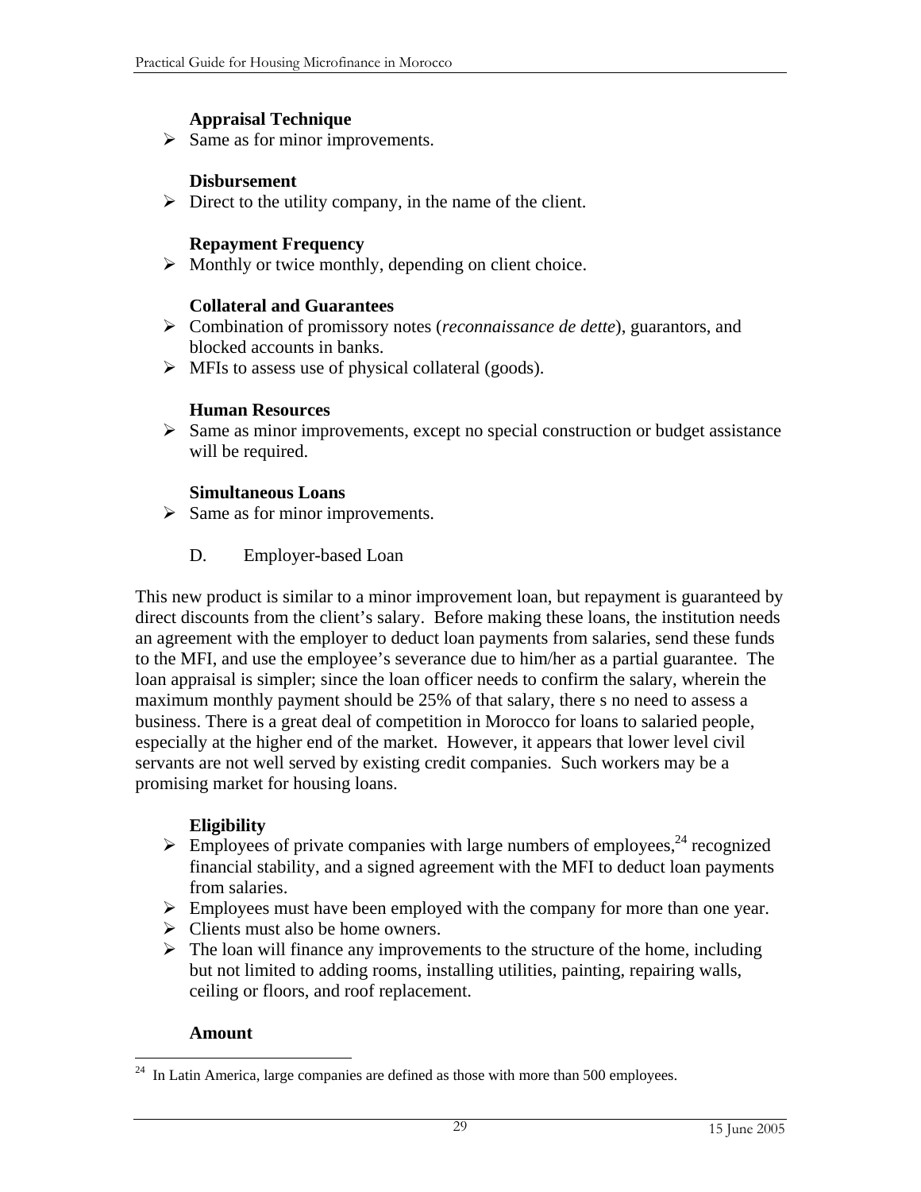#### Appraisal Technique

- Same as for minor improvements.

#### Disbursement

- Direct to the utility company, in the name of the client.

#### Repayment Frequency

- Monthly or twice monthly, depending on client choice.

#### Collateral and Guarantees

- Combination of promissory notes (*reconnaissance de dette*), guarantors, and blocked accounts in banks.
- MFIs to assess use of physical collateral (goods).

#### Human Resources

- Same as minor improvements, except no special construction or budget assistance will be required.

#### Simultaneous Loans

- Same as for minor improvements.

### D. Employer-based Loan

This new product is similar to a minor improvement loan, but repayment is guaranteed by direct discounts from the client's salary. Before making these loans, the institution needs an agreement with the employer to deduct loan payments from salaries, send these funds to the MFI, and use the employee's severance due to him/her as a partial guarantee. The loan appraisal is simpler; since the loan officer needs to confirm the salary, wherein the maximum monthly payment should be 25% of that salary, there s no need to assess a business. There is a great deal of competition in Morocco for loans to salaried people, especially at the higher end of the market. However, it appears that lower level civil servants are not well served by existing credit companies. Such workers may be a promising market for housing loans.

#### Eligibility

- Employees of private companies with large numbers of employees,[24] recognized financial stability, and a signed agreement with the MFI to deduct loan payments from salaries.
- Employees must have been employed with the company for more than one year.
- Clients must also be home owners.
- The loan will finance any improvements to the structure of the home, including but not limited to adding rooms, installing utilities, painting, repairing walls, ceiling or floors, and roof replacement.

#### Amount

[24] In Latin America, large companies are defined as those with more than 500 employees.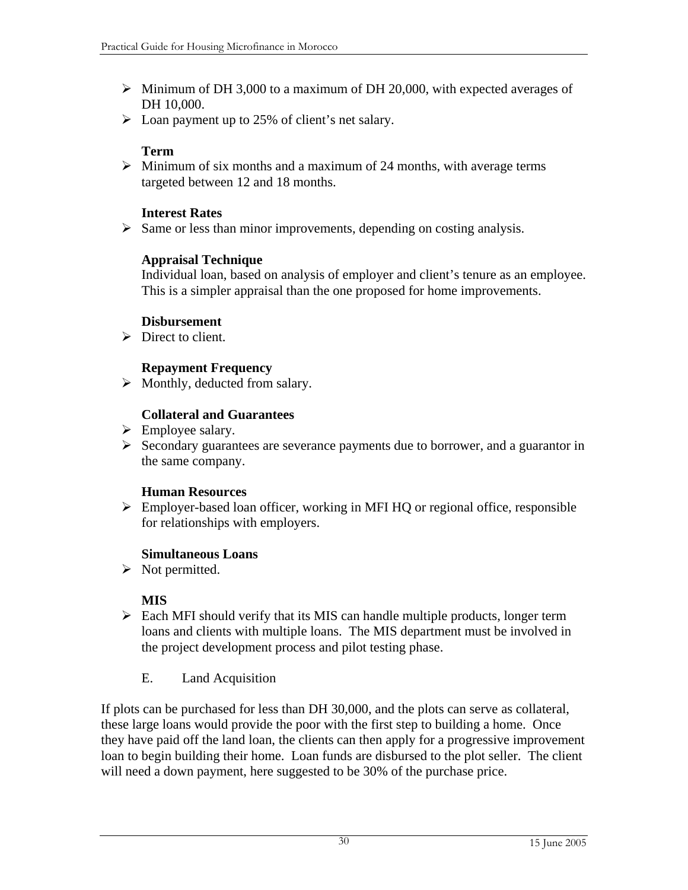- Minimum of DH 3,000 to a maximum of DH 20,000, with expected averages of DH 10,000.
- Loan payment up to 25% of client's net salary.

**Term**

- Minimum of six months and a maximum of 24 months, with average terms targeted between 12 and 18 months.

**Interest Rates**

- Same or less than minor improvements, depending on costing analysis.

**Appraisal Technique**

Individual loan, based on analysis of employer and client's tenure as an employee. This is a simpler appraisal than the one proposed for home improvements.

**Disbursement**

- Direct to client.

**Repayment Frequency**

- Monthly, deducted from salary.

**Collateral and Guarantees**

- Employee salary.
- Secondary guarantees are severance payments due to borrower, and a guarantor in the same company.

**Human Resources**

- Employer-based loan officer, working in MFI HQ or regional office, responsible for relationships with employers.

**Simultaneous Loans**

- Not permitted.

**MIS**

- Each MFI should verify that its MIS can handle multiple products, longer term loans and clients with multiple loans. The MIS department must be involved in the project development process and pilot testing phase.

### E. Land Acquisition

If plots can be purchased for less than DH 30,000, and the plots can serve as collateral, these large loans would provide the poor with the first step to building a home. Once they have paid off the land loan, the clients can then apply for a progressive improvement loan to begin building their home. Loan funds are disbursed to the plot seller. The client will need a down payment, here suggested to be 30% of the purchase price.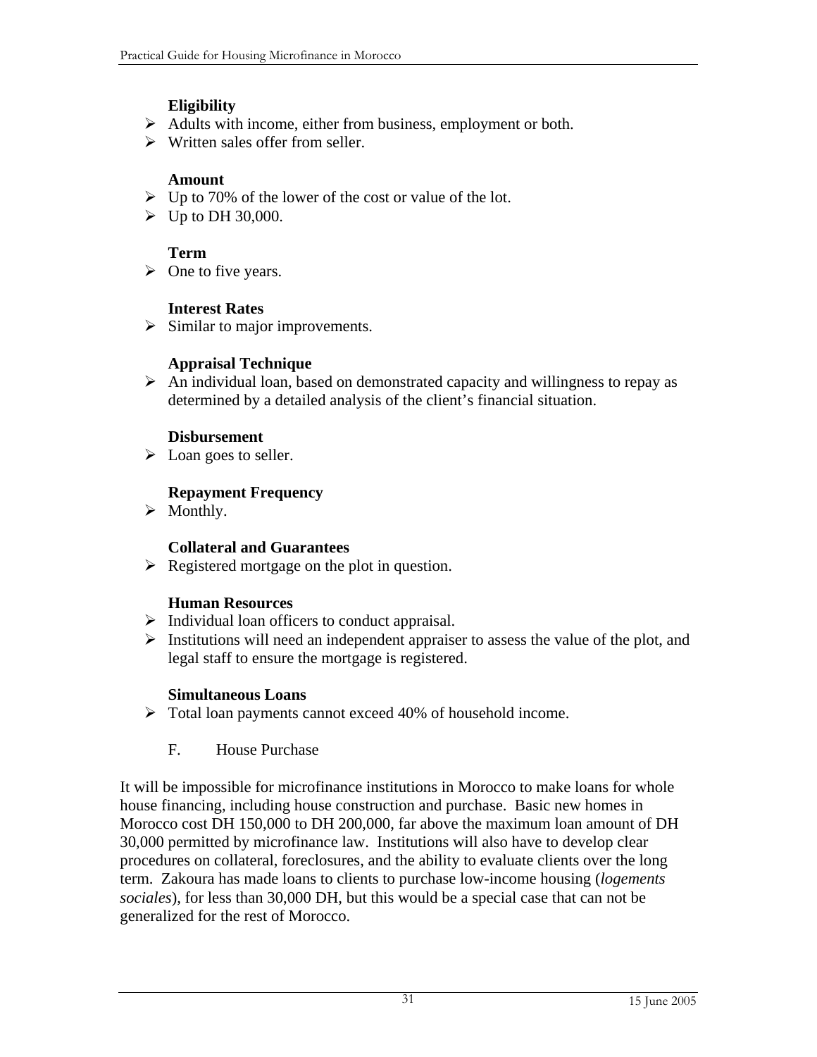**Eligibility**

- Adults with income, either from business, employment or both.
- Written sales offer from seller.

**Amount**

- Up to 70% of the lower of the cost or value of the lot.
- Up to DH 30,000.

**Term**

- One to five years.

**Interest Rates**

- Similar to major improvements.

**Appraisal Technique**

- An individual loan, based on demonstrated capacity and willingness to repay as determined by a detailed analysis of the client's financial situation.

**Disbursement**

- Loan goes to seller.

**Repayment Frequency**

- Monthly.

**Collateral and Guarantees**

- Registered mortgage on the plot in question.

**Human Resources**

- Individual loan officers to conduct appraisal.
- Institutions will need an independent appraiser to assess the value of the plot, and legal staff to ensure the mortgage is registered.

**Simultaneous Loans**

- Total loan payments cannot exceed 40% of household income.

F. House Purchase

It will be impossible for microfinance institutions in Morocco to make loans for whole house financing, including house construction and purchase. Basic new homes in Morocco cost DH 150,000 to DH 200,000, far above the maximum loan amount of DH 30,000 permitted by microfinance law. Institutions will also have to develop clear procedures on collateral, foreclosures, and the ability to evaluate clients over the long term. Zakoura has made loans to clients to purchase low-income housing (*logements sociales*), for less than 30,000 DH, but this would be a special case that can not be generalized for the rest of Morocco.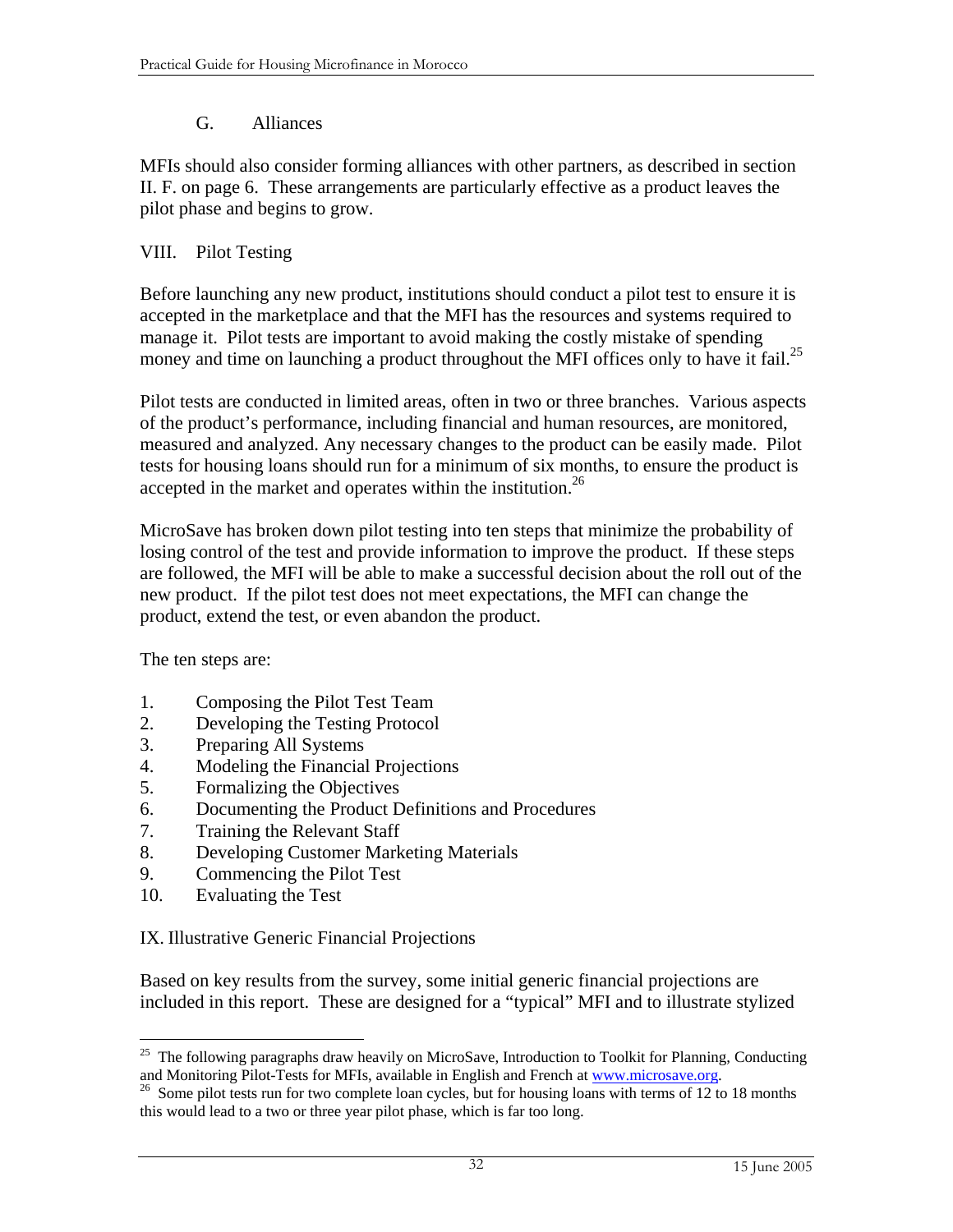### G. Alliances

MFIs should also consider forming alliances with other partners, as described in section II. F. on page 6. These arrangements are particularly effective as a product leaves the pilot phase and begins to grow.

## VIII. Pilot Testing

Before launching any new product, institutions should conduct a pilot test to ensure it is accepted in the marketplace and that the MFI has the resources and systems required to manage it. Pilot tests are important to avoid making the costly mistake of spending money and time on launching a product throughout the MFI offices only to have it fail.[25]

Pilot tests are conducted in limited areas, often in two or three branches. Various aspects of the product's performance, including financial and human resources, are monitored, measured and analyzed. Any necessary changes to the product can be easily made. Pilot tests for housing loans should run for a minimum of six months, to ensure the product is accepted in the market and operates within the institution.[26]

MicroSave has broken down pilot testing into ten steps that minimize the probability of losing control of the test and provide information to improve the product. If these steps are followed, the MFI will be able to make a successful decision about the roll out of the new product. If the pilot test does not meet expectations, the MFI can change the product, extend the test, or even abandon the product.

The ten steps are:

1. Composing the Pilot Test Team
2. Developing the Testing Protocol
3. Preparing All Systems
4. Modeling the Financial Projections
5. Formalizing the Objectives
6. Documenting the Product Definitions and Procedures
7. Training the Relevant Staff
8. Developing Customer Marketing Materials
9. Commencing the Pilot Test
10. Evaluating the Test

## IX. Illustrative Generic Financial Projections

Based on key results from the survey, some initial generic financial projections are included in this report. These are designed for a "typical" MFI and to illustrate stylized

---

[25] The following paragraphs draw heavily on MicroSave, Introduction to Toolkit for Planning, Conducting and Monitoring Pilot-Tests for MFIs, available in English and French at www.microsave.org.

[26] Some pilot tests run for two complete loan cycles, but for housing loans with terms of 12 to 18 months this would lead to a two or three year pilot phase, which is far too long.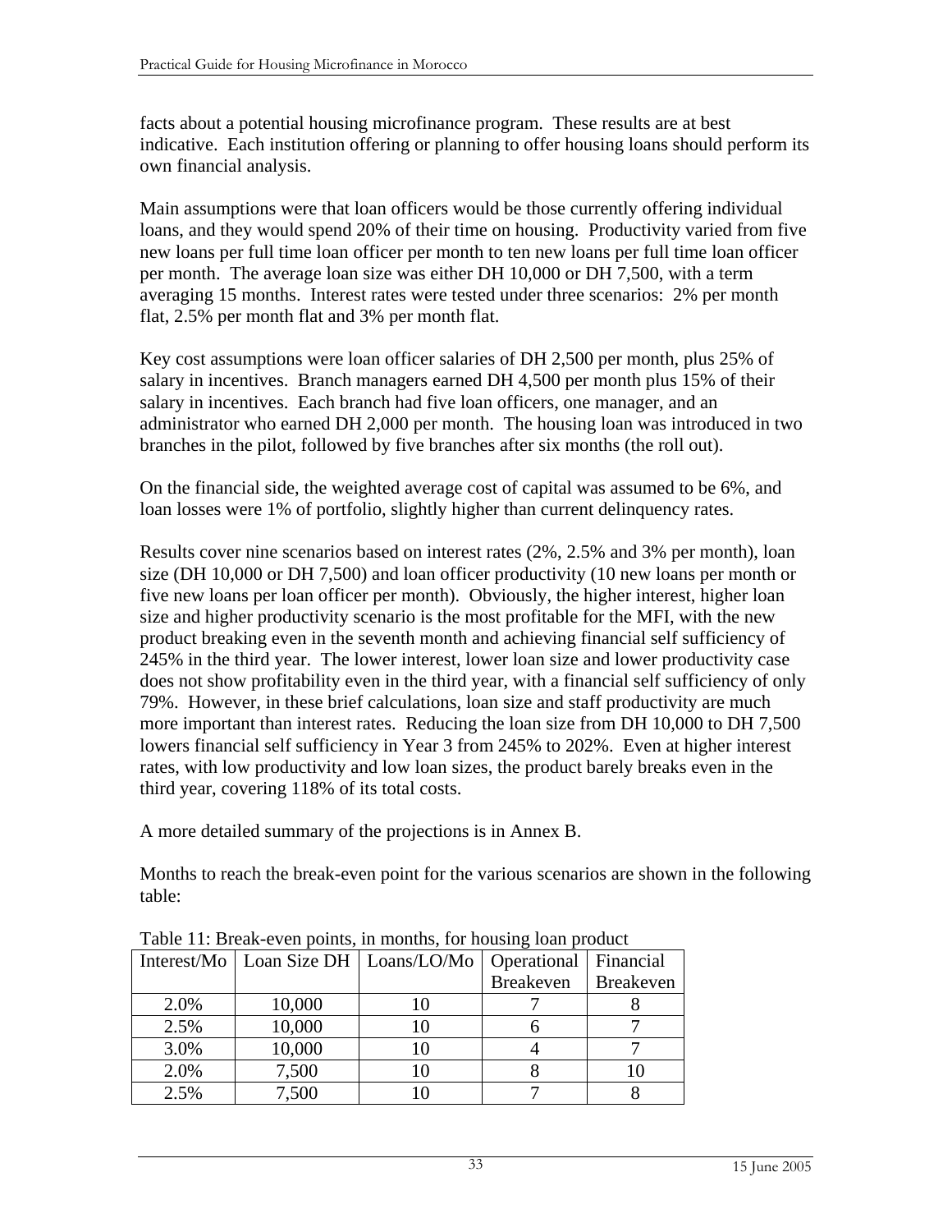facts about a potential housing microfinance program. These results are at best indicative. Each institution offering or planning to offer housing loans should perform its own financial analysis.

Main assumptions were that loan officers would be those currently offering individual loans, and they would spend 20% of their time on housing. Productivity varied from five new loans per full time loan officer per month to ten new loans per full time loan officer per month. The average loan size was either DH 10,000 or DH 7,500, with a term averaging 15 months. Interest rates were tested under three scenarios: 2% per month flat, 2.5% per month flat and 3% per month flat.

Key cost assumptions were loan officer salaries of DH 2,500 per month, plus 25% of salary in incentives. Branch managers earned DH 4,500 per month plus 15% of their salary in incentives. Each branch had five loan officers, one manager, and an administrator who earned DH 2,000 per month. The housing loan was introduced in two branches in the pilot, followed by five branches after six months (the roll out).

On the financial side, the weighted average cost of capital was assumed to be 6%, and loan losses were 1% of portfolio, slightly higher than current delinquency rates.

Results cover nine scenarios based on interest rates (2%, 2.5% and 3% per month), loan size (DH 10,000 or DH 7,500) and loan officer productivity (10 new loans per month or five new loans per loan officer per month). Obviously, the higher interest, higher loan size and higher productivity scenario is the most profitable for the MFI, with the new product breaking even in the seventh month and achieving financial self sufficiency of 245% in the third year. The lower interest, lower loan size and lower productivity case does not show profitability even in the third year, with a financial self sufficiency of only 79%. However, in these brief calculations, loan size and staff productivity are much more important than interest rates. Reducing the loan size from DH 10,000 to DH 7,500 lowers financial self sufficiency in Year 3 from 245% to 202%. Even at higher interest rates, with low productivity and low loan sizes, the product barely breaks even in the third year, covering 118% of its total costs.

A more detailed summary of the projections is in Annex B.

Months to reach the break-even point for the various scenarios are shown in the following table:

Table 11: Break-even points, in months, for housing loan product

| Interest/Mo | Loan Size DH | Loans/LO/Mo | Operational Breakeven | Financial Breakeven |
|---|---|---|---|---|
| 2.0% | 10,000 | 10 | 7 | 8 |
| 2.5% | 10,000 | 10 | 6 | 7 |
| 3.0% | 10,000 | 10 | 4 | 7 |
| 2.0% | 7,500 | 10 | 8 | 10 |
| 2.5% | 7,500 | 10 | 7 | 8 |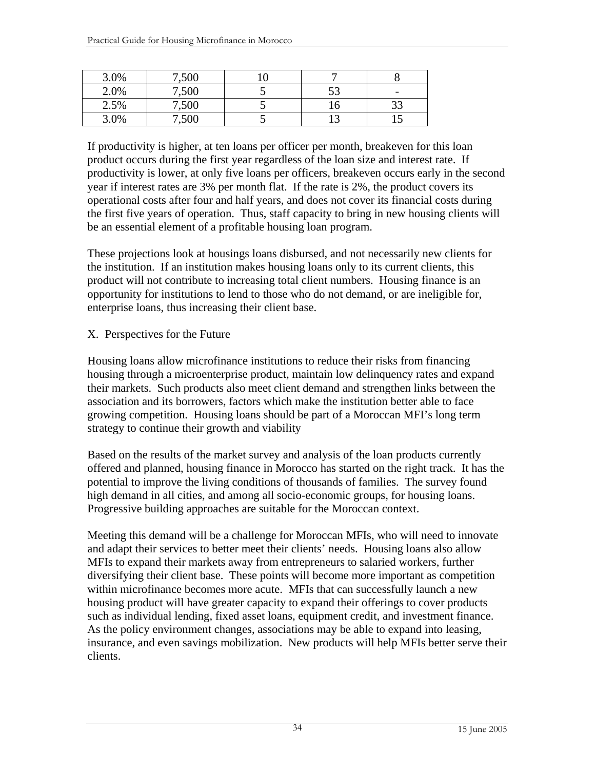| | | | | |
|---|---|---|---|---|
| 3.0% | 7,500 | 10 | 7 | 8 |
| 2.0% | 7,500 | 5 | 53 | - |
| 2.5% | 7,500 | 5 | 16 | 33 |
| 3.0% | 7,500 | 5 | 13 | 15 |

If productivity is higher, at ten loans per officer per month, breakeven for this loan product occurs during the first year regardless of the loan size and interest rate. If productivity is lower, at only five loans per officers, breakeven occurs early in the second year if interest rates are 3% per month flat. If the rate is 2%, the product covers its operational costs after four and half years, and does not cover its financial costs during the first five years of operation. Thus, staff capacity to bring in new housing clients will be an essential element of a profitable housing loan program.

These projections look at housings loans disbursed, and not necessarily new clients for the institution. If an institution makes housing loans only to its current clients, this product will not contribute to increasing total client numbers. Housing finance is an opportunity for institutions to lend to those who do not demand, or are ineligible for, enterprise loans, thus increasing their client base.

## X. Perspectives for the Future

Housing loans allow microfinance institutions to reduce their risks from financing housing through a microenterprise product, maintain low delinquency rates and expand their markets. Such products also meet client demand and strengthen links between the association and its borrowers, factors which make the institution better able to face growing competition. Housing loans should be part of a Moroccan MFI's long term strategy to continue their growth and viability

Based on the results of the market survey and analysis of the loan products currently offered and planned, housing finance in Morocco has started on the right track. It has the potential to improve the living conditions of thousands of families. The survey found high demand in all cities, and among all socio-economic groups, for housing loans. Progressive building approaches are suitable for the Moroccan context.

Meeting this demand will be a challenge for Moroccan MFIs, who will need to innovate and adapt their services to better meet their clients' needs. Housing loans also allow MFIs to expand their markets away from entrepreneurs to salaried workers, further diversifying their client base. These points will become more important as competition within microfinance becomes more acute. MFIs that can successfully launch a new housing product will have greater capacity to expand their offerings to cover products such as individual lending, fixed asset loans, equipment credit, and investment finance. As the policy environment changes, associations may be able to expand into leasing, insurance, and even savings mobilization. New products will help MFIs better serve their clients.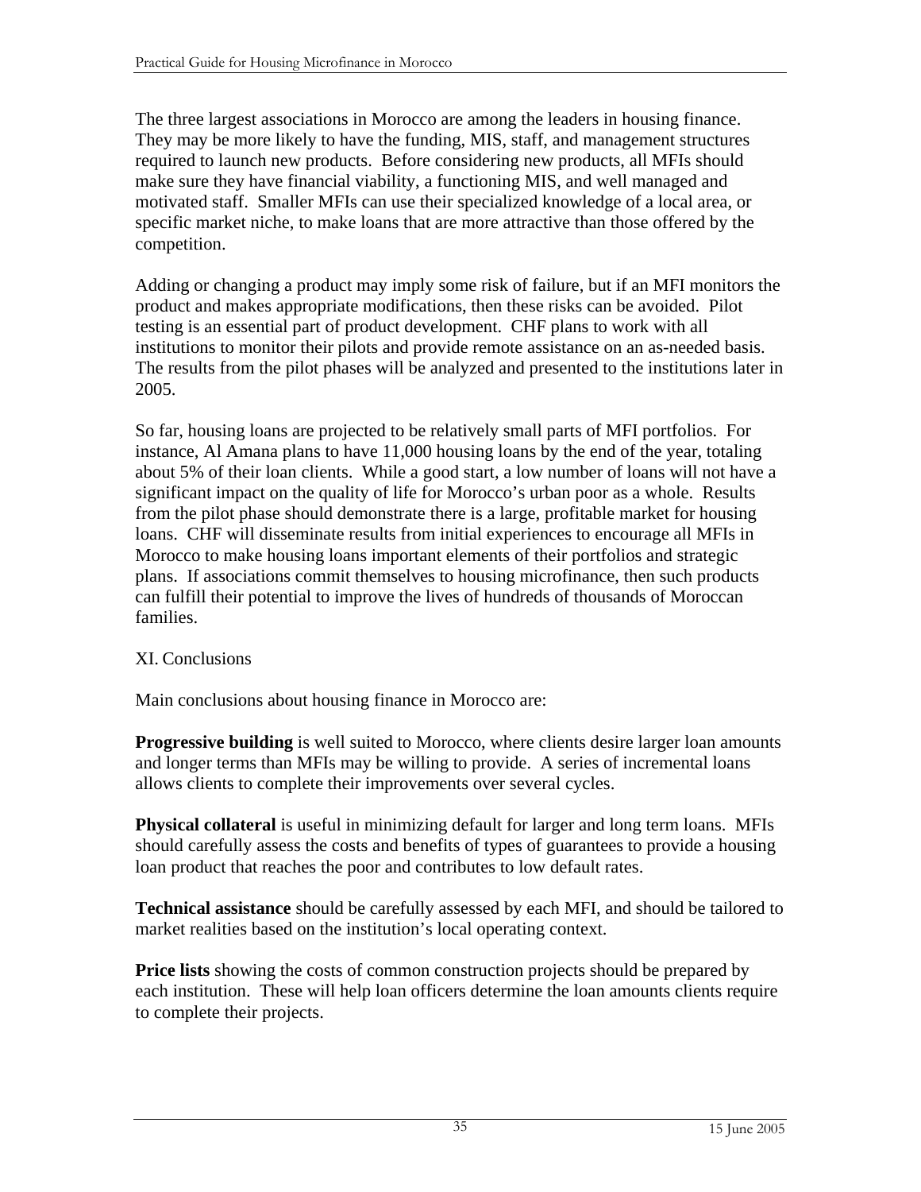The three largest associations in Morocco are among the leaders in housing finance. They may be more likely to have the funding, MIS, staff, and management structures required to launch new products. Before considering new products, all MFIs should make sure they have financial viability, a functioning MIS, and well managed and motivated staff. Smaller MFIs can use their specialized knowledge of a local area, or specific market niche, to make loans that are more attractive than those offered by the competition.

Adding or changing a product may imply some risk of failure, but if an MFI monitors the product and makes appropriate modifications, then these risks can be avoided. Pilot testing is an essential part of product development. CHF plans to work with all institutions to monitor their pilots and provide remote assistance on an as-needed basis. The results from the pilot phases will be analyzed and presented to the institutions later in 2005.

So far, housing loans are projected to be relatively small parts of MFI portfolios. For instance, Al Amana plans to have 11,000 housing loans by the end of the year, totaling about 5% of their loan clients. While a good start, a low number of loans will not have a significant impact on the quality of life for Morocco's urban poor as a whole. Results from the pilot phase should demonstrate there is a large, profitable market for housing loans. CHF will disseminate results from initial experiences to encourage all MFIs in Morocco to make housing loans important elements of their portfolios and strategic plans. If associations commit themselves to housing microfinance, then such products can fulfill their potential to improve the lives of hundreds of thousands of Moroccan families.

## XI. Conclusions

Main conclusions about housing finance in Morocco are:

**Progressive building** is well suited to Morocco, where clients desire larger loan amounts and longer terms than MFIs may be willing to provide. A series of incremental loans allows clients to complete their improvements over several cycles.

**Physical collateral** is useful in minimizing default for larger and long term loans. MFIs should carefully assess the costs and benefits of types of guarantees to provide a housing loan product that reaches the poor and contributes to low default rates.

**Technical assistance** should be carefully assessed by each MFI, and should be tailored to market realities based on the institution's local operating context.

**Price lists** showing the costs of common construction projects should be prepared by each institution. These will help loan officers determine the loan amounts clients require to complete their projects.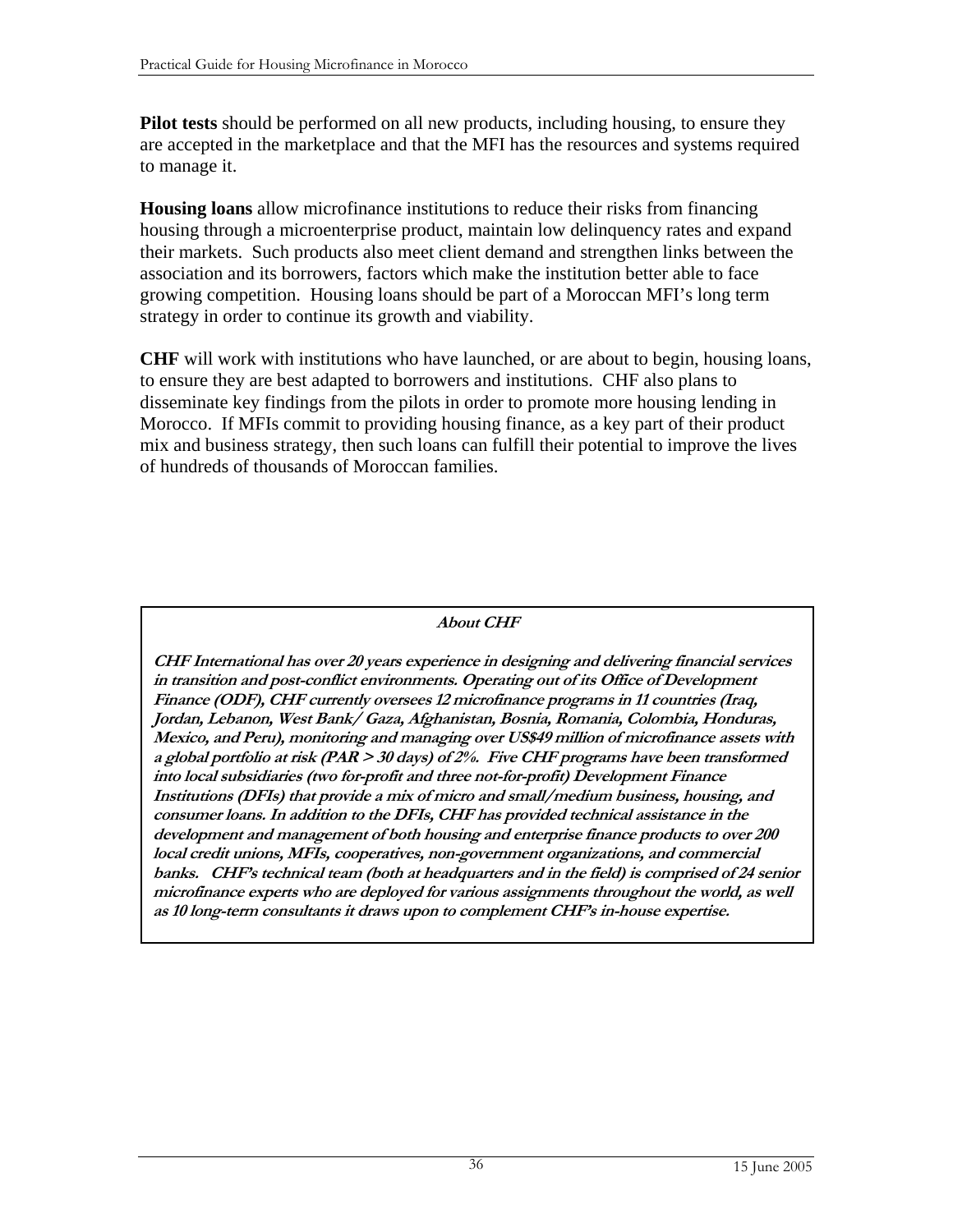**Pilot tests** should be performed on all new products, including housing, to ensure they are accepted in the marketplace and that the MFI has the resources and systems required to manage it.

**Housing loans** allow microfinance institutions to reduce their risks from financing housing through a microenterprise product, maintain low delinquency rates and expand their markets. Such products also meet client demand and strengthen links between the association and its borrowers, factors which make the institution better able to face growing competition. Housing loans should be part of a Moroccan MFI's long term strategy in order to continue its growth and viability.

**CHF** will work with institutions who have launched, or are about to begin, housing loans, to ensure they are best adapted to borrowers and institutions. CHF also plans to disseminate key findings from the pilots in order to promote more housing lending in Morocco. If MFIs commit to providing housing finance, as a key part of their product mix and business strategy, then such loans can fulfill their potential to improve the lives of hundreds of thousands of Moroccan families.

***About CHF***

***CHF International has over 20 years experience in designing and delivering financial services in transition and post-conflict environments. Operating out of its Office of Development Finance (ODF), CHF currently oversees 12 microfinance programs in 11 countries (Iraq, Jordan, Lebanon, West Bank/ Gaza, Afghanistan, Bosnia, Romania, Colombia, Honduras, Mexico, and Peru), monitoring and managing over US$49 million of microfinance assets with a global portfolio at risk (PAR > 30 days) of 2%. Five CHF programs have been transformed into local subsidiaries (two for-profit and three not-for-profit) Development Finance Institutions (DFIs) that provide a mix of micro and small/medium business, housing, and consumer loans. In addition to the DFIs, CHF has provided technical assistance in the development and management of both housing and enterprise finance products to over 200 local credit unions, MFIs, cooperatives, non-government organizations, and commercial banks. CHF's technical team (both at headquarters and in the field) is comprised of 24 senior microfinance experts who are deployed for various assignments throughout the world, as well as 10 long-term consultants it draws upon to complement CHF's in-house expertise.***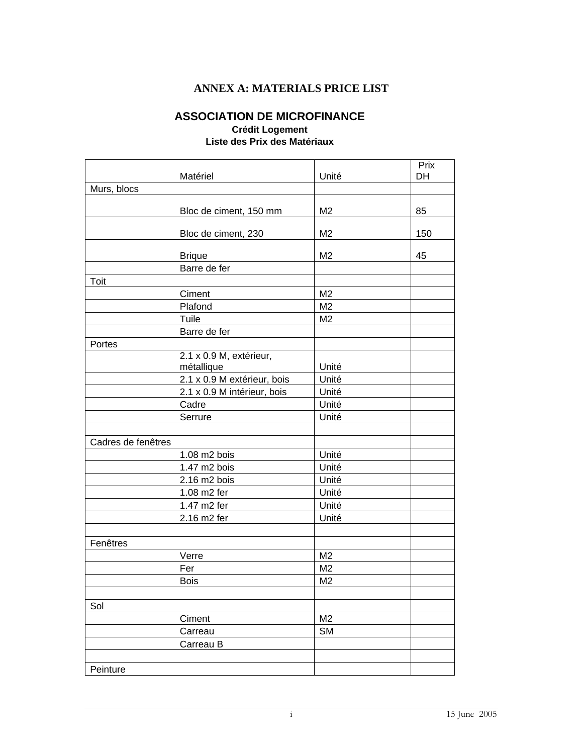# ANNEX A: MATERIALS PRICE LIST

## ASSOCIATION DE MICROFINANCE

**Crédit Logement**

**Liste des Prix des Matériaux**

| | Matériel | Unité | Prix DH |
|---|---|---|---|
| Murs, blocs | | | |
| | Bloc de ciment, 150 mm | M2 | 85 |
| | Bloc de ciment, 230 | M2 | 150 |
| | Brique | M2 | 45 |
| | Barre de fer | | |
| Toit | | | |
| | Ciment | M2 | |
| | Plafond | M2 | |
| | Tuile | M2 | |
| | Barre de fer | | |
| Portes | | | |
| | 2.1 x 0.9 M, extérieur, métallique | Unité | |
| | 2.1 x 0.9 M extérieur, bois | Unité | |
| | 2.1 x 0.9 M intérieur, bois | Unité | |
| | Cadre | Unité | |
| | Serrure | Unité | |
| | | | |
| Cadres de fenêtres | | | |
| | 1.08 m2 bois | Unité | |
| | 1.47 m2 bois | Unité | |
| | 2.16 m2 bois | Unité | |
| | 1.08 m2 fer | Unité | |
| | 1.47 m2 fer | Unité | |
| | 2.16 m2 fer | Unité | |
| | | | |
| Fenêtres | | | |
| | Verre | M2 | |
| | Fer | M2 | |
| | Bois | M2 | |
| | | | |
| Sol | | | |
| | Ciment | M2 | |
| | Carreau | SM | |
| | Carreau B | | |
| | | | |
| Peinture | | | |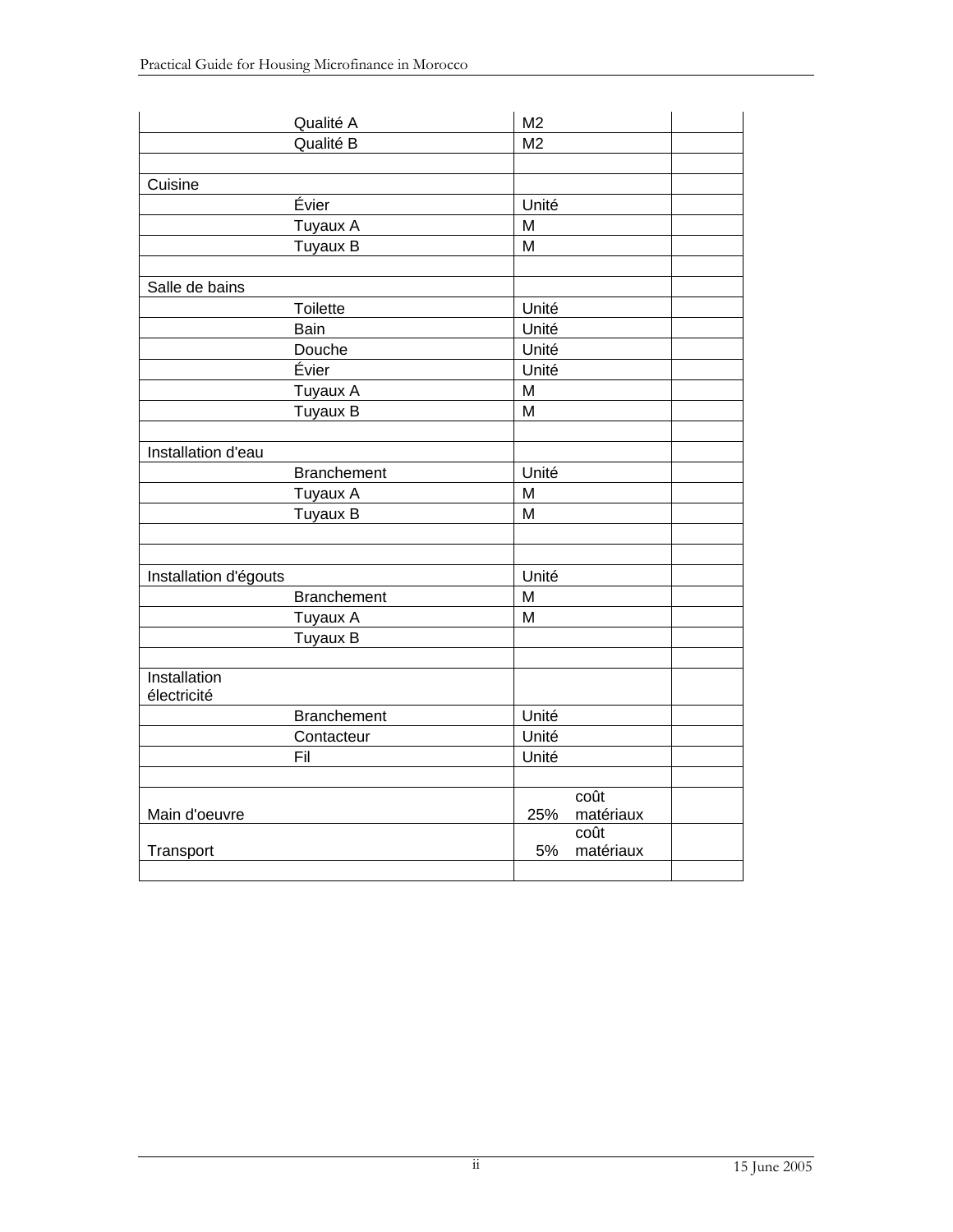| | | |
|---|---|---|
| Qualité A | M2 | |
| Qualité B | M2 | |
| | | |
| Cuisine | | |
| Évier | Unité | |
| Tuyaux A | M | |
| Tuyaux B | M | |
| | | |
| Salle de bains | | |
| Toilette | Unité | |
| Bain | Unité | |
| Douche | Unité | |
| Évier | Unité | |
| Tuyaux A | M | |
| Tuyaux B | M | |
| | | |
| Installation d'eau | | |
| Branchement | Unité | |
| Tuyaux A | M | |
| Tuyaux B | M | |
| | | |
| | | |
| Installation d'égouts | Unité | |
| Branchement | M | |
| Tuyaux A | M | |
| Tuyaux B | | |
| | | |
| Installation électricité | | |
| Branchement | Unité | |
| Contacteur | Unité | |
| Fil | Unité | |
| | | |
| Main d'oeuvre | 25% coût matériaux | |
| Transport | 5% coût matériaux | |
| | | |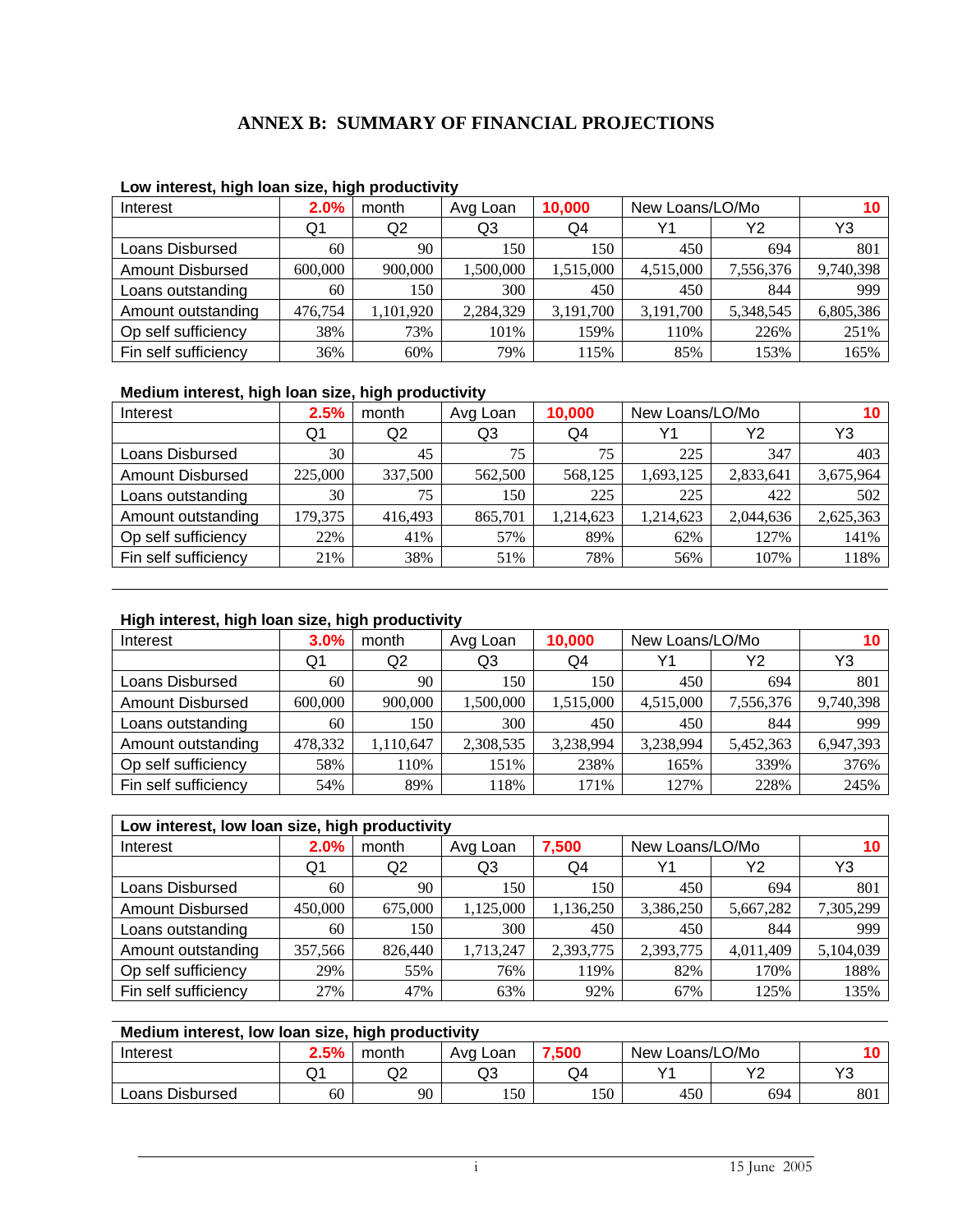# ANNEX B: SUMMARY OF FINANCIAL PROJECTIONS

**Low interest, high loan size, high productivity**

| Interest | 2.0% | month | Avg Loan | 10,000 | New Loans/LO/Mo | | 10 |
|---|---|---|---|---|---|---|---|
| | Q1 | Q2 | Q3 | Q4 | Y1 | Y2 | Y3 |
| Loans Disbursed | 60 | 90 | 150 | 150 | 450 | 694 | 801 |
| Amount Disbursed | 600,000 | 900,000 | 1,500,000 | 1,515,000 | 4,515,000 | 7,556,376 | 9,740,398 |
| Loans outstanding | 60 | 150 | 300 | 450 | 450 | 844 | 999 |
| Amount outstanding | 476,754 | 1,101,920 | 2,284,329 | 3,191,700 | 3,191,700 | 5,348,545 | 6,805,386 |
| Op self sufficiency | 38% | 73% | 101% | 159% | 110% | 226% | 251% |
| Fin self sufficiency | 36% | 60% | 79% | 115% | 85% | 153% | 165% |

**Medium interest, high loan size, high productivity**

| Interest | 2.5% | month | Avg Loan | 10,000 | New Loans/LO/Mo | | 10 |
|---|---|---|---|---|---|---|---|
| | Q1 | Q2 | Q3 | Q4 | Y1 | Y2 | Y3 |
| Loans Disbursed | 30 | 45 | 75 | 75 | 225 | 347 | 403 |
| Amount Disbursed | 225,000 | 337,500 | 562,500 | 568,125 | 1,693,125 | 2,833,641 | 3,675,964 |
| Loans outstanding | 30 | 75 | 150 | 225 | 225 | 422 | 502 |
| Amount outstanding | 179,375 | 416,493 | 865,701 | 1,214,623 | 1,214,623 | 2,044,636 | 2,625,363 |
| Op self sufficiency | 22% | 41% | 57% | 89% | 62% | 127% | 141% |
| Fin self sufficiency | 21% | 38% | 51% | 78% | 56% | 107% | 118% |

**High interest, high loan size, high productivity**

| Interest | 3.0% | month | Avg Loan | 10,000 | New Loans/LO/Mo | | 10 |
|---|---|---|---|---|---|---|---|
| | Q1 | Q2 | Q3 | Q4 | Y1 | Y2 | Y3 |
| Loans Disbursed | 60 | 90 | 150 | 150 | 450 | 694 | 801 |
| Amount Disbursed | 600,000 | 900,000 | 1,500,000 | 1,515,000 | 4,515,000 | 7,556,376 | 9,740,398 |
| Loans outstanding | 60 | 150 | 300 | 450 | 450 | 844 | 999 |
| Amount outstanding | 478,332 | 1,110,647 | 2,308,535 | 3,238,994 | 3,238,994 | 5,452,363 | 6,947,393 |
| Op self sufficiency | 58% | 110% | 151% | 238% | 165% | 339% | 376% |
| Fin self sufficiency | 54% | 89% | 118% | 171% | 127% | 228% | 245% |

**Low interest, low loan size, high productivity**

| Interest | 2.0% | month | Avg Loan | 7,500 | New Loans/LO/Mo | | 10 |
|---|---|---|---|---|---|---|---|
| | Q1 | Q2 | Q3 | Q4 | Y1 | Y2 | Y3 |
| Loans Disbursed | 60 | 90 | 150 | 150 | 450 | 694 | 801 |
| Amount Disbursed | 450,000 | 675,000 | 1,125,000 | 1,136,250 | 3,386,250 | 5,667,282 | 7,305,299 |
| Loans outstanding | 60 | 150 | 300 | 450 | 450 | 844 | 999 |
| Amount outstanding | 357,566 | 826,440 | 1,713,247 | 2,393,775 | 2,393,775 | 4,011,409 | 5,104,039 |
| Op self sufficiency | 29% | 55% | 76% | 119% | 82% | 170% | 188% |
| Fin self sufficiency | 27% | 47% | 63% | 92% | 67% | 125% | 135% |

**Medium interest, low loan size, high productivity**

| Interest | 2.5% | month | Avg Loan | 7,500 | New Loans/LO/Mo | | 10 |
|---|---|---|---|---|---|---|---|
| | Q1 | Q2 | Q3 | Q4 | Y1 | Y2 | Y3 |
| Loans Disbursed | 60 | 90 | 150 | 150 | 450 | 694 | 801 |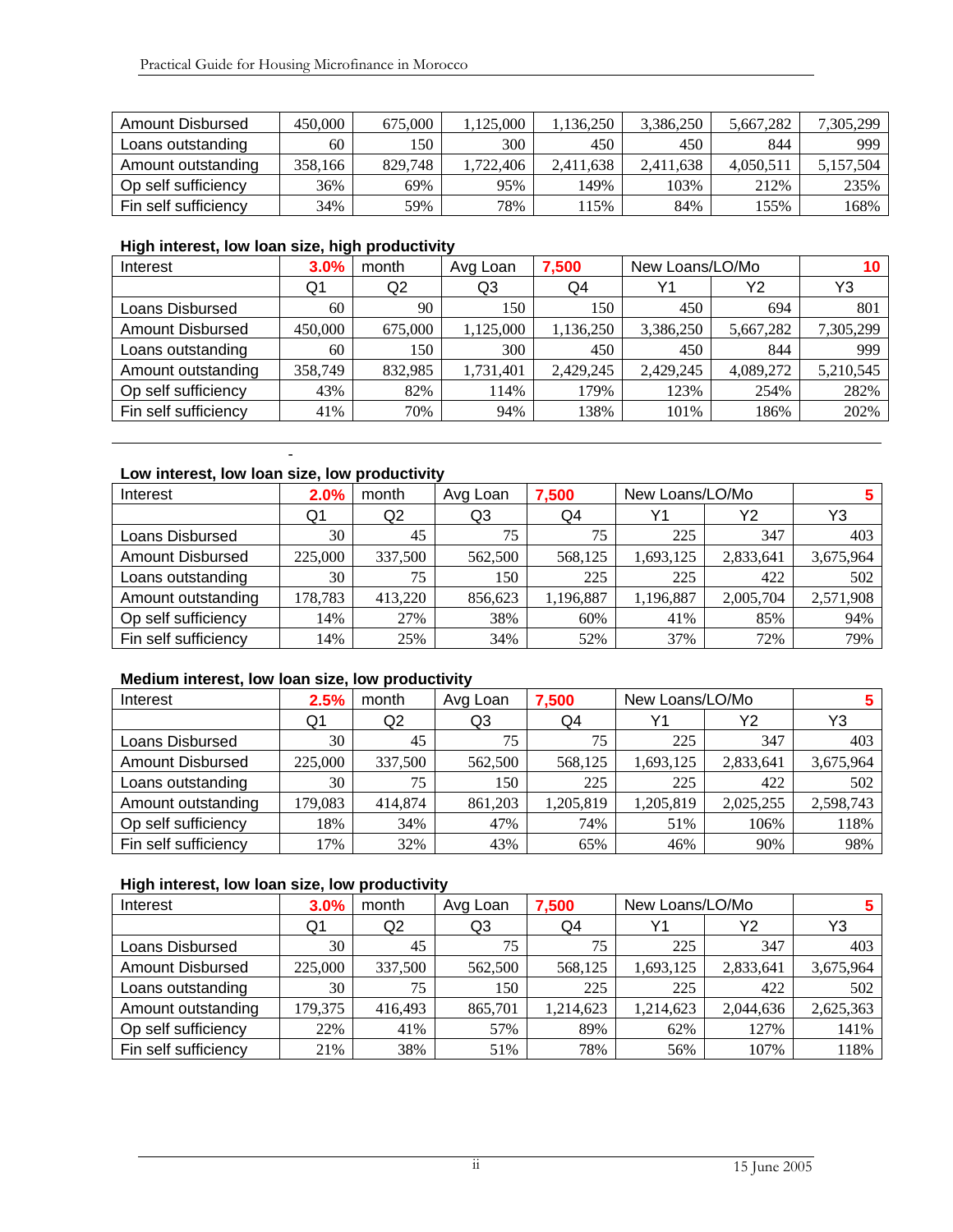| | | | | | | | |
|---|---|---|---|---|---|---|---|
| Amount Disbursed | 450,000 | 675,000 | 1,125,000 | 1,136,250 | 3,386,250 | 5,667,282 | 7,305,299 |
| Loans outstanding | 60 | 150 | 300 | 450 | 450 | 844 | 999 |
| Amount outstanding | 358,166 | 829,748 | 1,722,406 | 2,411,638 | 2,411,638 | 4,050,511 | 5,157,504 |
| Op self sufficiency | 36% | 69% | 95% | 149% | 103% | 212% | 235% |
| Fin self sufficiency | 34% | 59% | 78% | 115% | 84% | 155% | 168% |

**High interest, low loan size, high productivity**

| Interest | 3.0% | month | Avg Loan | 7,500 | New Loans/LO/Mo | | 10 |
|---|---|---|---|---|---|---|---|
| | Q1 | Q2 | Q3 | Q4 | Y1 | Y2 | Y3 |
| Loans Disbursed | 60 | 90 | 150 | 150 | 450 | 694 | 801 |
| Amount Disbursed | 450,000 | 675,000 | 1,125,000 | 1,136,250 | 3,386,250 | 5,667,282 | 7,305,299 |
| Loans outstanding | 60 | 150 | 300 | 450 | 450 | 844 | 999 |
| Amount outstanding | 358,749 | 832,985 | 1,731,401 | 2,429,245 | 2,429,245 | 4,089,272 | 5,210,545 |
| Op self sufficiency | 43% | 82% | 114% | 179% | 123% | 254% | 282% |
| Fin self sufficiency | 41% | 70% | 94% | 138% | 101% | 186% | 202% |

**Low interest, low loan size, low productivity**

| Interest | 2.0% | month | Avg Loan | 7,500 | New Loans/LO/Mo | | 5 |
|---|---|---|---|---|---|---|---|
| | Q1 | Q2 | Q3 | Q4 | Y1 | Y2 | Y3 |
| Loans Disbursed | 30 | 45 | 75 | 75 | 225 | 347 | 403 |
| Amount Disbursed | 225,000 | 337,500 | 562,500 | 568,125 | 1,693,125 | 2,833,641 | 3,675,964 |
| Loans outstanding | 30 | 75 | 150 | 225 | 225 | 422 | 502 |
| Amount outstanding | 178,783 | 413,220 | 856,623 | 1,196,887 | 1,196,887 | 2,005,704 | 2,571,908 |
| Op self sufficiency | 14% | 27% | 38% | 60% | 41% | 85% | 94% |
| Fin self sufficiency | 14% | 25% | 34% | 52% | 37% | 72% | 79% |

**Medium interest, low loan size, low productivity**

| Interest | 2.5% | month | Avg Loan | 7,500 | New Loans/LO/Mo | | 5 |
|---|---|---|---|---|---|---|---|
| | Q1 | Q2 | Q3 | Q4 | Y1 | Y2 | Y3 |
| Loans Disbursed | 30 | 45 | 75 | 75 | 225 | 347 | 403 |
| Amount Disbursed | 225,000 | 337,500 | 562,500 | 568,125 | 1,693,125 | 2,833,641 | 3,675,964 |
| Loans outstanding | 30 | 75 | 150 | 225 | 225 | 422 | 502 |
| Amount outstanding | 179,083 | 414,874 | 861,203 | 1,205,819 | 1,205,819 | 2,025,255 | 2,598,743 |
| Op self sufficiency | 18% | 34% | 47% | 74% | 51% | 106% | 118% |
| Fin self sufficiency | 17% | 32% | 43% | 65% | 46% | 90% | 98% |

**High interest, low loan size, low productivity**

| Interest | 3.0% | month | Avg Loan | 7,500 | New Loans/LO/Mo | | 5 |
|---|---|---|---|---|---|---|---|
| | Q1 | Q2 | Q3 | Q4 | Y1 | Y2 | Y3 |
| Loans Disbursed | 30 | 45 | 75 | 75 | 225 | 347 | 403 |
| Amount Disbursed | 225,000 | 337,500 | 562,500 | 568,125 | 1,693,125 | 2,833,641 | 3,675,964 |
| Loans outstanding | 30 | 75 | 150 | 225 | 225 | 422 | 502 |
| Amount outstanding | 179,375 | 416,493 | 865,701 | 1,214,623 | 1,214,623 | 2,044,636 | 2,625,363 |
| Op self sufficiency | 22% | 41% | 57% | 89% | 62% | 127% | 141% |
| Fin self sufficiency | 21% | 38% | 51% | 78% | 56% | 107% | 118% |